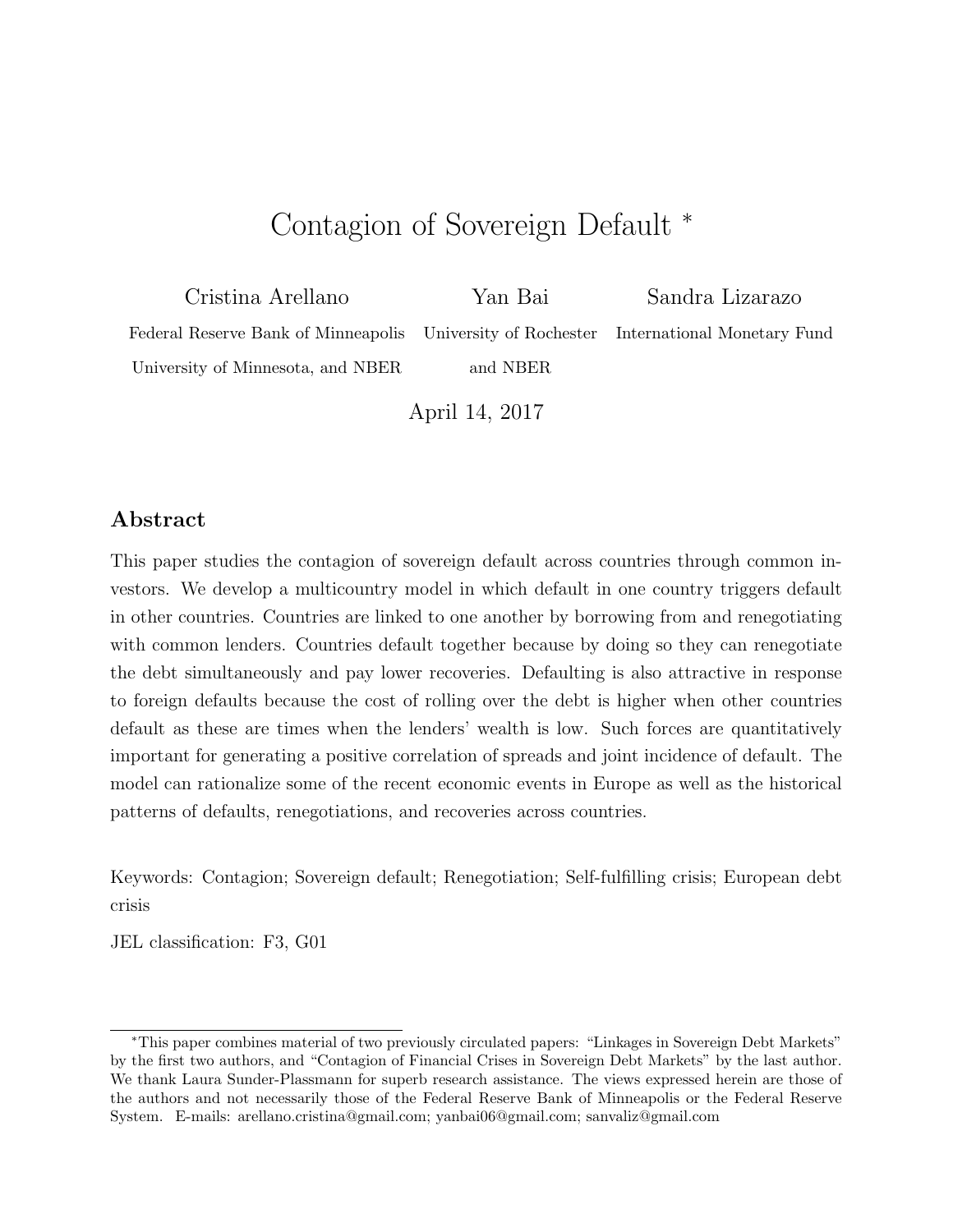# Contagion of Sovereign Default [*]

Cristina Arellano
Federal Reserve Bank of Minneapolis
University of Minnesota, and NBER

Yan Bai
University of Rochester
and NBER

Sandra Lizarazo
International Monetary Fund

April 14, 2017

## Abstract

This paper studies the contagion of sovereign default across countries through common investors. We develop a multicountry model in which default in one country triggers default in other countries. Countries are linked to one another by borrowing from and renegotiating with common lenders. Countries default together because by doing so they can renegotiate the debt simultaneously and pay lower recoveries. Defaulting is also attractive in response to foreign defaults because the cost of rolling over the debt is higher when other countries default as these are times when the lenders' wealth is low. Such forces are quantitatively important for generating a positive correlation of spreads and joint incidence of default. The model can rationalize some of the recent economic events in Europe as well as the historical patterns of defaults, renegotiations, and recoveries across countries.

Keywords: Contagion; Sovereign default; Renegotiation; Self-fulfilling crisis; European debt crisis

JEL classification: F3, G01

[*]This paper combines material of two previously circulated papers: "Linkages in Sovereign Debt Markets" by the first two authors, and "Contagion of Financial Crises in Sovereign Debt Markets" by the last author. We thank Laura Sunder-Plassmann for superb research assistance. The views expressed herein are those of the authors and not necessarily those of the Federal Reserve Bank of Minneapolis or the Federal Reserve System. E-mails: arellano.cristina@gmail.com; yanbai06@gmail.com; sanvaliz@gmail.com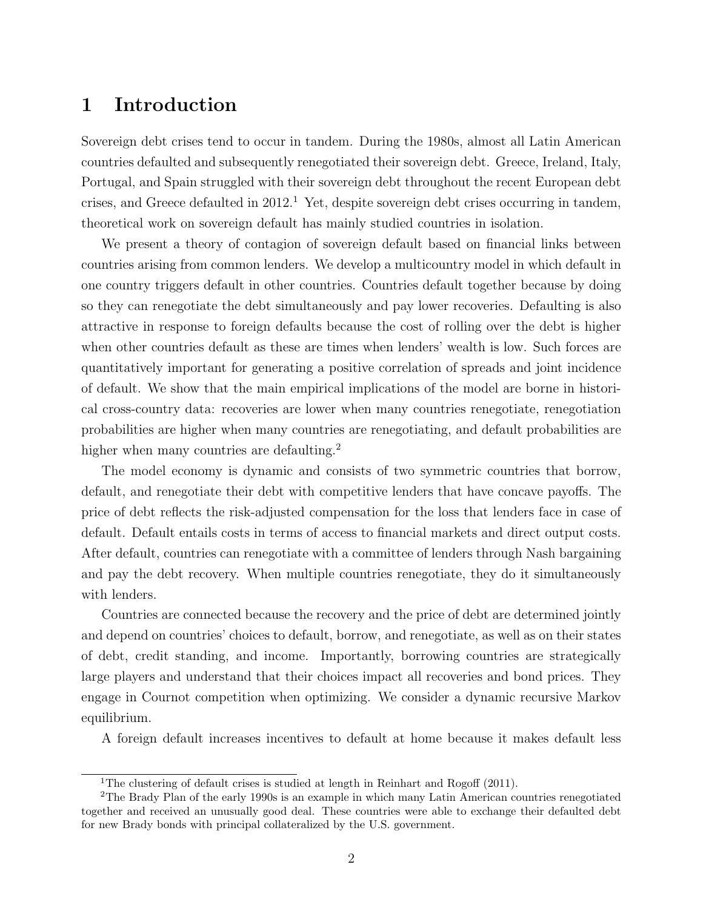# 1 Introduction

Sovereign debt crises tend to occur in tandem. During the 1980s, almost all Latin American countries defaulted and subsequently renegotiated their sovereign debt. Greece, Ireland, Italy, Portugal, and Spain struggled with their sovereign debt throughout the recent European debt crises, and Greece defaulted in 2012.[1] Yet, despite sovereign debt crises occurring in tandem, theoretical work on sovereign default has mainly studied countries in isolation.

We present a theory of contagion of sovereign default based on financial links between countries arising from common lenders. We develop a multicountry model in which default in one country triggers default in other countries. Countries default together because by doing so they can renegotiate the debt simultaneously and pay lower recoveries. Defaulting is also attractive in response to foreign defaults because the cost of rolling over the debt is higher when other countries default as these are times when lenders' wealth is low. Such forces are quantitatively important for generating a positive correlation of spreads and joint incidence of default. We show that the main empirical implications of the model are borne in historical cross-country data: recoveries are lower when many countries renegotiate, renegotiation probabilities are higher when many countries are renegotiating, and default probabilities are higher when many countries are defaulting.[2]

The model economy is dynamic and consists of two symmetric countries that borrow, default, and renegotiate their debt with competitive lenders that have concave payoffs. The price of debt reflects the risk-adjusted compensation for the loss that lenders face in case of default. Default entails costs in terms of access to financial markets and direct output costs. After default, countries can renegotiate with a committee of lenders through Nash bargaining and pay the debt recovery. When multiple countries renegotiate, they do it simultaneously with lenders.

Countries are connected because the recovery and the price of debt are determined jointly and depend on countries' choices to default, borrow, and renegotiate, as well as on their states of debt, credit standing, and income. Importantly, borrowing countries are strategically large players and understand that their choices impact all recoveries and bond prices. They engage in Cournot competition when optimizing. We consider a dynamic recursive Markov equilibrium.

A foreign default increases incentives to default at home because it makes default less

[1] The clustering of default crises is studied at length in Reinhart and Rogoff (2011).

[2] The Brady Plan of the early 1990s is an example in which many Latin American countries renegotiated together and received an unusually good deal. These countries were able to exchange their defaulted debt for new Brady bonds with principal collateralized by the U.S. government.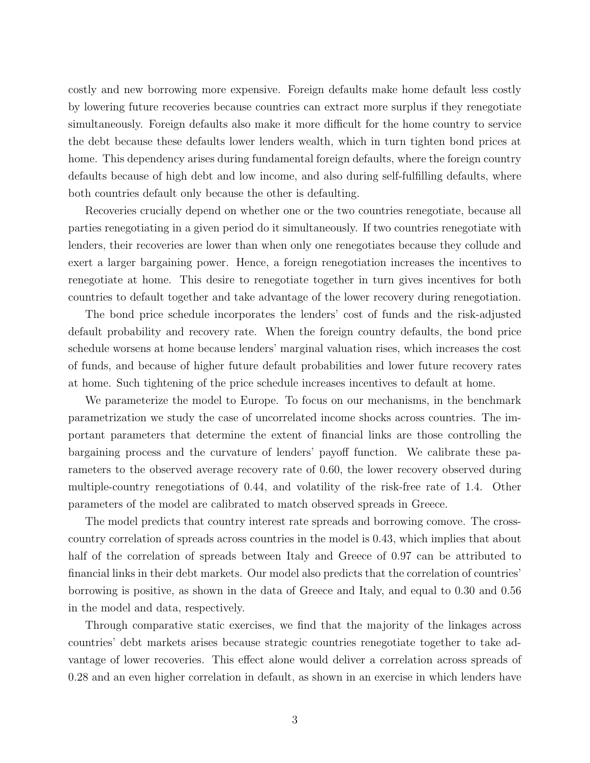costly and new borrowing more expensive. Foreign defaults make home default less costly by lowering future recoveries because countries can extract more surplus if they renegotiate simultaneously. Foreign defaults also make it more difficult for the home country to service the debt because these defaults lower lenders wealth, which in turn tighten bond prices at home. This dependency arises during fundamental foreign defaults, where the foreign country defaults because of high debt and low income, and also during self-fulfilling defaults, where both countries default only because the other is defaulting.

Recoveries crucially depend on whether one or the two countries renegotiate, because all parties renegotiating in a given period do it simultaneously. If two countries renegotiate with lenders, their recoveries are lower than when only one renegotiates because they collude and exert a larger bargaining power. Hence, a foreign renegotiation increases the incentives to renegotiate at home. This desire to renegotiate together in turn gives incentives for both countries to default together and take advantage of the lower recovery during renegotiation.

The bond price schedule incorporates the lenders' cost of funds and the risk-adjusted default probability and recovery rate. When the foreign country defaults, the bond price schedule worsens at home because lenders' marginal valuation rises, which increases the cost of funds, and because of higher future default probabilities and lower future recovery rates at home. Such tightening of the price schedule increases incentives to default at home.

We parameterize the model to Europe. To focus on our mechanisms, in the benchmark parametrization we study the case of uncorrelated income shocks across countries. The important parameters that determine the extent of financial links are those controlling the bargaining process and the curvature of lenders' payoff function. We calibrate these parameters to the observed average recovery rate of 0.60, the lower recovery observed during multiple-country renegotiations of 0.44, and volatility of the risk-free rate of 1.4. Other parameters of the model are calibrated to match observed spreads in Greece.

The model predicts that country interest rate spreads and borrowing comove. The cross-country correlation of spreads across countries in the model is 0.43, which implies that about half of the correlation of spreads between Italy and Greece of 0.97 can be attributed to financial links in their debt markets. Our model also predicts that the correlation of countries' borrowing is positive, as shown in the data of Greece and Italy, and equal to 0.30 and 0.56 in the model and data, respectively.

Through comparative static exercises, we find that the majority of the linkages across countries' debt markets arises because strategic countries renegotiate together to take advantage of lower recoveries. This effect alone would deliver a correlation across spreads of 0.28 and an even higher correlation in default, as shown in an exercise in which lenders have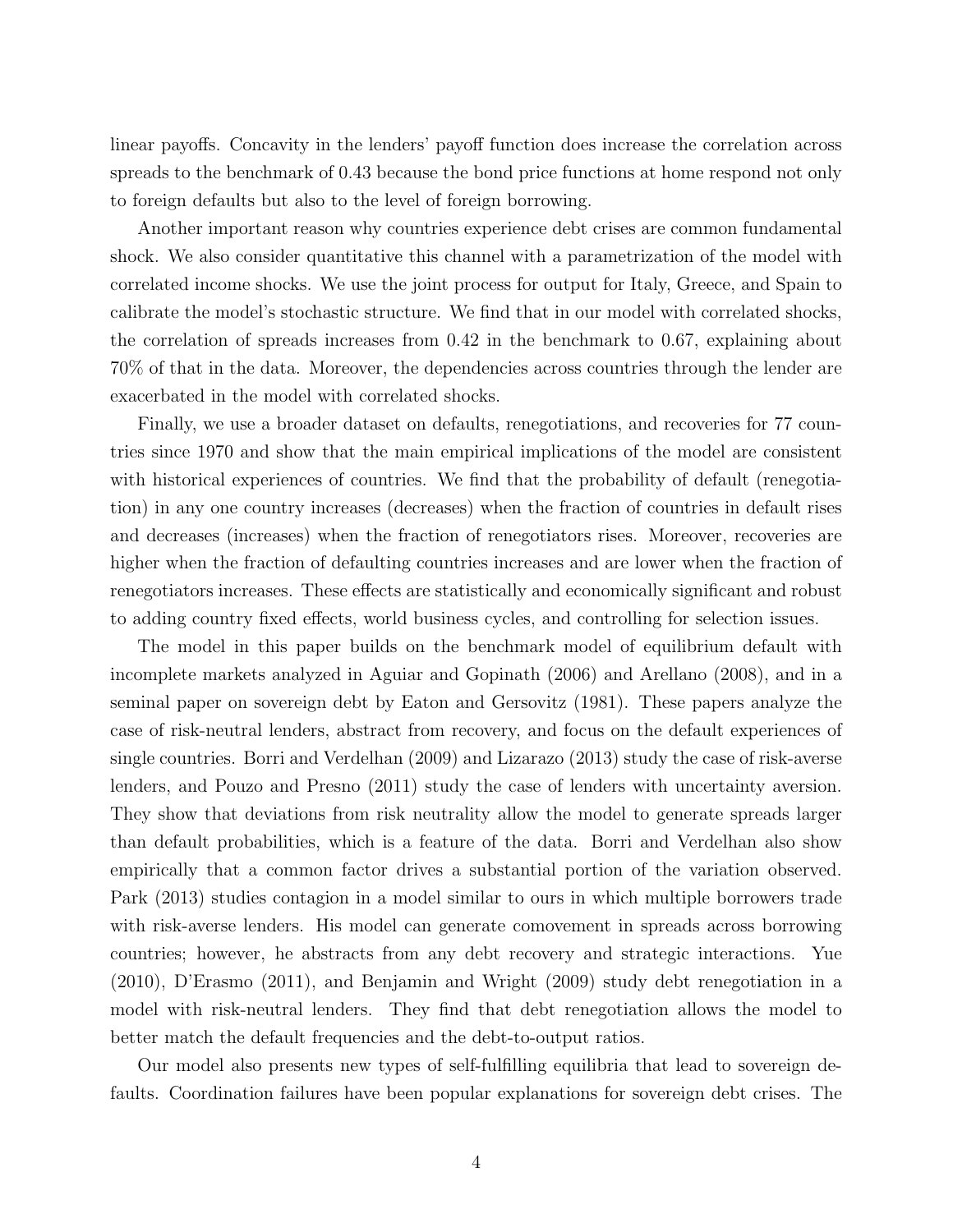linear payoffs. Concavity in the lenders' payoff function does increase the correlation across spreads to the benchmark of 0.43 because the bond price functions at home respond not only to foreign defaults but also to the level of foreign borrowing.

Another important reason why countries experience debt crises are common fundamental shock. We also consider quantitative this channel with a parametrization of the model with correlated income shocks. We use the joint process for output for Italy, Greece, and Spain to calibrate the model's stochastic structure. We find that in our model with correlated shocks, the correlation of spreads increases from 0.42 in the benchmark to 0.67, explaining about 70% of that in the data. Moreover, the dependencies across countries through the lender are exacerbated in the model with correlated shocks.

Finally, we use a broader dataset on defaults, renegotiations, and recoveries for 77 countries since 1970 and show that the main empirical implications of the model are consistent with historical experiences of countries. We find that the probability of default (renegotiation) in any one country increases (decreases) when the fraction of countries in default rises and decreases (increases) when the fraction of renegotiators rises. Moreover, recoveries are higher when the fraction of defaulting countries increases and are lower when the fraction of renegotiators increases. These effects are statistically and economically significant and robust to adding country fixed effects, world business cycles, and controlling for selection issues.

The model in this paper builds on the benchmark model of equilibrium default with incomplete markets analyzed in Aguiar and Gopinath (2006) and Arellano (2008), and in a seminal paper on sovereign debt by Eaton and Gersovitz (1981). These papers analyze the case of risk-neutral lenders, abstract from recovery, and focus on the default experiences of single countries. Borri and Verdelhan (2009) and Lizarazo (2013) study the case of risk-averse lenders, and Pouzo and Presno (2011) study the case of lenders with uncertainty aversion. They show that deviations from risk neutrality allow the model to generate spreads larger than default probabilities, which is a feature of the data. Borri and Verdelhan also show empirically that a common factor drives a substantial portion of the variation observed. Park (2013) studies contagion in a model similar to ours in which multiple borrowers trade with risk-averse lenders. His model can generate comovement in spreads across borrowing countries; however, he abstracts from any debt recovery and strategic interactions. Yue (2010), D'Erasmo (2011), and Benjamin and Wright (2009) study debt renegotiation in a model with risk-neutral lenders. They find that debt renegotiation allows the model to better match the default frequencies and the debt-to-output ratios.

Our model also presents new types of self-fulfilling equilibria that lead to sovereign defaults. Coordination failures have been popular explanations for sovereign debt crises. The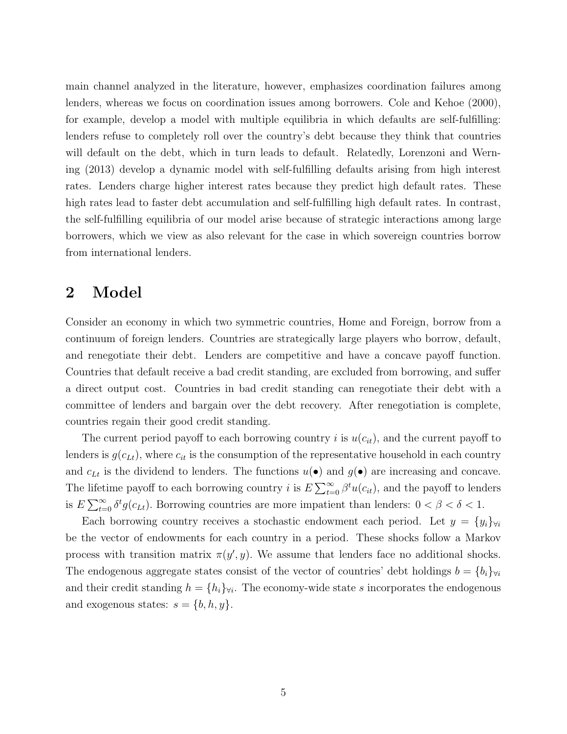main channel analyzed in the literature, however, emphasizes coordination failures among lenders, whereas we focus on coordination issues among borrowers. Cole and Kehoe (2000), for example, develop a model with multiple equilibria in which defaults are self-fulfilling: lenders refuse to completely roll over the country's debt because they think that countries will default on the debt, which in turn leads to default. Relatedly, Lorenzoni and Werning (2013) develop a dynamic model with self-fulfilling defaults arising from high interest rates. Lenders charge higher interest rates because they predict high default rates. These high rates lead to faster debt accumulation and self-fulfilling high default rates. In contrast, the self-fulfilling equilibria of our model arise because of strategic interactions among large borrowers, which we view as also relevant for the case in which sovereign countries borrow from international lenders.

# 2 Model

Consider an economy in which two symmetric countries, Home and Foreign, borrow from a continuum of foreign lenders. Countries are strategically large players who borrow, default, and renegotiate their debt. Lenders are competitive and have a concave payoff function. Countries that default receive a bad credit standing, are excluded from borrowing, and suffer a direct output cost. Countries in bad credit standing can renegotiate their debt with a committee of lenders and bargain over the debt recovery. After renegotiation is complete, countries regain their good credit standing.

The current period payoff to each borrowing country $i$ is $u(c_{it})$, and the current payoff to lenders is $g(c_{Lt})$, where $c_{it}$ is the consumption of the representative household in each country and $c_{Lt}$ is the dividend to lenders. The functions $u(\bullet)$ and $g(\bullet)$ are increasing and concave. The lifetime payoff to each borrowing country $i$ is $E\sum_{t=0}^{\infty}\beta^t u(c_{it})$, and the payoff to lenders is $E\sum_{t=0}^{\infty}\delta^t g(c_{Lt})$. Borrowing countries are more impatient than lenders: $0 < \beta < \delta < 1$.

Each borrowing country receives a stochastic endowment each period. Let $y = \{y_i\}_{\forall i}$ be the vector of endowments for each country in a period. These shocks follow a Markov process with transition matrix $\pi(y', y)$. We assume that lenders face no additional shocks. The endogenous aggregate states consist of the vector of countries' debt holdings $b = \{b_i\}_{\forall i}$ and their credit standing $h = \{h_i\}_{\forall i}$. The economy-wide state $s$ incorporates the endogenous and exogenous states: $s = \{b, h, y\}$.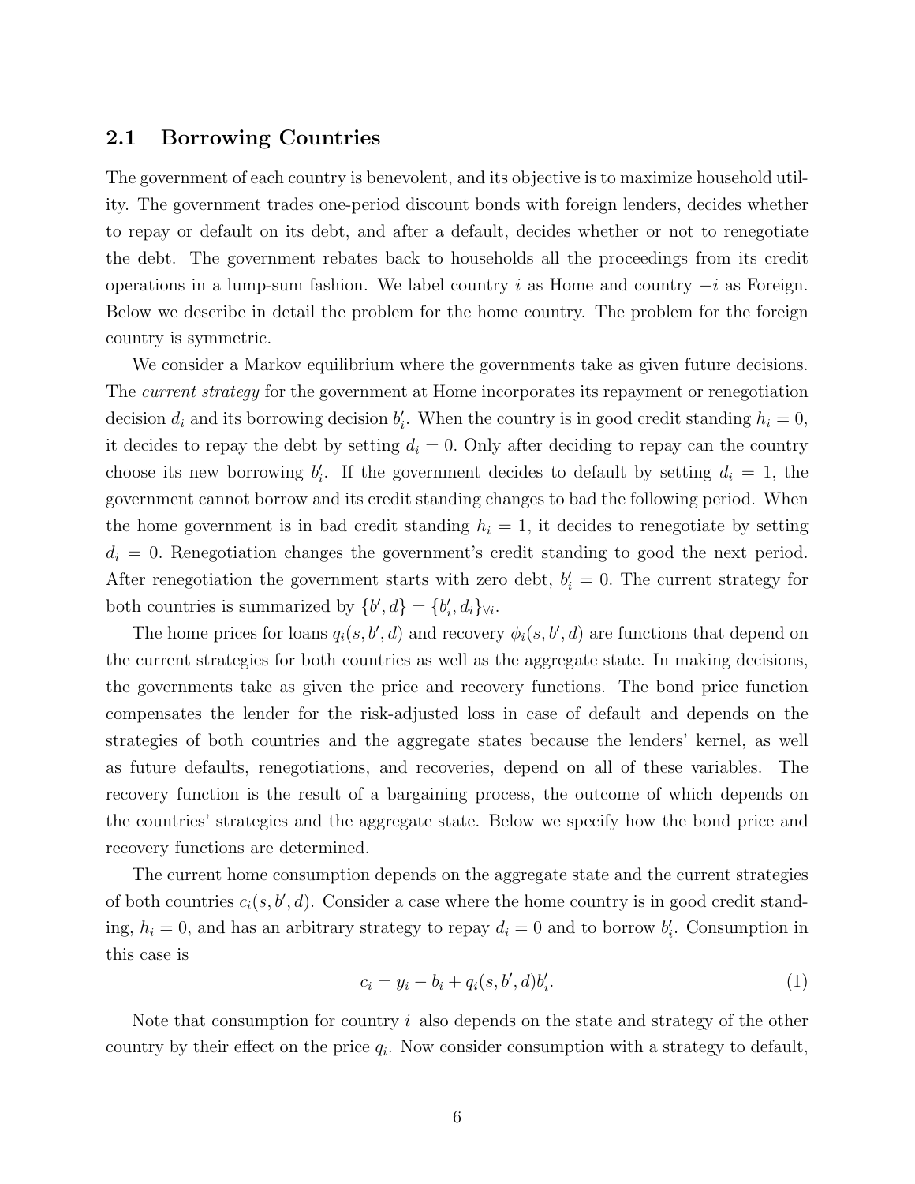## 2.1 Borrowing Countries

The government of each country is benevolent, and its objective is to maximize household utility. The government trades one-period discount bonds with foreign lenders, decides whether to repay or default on its debt, and after a default, decides whether or not to renegotiate the debt. The government rebates back to households all the proceedings from its credit operations in a lump-sum fashion. We label country $i$ as Home and country $-i$ as Foreign. Below we describe in detail the problem for the home country. The problem for the foreign country is symmetric.

We consider a Markov equilibrium where the governments take as given future decisions. The *current strategy* for the government at Home incorporates its repayment or renegotiation decision $d_i$ and its borrowing decision $b_i'$. When the country is in good credit standing $h_i = 0$, it decides to repay the debt by setting $d_i = 0$. Only after deciding to repay can the country choose its new borrowing $b_i'$. If the government decides to default by setting $d_i = 1$, the government cannot borrow and its credit standing changes to bad the following period. When the home government is in bad credit standing $h_i = 1$, it decides to renegotiate by setting $d_i = 0$. Renegotiation changes the government's credit standing to good the next period. After renegotiation the government starts with zero debt, $b_i' = 0$. The current strategy for both countries is summarized by $\{b', d\} = \{b_i', d_i\}_{\forall i}$.

The home prices for loans $q_i(s, b', d)$ and recovery $\phi_i(s, b', d)$ are functions that depend on the current strategies for both countries as well as the aggregate state. In making decisions, the governments take as given the price and recovery functions. The bond price function compensates the lender for the risk-adjusted loss in case of default and depends on the strategies of both countries and the aggregate states because the lenders' kernel, as well as future defaults, renegotiations, and recoveries, depend on all of these variables. The recovery function is the result of a bargaining process, the outcome of which depends on the countries' strategies and the aggregate state. Below we specify how the bond price and recovery functions are determined.

The current home consumption depends on the aggregate state and the current strategies of both countries $c_i(s, b', d)$. Consider a case where the home country is in good credit standing, $h_i = 0$, and has an arbitrary strategy to repay $d_i = 0$ and to borrow $b_i'$. Consumption in this case is

$$c_i = y_i - b_i + q_i(s, b', d)b_i'. \tag{1}$$

Note that consumption for country $i$ also depends on the state and strategy of the other country by their effect on the price $q_i$. Now consider consumption with a strategy to default,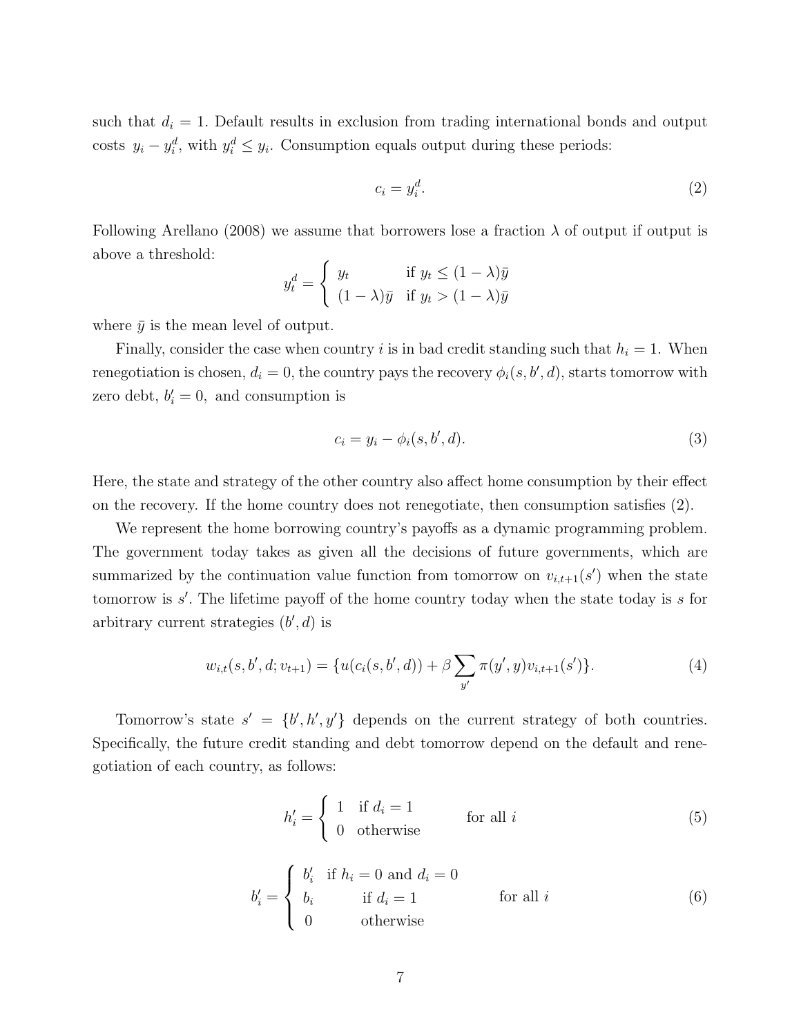such that $d_i = 1$. Default results in exclusion from trading international bonds and output costs $y_i - y_i^d$, with $y_i^d \leq y_i$. Consumption equals output during these periods:

$$c_i = y_i^d. \tag{2}$$

Following Arellano (2008) we assume that borrowers lose a fraction $\lambda$ of output if output is above a threshold:

$$y_t^d = \begin{cases} y_t & \text{if } y_t \leq (1-\lambda)\bar{y} \\ (1-\lambda)\bar{y} & \text{if } y_t > (1-\lambda)\bar{y} \end{cases}$$

where $\bar{y}$ is the mean level of output.

Finally, consider the case when country $i$ is in bad credit standing such that $h_i = 1$. When renegotiation is chosen, $d_i = 0$, the country pays the recovery $\phi_i(s, b', d)$, starts tomorrow with zero debt, $b_i' = 0$, and consumption is

$$c_i = y_i - \phi_i(s, b', d). \tag{3}$$

Here, the state and strategy of the other country also affect home consumption by their effect on the recovery. If the home country does not renegotiate, then consumption satisfies (2).

We represent the home borrowing country's payoffs as a dynamic programming problem. The government today takes as given all the decisions of future governments, which are summarized by the continuation value function from tomorrow on $v_{i,t+1}(s')$ when the state tomorrow is $s'$. The lifetime payoff of the home country today when the state today is $s$ for arbitrary current strategies $(b', d)$ is

$$w_{i,t}(s, b', d; v_{t+1}) = \{u(c_i(s, b', d)) + \beta \sum_{y'} \pi(y', y) v_{i,t+1}(s')\}. \tag{4}$$

Tomorrow's state $s' = \{b', h', y'\}$ depends on the current strategy of both countries. Specifically, the future credit standing and debt tomorrow depend on the default and renegotiation of each country, as follows:

$$h_i' = \begin{cases} 1 & \text{if } d_i = 1 \\ 0 & \text{otherwise} \end{cases} \qquad \text{for all } i \tag{5}$$

$$b_i' = \begin{cases} b_i' & \text{if } h_i = 0 \text{ and } d_i = 0 \\ b_i & \text{if } d_i = 1 \\ 0 & \text{otherwise} \end{cases} \qquad \text{for all } i \tag{6}$$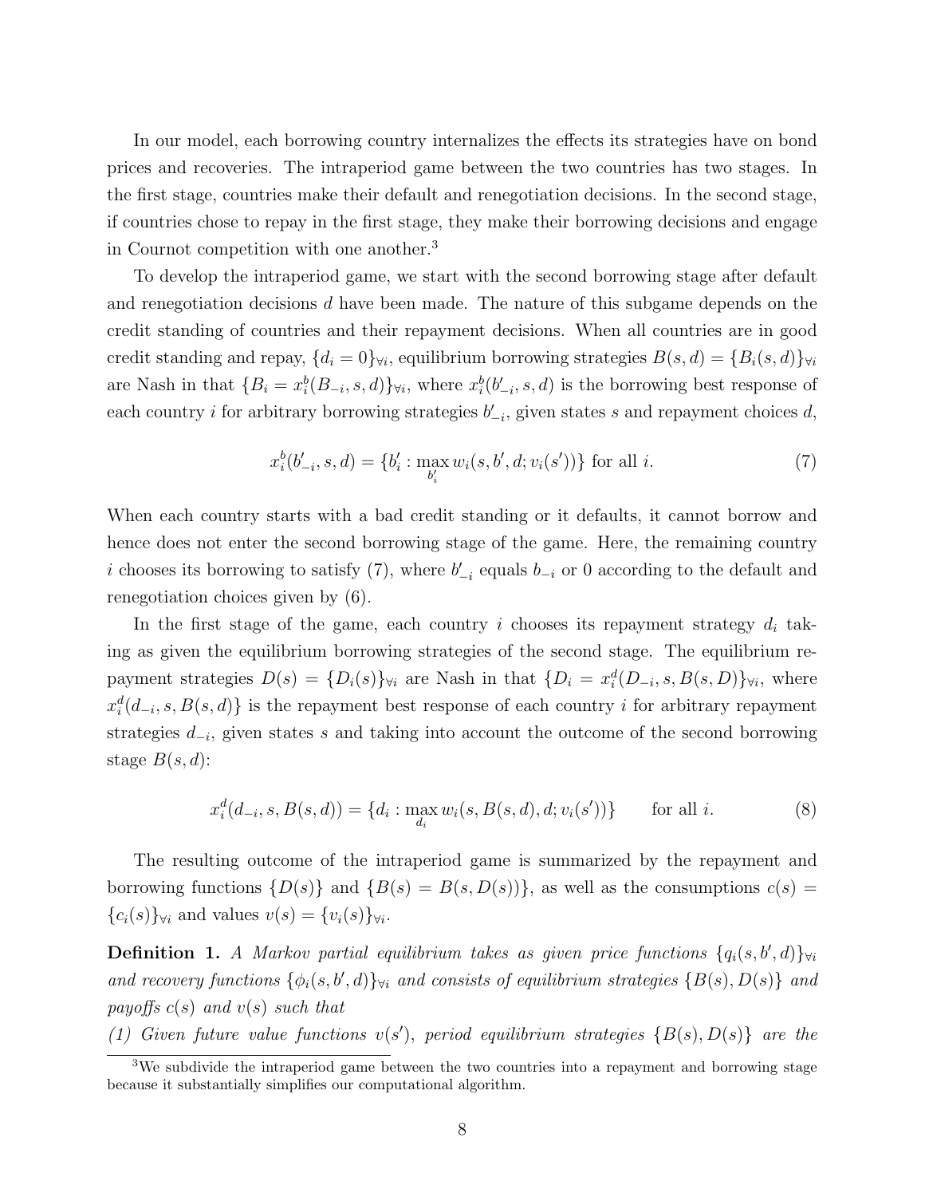In our model, each borrowing country internalizes the effects its strategies have on bond prices and recoveries. The intraperiod game between the two countries has two stages. In the first stage, countries make their default and renegotiation decisions. In the second stage, if countries chose to repay in the first stage, they make their borrowing decisions and engage in Cournot competition with one another.[3]

To develop the intraperiod game, we start with the second borrowing stage after default and renegotiation decisions $d$ have been made. The nature of this subgame depends on the credit standing of countries and their repayment decisions. When all countries are in good credit standing and repay, $\{d_i = 0\}_{\forall i}$, equilibrium borrowing strategies $B(s,d) = \{B_i(s,d)\}_{\forall i}$ are Nash in that $\{B_i = x_i^b(B_{-i}, s, d)\}_{\forall i}$, where $x_i^b(b'_{-i}, s, d)$ is the borrowing best response of each country $i$ for arbitrary borrowing strategies $b'_{-i}$, given states $s$ and repayment choices $d$,

$$x_i^b(b'_{-i}, s, d) = \{b'_i : \max_{b'_i} w_i(s, b', d; v_i(s'))\} \text{ for all } i. \tag{7}$$

When each country starts with a bad credit standing or it defaults, it cannot borrow and hence does not enter the second borrowing stage of the game. Here, the remaining country $i$ chooses its borrowing to satisfy (7), where $b'_{-i}$ equals $b_{-i}$ or 0 according to the default and renegotiation choices given by (6).

In the first stage of the game, each country $i$ chooses its repayment strategy $d_i$ taking as given the equilibrium borrowing strategies of the second stage. The equilibrium repayment strategies $D(s) = \{D_i(s)\}_{\forall i}$ are Nash in that $\{D_i = x_i^d(D_{-i}, s, B(s, D)\}_{\forall i}$, where $x_i^d(d_{-i}, s, B(s,d)\}$ is the repayment best response of each country $i$ for arbitrary repayment strategies $d_{-i}$, given states $s$ and taking into account the outcome of the second borrowing stage $B(s,d)$:

$$x_i^d(d_{-i}, s, B(s,d)) = \{d_i : \max_{d_i} w_i(s, B(s,d), d; v_i(s'))\} \qquad \text{for all } i. \tag{8}$$

The resulting outcome of the intraperiod game is summarized by the repayment and borrowing functions $\{D(s)\}$ and $\{B(s) = B(s, D(s))\}$, as well as the consumptions $c(s) = \{c_i(s)\}_{\forall i}$ and values $v(s) = \{v_i(s)\}_{\forall i}$.

**Definition 1.** *A Markov partial equilibrium takes as given price functions $\{q_i(s, b', d)\}_{\forall i}$ and recovery functions $\{\phi_i(s, b', d)\}_{\forall i}$ and consists of equilibrium strategies $\{B(s), D(s)\}$ and payoffs $c(s)$ and $v(s)$ such that*

*(1) Given future value functions $v(s')$, period equilibrium strategies $\{B(s), D(s)\}$ are the*

[3] We subdivide the intraperiod game between the two countries into a repayment and borrowing stage because it substantially simplifies our computational algorithm.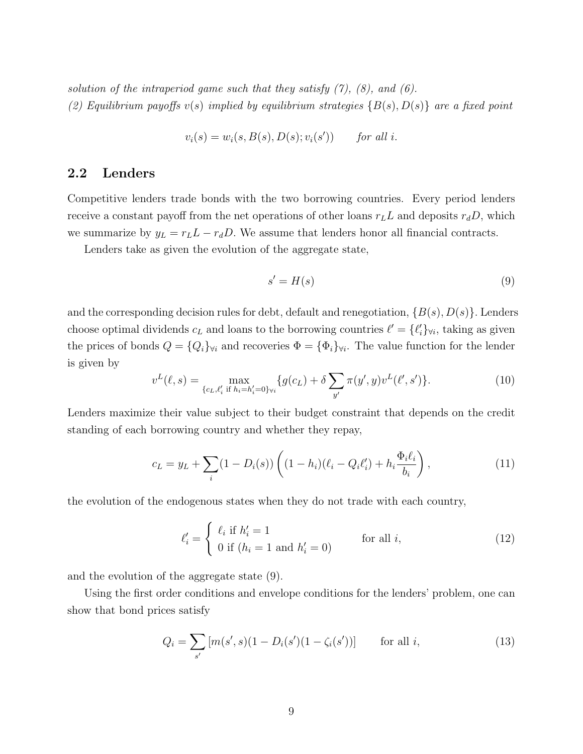*solution of the intraperiod game such that they satisfy (7), (8), and (6).*

*(2) Equilibrium payoffs $v(s)$ implied by equilibrium strategies $\{B(s), D(s)\}$ are a fixed point*

$$v_i(s) = w_i(s, B(s), D(s); v_i(s')) \qquad \textit{for all } i.$$

## 2.2 Lenders

Competitive lenders trade bonds with the two borrowing countries. Every period lenders receive a constant payoff from the net operations of other loans $r_L L$ and deposits $r_d D$, which we summarize by $y_L = r_L L - r_d D$. We assume that lenders honor all financial contracts.

Lenders take as given the evolution of the aggregate state,

$$s' = H(s) \tag{9}$$

and the corresponding decision rules for debt, default and renegotiation, $\{B(s), D(s)\}$. Lenders choose optimal dividends $c_L$ and loans to the borrowing countries $\ell' = \{\ell'_i\}_{\forall i}$, taking as given the prices of bonds $Q = \{Q_i\}_{\forall i}$ and recoveries $\Phi = \{\Phi_i\}_{\forall i}$. The value function for the lender is given by

$$v^L(\ell, s) = \max_{\{c_L, \ell'_i \text{ if } h_i = h'_i = 0\}_{\forall i}} \{g(c_L) + \delta \sum_{y'} \pi(y', y) v^L(\ell', s')\}. \tag{10}$$

Lenders maximize their value subject to their budget constraint that depends on the credit standing of each borrowing country and whether they repay,

$$c_L = y_L + \sum_i (1 - D_i(s)) \left( (1 - h_i)(\ell_i - Q_i \ell'_i) + h_i \frac{\Phi_i \ell_i}{b_i} \right), \tag{11}$$

the evolution of the endogenous states when they do not trade with each country,

$$\ell'_i = \begin{cases} \ell_i \text{ if } h'_i = 1 \\ 0 \text{ if } (h_i = 1 \text{ and } h'_i = 0) \end{cases} \qquad \text{for all } i, \tag{12}$$

and the evolution of the aggregate state (9).

Using the first order conditions and envelope conditions for the lenders' problem, one can show that bond prices satisfy

$$Q_i = \sum_{s'} \left[ m(s', s)(1 - D_i(s')(1 - \zeta_i(s')) \right] \qquad \text{for all } i, \tag{13}$$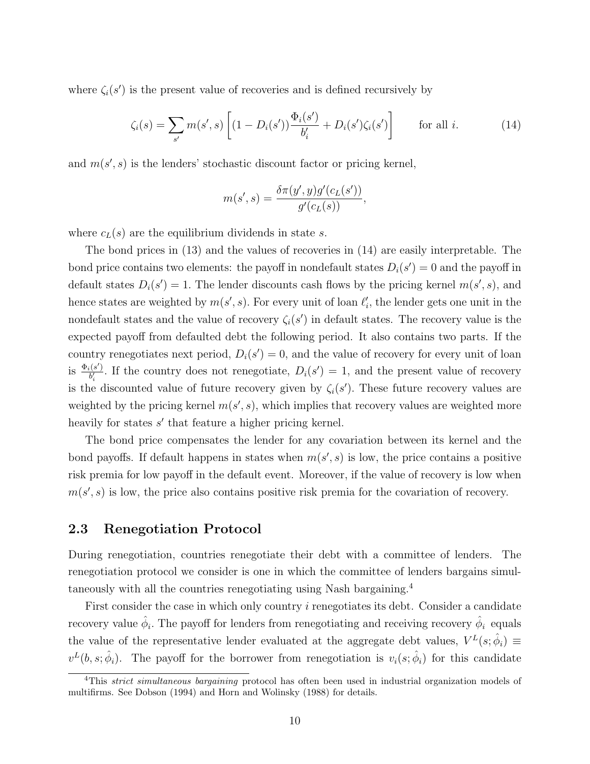where $\zeta_i(s')$ is the present value of recoveries and is defined recursively by

$$\zeta_i(s) = \sum_{s'} m(s', s) \left[ (1 - D_i(s')) \frac{\Phi_i(s')}{b_i'} + D_i(s') \zeta_i(s') \right] \qquad \text{for all } i. \tag{14}$$

and $m(s', s)$ is the lenders' stochastic discount factor or pricing kernel,

$$m(s', s) = \frac{\delta \pi(y', y) g'(c_L(s'))}{g'(c_L(s))},$$

where $c_L(s)$ are the equilibrium dividends in state $s$.

The bond prices in (13) and the values of recoveries in (14) are easily interpretable. The bond price contains two elements: the payoff in nondefault states $D_i(s') = 0$ and the payoff in default states $D_i(s') = 1$. The lender discounts cash flows by the pricing kernel $m(s', s)$, and hence states are weighted by $m(s', s)$. For every unit of loan $\ell_i'$, the lender gets one unit in the nondefault states and the value of recovery $\zeta_i(s')$ in default states. The recovery value is the expected payoff from defaulted debt the following period. It also contains two parts. If the country renegotiates next period, $D_i(s') = 0$, and the value of recovery for every unit of loan is $\frac{\Phi_i(s')}{b_i'}$. If the country does not renegotiate, $D_i(s') = 1$, and the present value of recovery is the discounted value of future recovery given by $\zeta_i(s')$. These future recovery values are weighted by the pricing kernel $m(s', s)$, which implies that recovery values are weighted more heavily for states $s'$ that feature a higher pricing kernel.

The bond price compensates the lender for any covariation between its kernel and the bond payoffs. If default happens in states when $m(s', s)$ is low, the price contains a positive risk premia for low payoff in the default event. Moreover, if the value of recovery is low when $m(s', s)$ is low, the price also contains positive risk premia for the covariation of recovery.

## 2.3 Renegotiation Protocol

During renegotiation, countries renegotiate their debt with a committee of lenders. The renegotiation protocol we consider is one in which the committee of lenders bargains simultaneously with all the countries renegotiating using Nash bargaining.[4]

First consider the case in which only country $i$ renegotiates its debt. Consider a candidate recovery value $\hat{\phi}_i$. The payoff for lenders from renegotiating and receiving recovery $\hat{\phi}_i$ equals the value of the representative lender evaluated at the aggregate debt values, $V^L(s; \hat{\phi}_i) \equiv v^L(b, s; \hat{\phi}_i)$. The payoff for the borrower from renegotiation is $v_i(s; \hat{\phi}_i)$ for this candidate

[4] This *strict simultaneous bargaining* protocol has often been used in industrial organization models of multifirms. See Dobson (1994) and Horn and Wolinsky (1988) for details.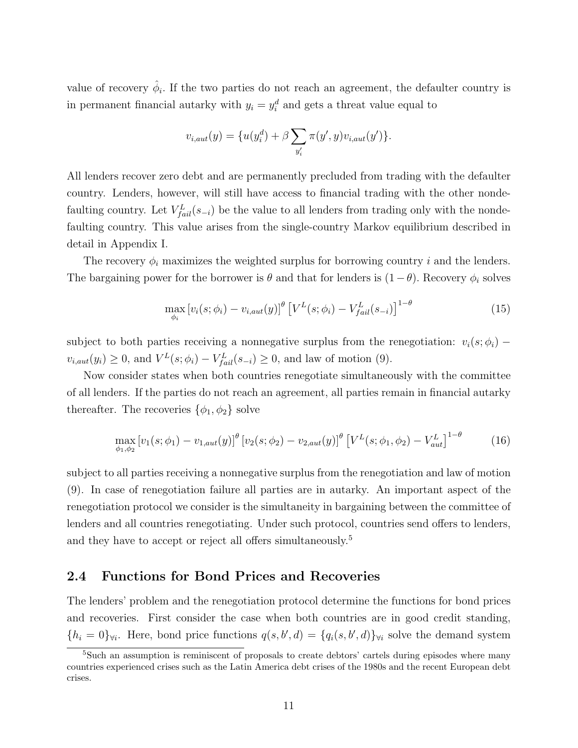value of recovery $\hat{\phi}_i$. If the two parties do not reach an agreement, the defaulter country is in permanent financial autarky with $y_i = y_i^d$ and gets a threat value equal to

$$v_{i,aut}(y) = \{u(y_i^d) + \beta \sum_{y_i'} \pi(y', y) v_{i,aut}(y')\}.$$

All lenders recover zero debt and are permanently precluded from trading with the defaulter country. Lenders, however, will still have access to financial trading with the other nondefaulting country. Let $V_{fail}^L(s_{-i})$ be the value to all lenders from trading only with the nondefaulting country. This value arises from the single-country Markov equilibrium described in detail in Appendix I.

The recovery $\phi_i$ maximizes the weighted surplus for borrowing country $i$ and the lenders. The bargaining power for the borrower is $\theta$ and that for lenders is $(1-\theta)$. Recovery $\phi_i$ solves

$$\max_{\phi_i} \left[v_i(s;\phi_i) - v_{i,aut}(y)\right]^{\theta} \left[V^L(s;\phi_i) - V_{fail}^L(s_{-i})\right]^{1-\theta} \tag{15}$$

subject to both parties receiving a nonnegative surplus from the renegotiation: $v_i(s;\phi_i) - v_{i,aut}(y_i) \geq 0$, and $V^L(s;\phi_i) - V_{fail}^L(s_{-i}) \geq 0$, and law of motion (9).

Now consider states when both countries renegotiate simultaneously with the committee of all lenders. If the parties do not reach an agreement, all parties remain in financial autarky thereafter. The recoveries $\{\phi_1, \phi_2\}$ solve

$$\max_{\phi_1,\phi_2} \left[v_1(s;\phi_1) - v_{1,aut}(y)\right]^{\theta} \left[v_2(s;\phi_2) - v_{2,aut}(y)\right]^{\theta} \left[V^L(s;\phi_1,\phi_2) - V_{aut}^L\right]^{1-\theta} \tag{16}$$

subject to all parties receiving a nonnegative surplus from the renegotiation and law of motion (9). In case of renegotiation failure all parties are in autarky. An important aspect of the renegotiation protocol we consider is the simultaneity in bargaining between the committee of lenders and all countries renegotiating. Under such protocol, countries send offers to lenders, and they have to accept or reject all offers simultaneously.[5]

## 2.4 Functions for Bond Prices and Recoveries

The lenders' problem and the renegotiation protocol determine the functions for bond prices and recoveries. First consider the case when both countries are in good credit standing, $\{h_i = 0\}_{\forall i}$. Here, bond price functions $q(s, b', d) = \{q_i(s, b', d)\}_{\forall i}$ solve the demand system

[5] Such an assumption is reminiscent of proposals to create debtors' cartels during episodes where many countries experienced crises such as the Latin America debt crises of the 1980s and the recent European debt crises.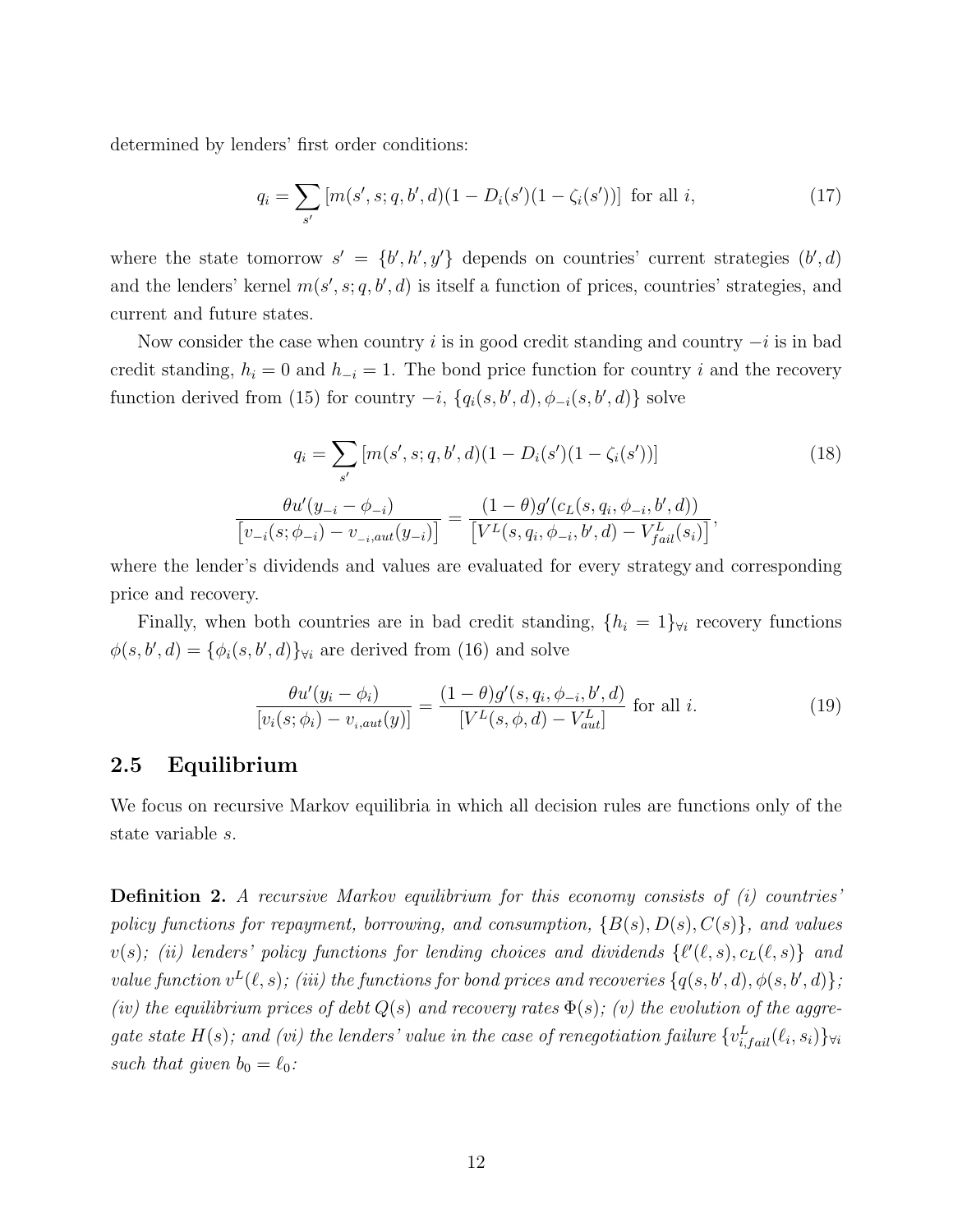determined by lenders' first order conditions:

$$q_i = \sum_{s'} \left[ m(s', s; q, b', d)(1 - D_i(s')(1 - \zeta_i(s')) \right] \text{ for all } i, \tag{17}$$

where the state tomorrow $s' = \{b', h', y'\}$ depends on countries' current strategies $(b', d)$ and the lenders' kernel $m(s', s; q, b', d)$ is itself a function of prices, countries' strategies, and current and future states.

Now consider the case when country $i$ is in good credit standing and country $-i$ is in bad credit standing, $h_i = 0$ and $h_{-i} = 1$. The bond price function for country $i$ and the recovery function derived from (15) for country $-i$, $\{q_i(s, b', d), \phi_{-i}(s, b', d)\}$ solve

$$q_i = \sum_{s'} \left[ m(s', s; q, b', d)(1 - D_i(s')(1 - \zeta_i(s')) \right] \tag{18}$$

$$\frac{\theta u'(y_{-i} - \phi_{-i})}{\left[ v_{-i}(s; \phi_{-i}) - v_{-i,aut}(y_{-i}) \right]} = \frac{(1-\theta) g'(c_L(s, q_i, \phi_{-i}, b', d))}{\left[ V^L(s, q_i, \phi_{-i}, b', d) - V^L_{fail}(s_i) \right]},$$

where the lender's dividends and values are evaluated for every strategy and corresponding price and recovery.

Finally, when both countries are in bad credit standing, $\{h_i = 1\}_{\forall i}$ recovery functions $\phi(s, b', d) = \{\phi_i(s, b', d)\}_{\forall i}$ are derived from (16) and solve

$$\frac{\theta u'(y_i - \phi_i)}{\left[ v_i(s; \phi_i) - v_{i,aut}(y) \right]} = \frac{(1-\theta) g'(s, q_i, \phi_{-i}, b', d)}{\left[ V^L(s, \phi, d) - V^L_{aut} \right]} \text{ for all } i. \tag{19}$$

## 2.5 Equilibrium

We focus on recursive Markov equilibria in which all decision rules are functions only of the state variable $s$.

**Definition 2.** *A recursive Markov equilibrium for this economy consists of (i) countries' policy functions for repayment, borrowing, and consumption, $\{B(s), D(s), C(s)\}$, and values $v(s)$; (ii) lenders' policy functions for lending choices and dividends $\{\ell'(\ell, s), c_L(\ell, s)\}$ and value function $v^L(\ell, s)$; (iii) the functions for bond prices and recoveries $\{q(s, b', d), \phi(s, b', d)\}$; (iv) the equilibrium prices of debt $Q(s)$ and recovery rates $\Phi(s)$; (v) the evolution of the aggregate state $H(s)$; and (vi) the lenders' value in the case of renegotiation failure $\{v^L_{i,fail}(\ell_i, s_i)\}_{\forall i}$ such that given $b_0 = \ell_0$:*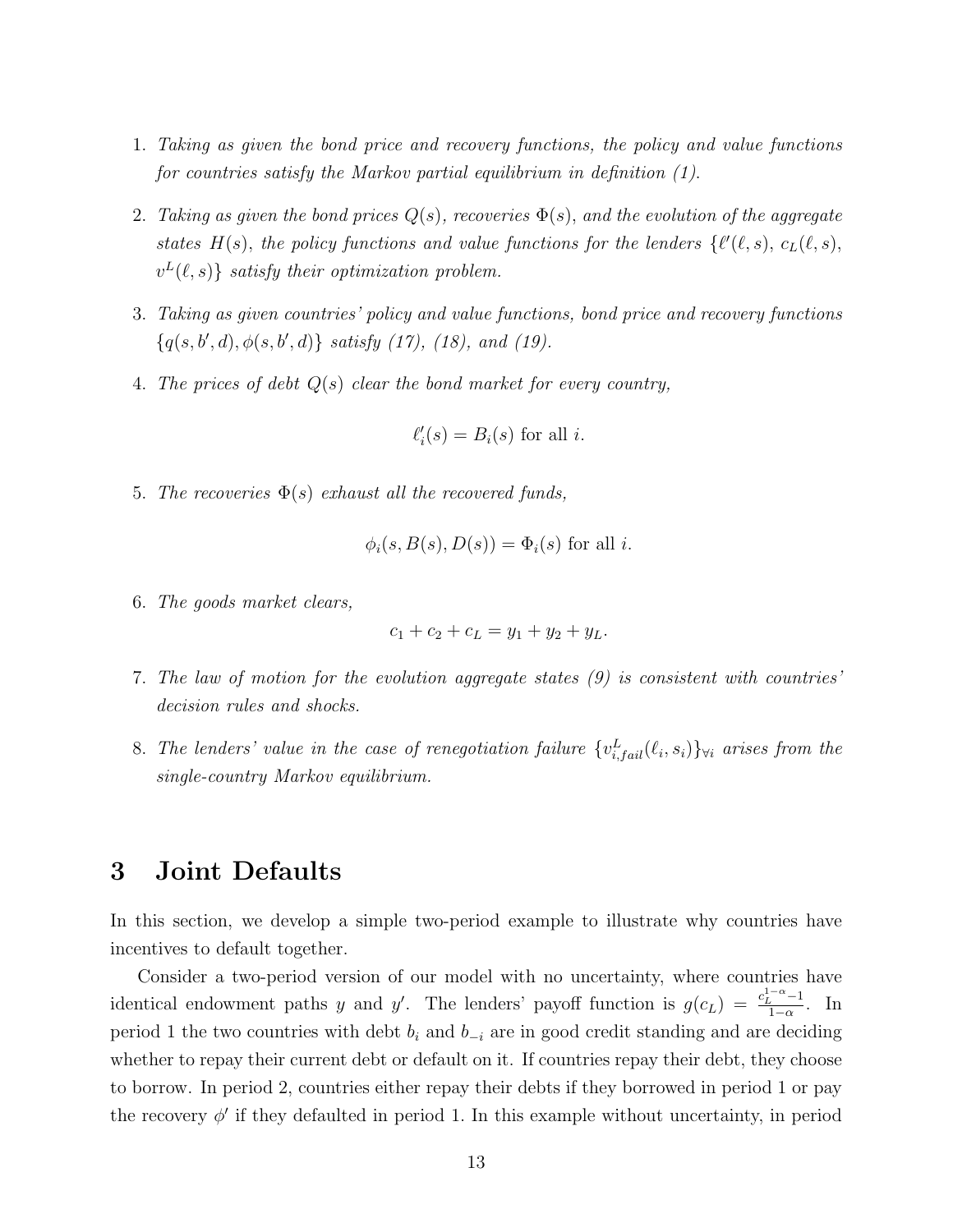1. *Taking as given the bond price and recovery functions, the policy and value functions for countries satisfy the Markov partial equilibrium in definition (1).*

2. *Taking as given the bond prices $Q(s)$, recoveries $\Phi(s)$, and the evolution of the aggregate states $H(s)$, the policy functions and value functions for the lenders $\{\ell'(\ell, s),\ c_L(\ell, s),\ v^L(\ell, s)\}$ satisfy their optimization problem.*

3. *Taking as given countries' policy and value functions, bond price and recovery functions $\{q(s, b', d), \phi(s, b', d)\}$ satisfy (17), (18), and (19).*

4. *The prices of debt $Q(s)$ clear the bond market for every country,*

$$\ell_i'(s) = B_i(s) \text{ for all } i.$$

5. *The recoveries $\Phi(s)$ exhaust all the recovered funds,*

$$\phi_i(s, B(s), D(s)) = \Phi_i(s) \text{ for all } i.$$

6. *The goods market clears,*

$$c_1 + c_2 + c_L = y_1 + y_2 + y_L.$$

7. *The law of motion for the evolution aggregate states (9) is consistent with countries' decision rules and shocks.*

8. *The lenders' value in the case of renegotiation failure $\{v^L_{i,fail}(\ell_i, s_i)\}_{\forall i}$ arises from the single-country Markov equilibrium.*

# 3 Joint Defaults

In this section, we develop a simple two-period example to illustrate why countries have incentives to default together.

Consider a two-period version of our model with no uncertainty, where countries have identical endowment paths $y$ and $y'$. The lenders' payoff function is $g(c_L) = \frac{c_L^{1-\alpha}-1}{1-\alpha}$. In period 1 the two countries with debt $b_i$ and $b_{-i}$ are in good credit standing and are deciding whether to repay their current debt or default on it. If countries repay their debt, they choose to borrow. In period 2, countries either repay their debts if they borrowed in period 1 or pay the recovery $\phi'$ if they defaulted in period 1. In this example without uncertainty, in period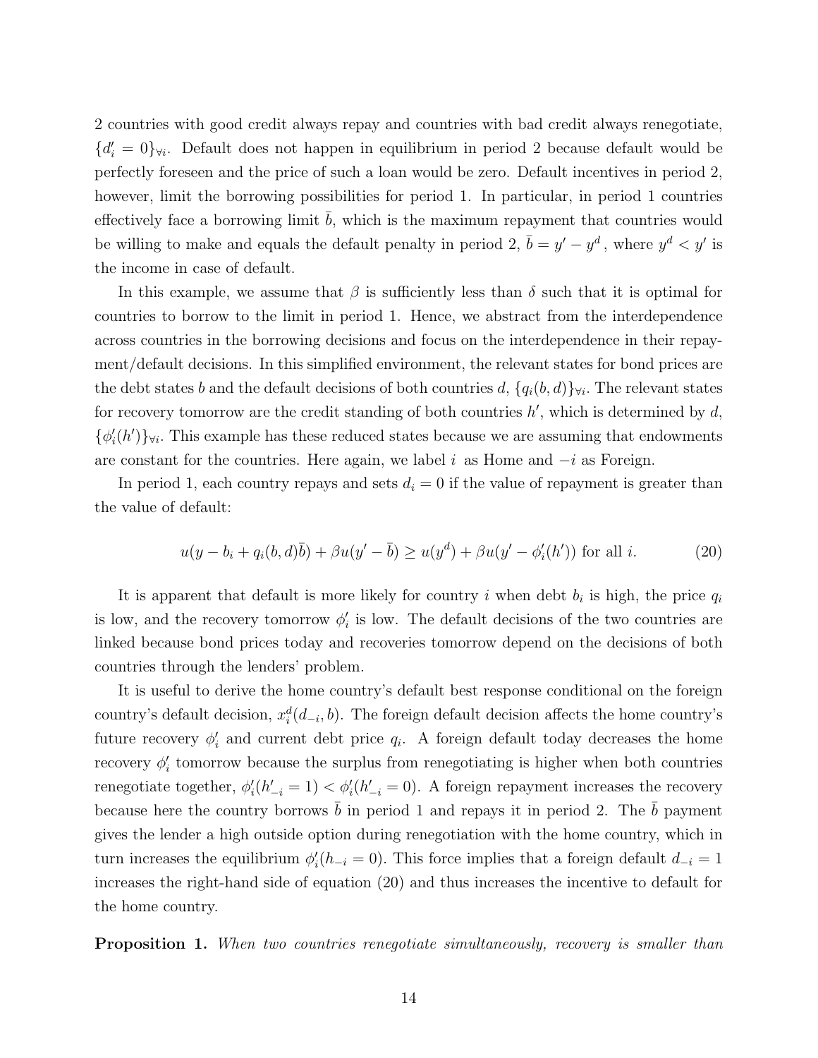2 countries with good credit always repay and countries with bad credit always renegotiate, $\{d'_i = 0\}_{\forall i}$. Default does not happen in equilibrium in period 2 because default would be perfectly foreseen and the price of such a loan would be zero. Default incentives in period 2, however, limit the borrowing possibilities for period 1. In particular, in period 1 countries effectively face a borrowing limit $\bar{b}$, which is the maximum repayment that countries would be willing to make and equals the default penalty in period 2, $\bar{b} = y' - y^d$ , where $y^d < y'$ is the income in case of default.

In this example, we assume that $\beta$ is sufficiently less than $\delta$ such that it is optimal for countries to borrow to the limit in period 1. Hence, we abstract from the interdependence across countries in the borrowing decisions and focus on the interdependence in their repayment/default decisions. In this simplified environment, the relevant states for bond prices are the debt states $b$ and the default decisions of both countries $d$, $\{q_i(b, d)\}_{\forall i}$. The relevant states for recovery tomorrow are the credit standing of both countries $h'$, which is determined by $d$, $\{\phi'_i(h')\}_{\forall i}$. This example has these reduced states because we are assuming that endowments are constant for the countries. Here again, we label $i$ as Home and $-i$ as Foreign.

In period 1, each country repays and sets $d_i = 0$ if the value of repayment is greater than the value of default:

$$u(y - b_i + q_i(b, d)\bar{b}) + \beta u(y' - \bar{b}) \geq u(y^d) + \beta u(y' - \phi'_i(h')) \text{ for all } i. \tag{20}$$

It is apparent that default is more likely for country $i$ when debt $b_i$ is high, the price $q_i$ is low, and the recovery tomorrow $\phi'_i$ is low. The default decisions of the two countries are linked because bond prices today and recoveries tomorrow depend on the decisions of both countries through the lenders' problem.

It is useful to derive the home country's default best response conditional on the foreign country's default decision, $x^d_i(d_{-i}, b)$. The foreign default decision affects the home country's future recovery $\phi'_i$ and current debt price $q_i$. A foreign default today decreases the home recovery $\phi'_i$ tomorrow because the surplus from renegotiating is higher when both countries renegotiate together, $\phi'_i(h'_{-i} = 1) < \phi'_i(h'_{-i} = 0)$. A foreign repayment increases the recovery because here the country borrows $\bar{b}$ in period 1 and repays it in period 2. The $\bar{b}$ payment gives the lender a high outside option during renegotiation with the home country, which in turn increases the equilibrium $\phi'_i(h_{-i} = 0)$. This force implies that a foreign default $d_{-i} = 1$ increases the right-hand side of equation (20) and thus increases the incentive to default for the home country.

**Proposition 1.** *When two countries renegotiate simultaneously, recovery is smaller than*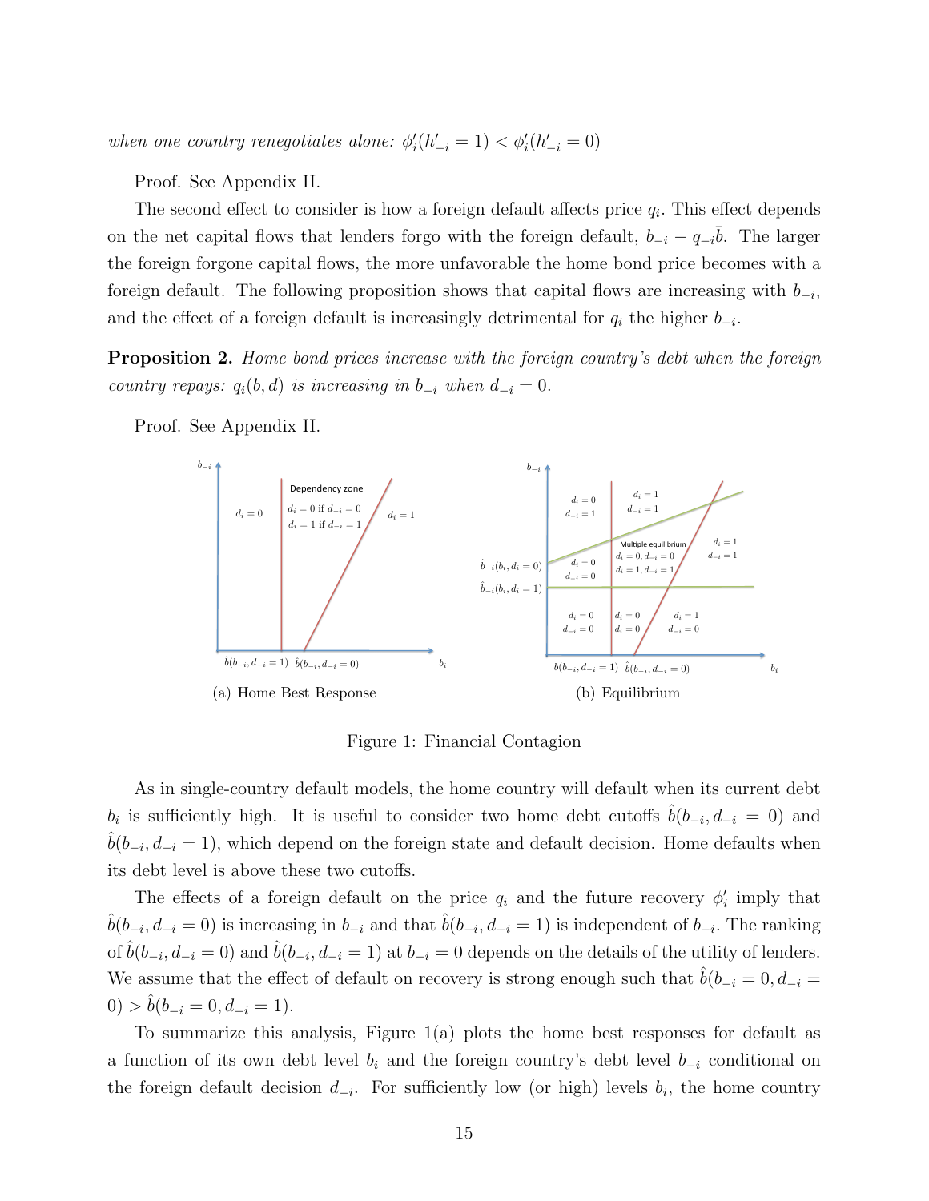*when one country renegotiates alone:* $\phi_i'(h_{-i}' = 1) < \phi_i'(h_{-i}' = 0)$

Proof. See Appendix II.

The second effect to consider is how a foreign default affects price $q_i$. This effect depends on the net capital flows that lenders forgo with the foreign default, $b_{-i} - q_{-i}\bar{b}$. The larger the foreign forgone capital flows, the more unfavorable the home bond price becomes with a foreign default. The following proposition shows that capital flows are increasing with $b_{-i}$, and the effect of a foreign default is increasingly detrimental for $q_i$ the higher $b_{-i}$.

**Proposition 2.** *Home bond prices increase with the foreign country's debt when the foreign country repays:* $q_i(b, d)$ *is increasing in* $b_{-i}$ *when* $d_{-i} = 0$.

Proof. See Appendix II.

(a) Home Best Response

(b) Equilibrium

Figure 1: Financial Contagion

As in single-country default models, the home country will default when its current debt $b_i$ is sufficiently high. It is useful to consider two home debt cutoffs $\hat{b}(b_{-i}, d_{-i} = 0)$ and $\hat{b}(b_{-i}, d_{-i} = 1)$, which depend on the foreign state and default decision. Home defaults when its debt level is above these two cutoffs.

The effects of a foreign default on the price $q_i$ and the future recovery $\phi_i'$ imply that $\hat{b}(b_{-i}, d_{-i} = 0)$ is increasing in $b_{-i}$ and that $\hat{b}(b_{-i}, d_{-i} = 1)$ is independent of $b_{-i}$. The ranking of $\hat{b}(b_{-i}, d_{-i} = 0)$ and $\hat{b}(b_{-i}, d_{-i} = 1)$ at $b_{-i} = 0$ depends on the details of the utility of lenders. We assume that the effect of default on recovery is strong enough such that $\hat{b}(b_{-i} = 0, d_{-i} = 0) > \hat{b}(b_{-i} = 0, d_{-i} = 1)$.

To summarize this analysis, Figure 1(a) plots the home best responses for default as a function of its own debt level $b_i$ and the foreign country's debt level $b_{-i}$ conditional on the foreign default decision $d_{-i}$. For sufficiently low (or high) levels $b_i$, the home country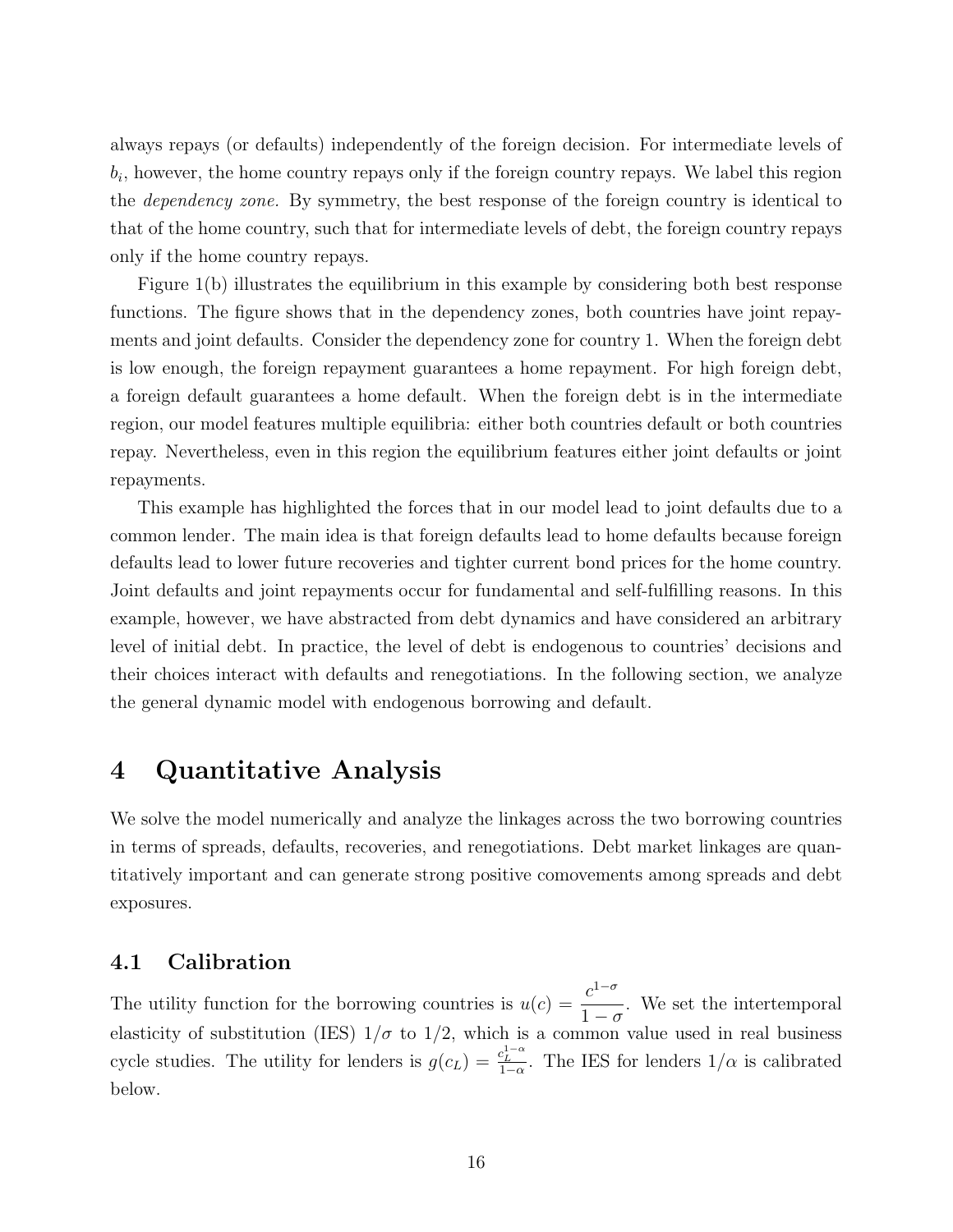always repays (or defaults) independently of the foreign decision. For intermediate levels of $b_i$, however, the home country repays only if the foreign country repays. We label this region the *dependency zone.* By symmetry, the best response of the foreign country is identical to that of the home country, such that for intermediate levels of debt, the foreign country repays only if the home country repays.

Figure 1(b) illustrates the equilibrium in this example by considering both best response functions. The figure shows that in the dependency zones, both countries have joint repayments and joint defaults. Consider the dependency zone for country 1. When the foreign debt is low enough, the foreign repayment guarantees a home repayment. For high foreign debt, a foreign default guarantees a home default. When the foreign debt is in the intermediate region, our model features multiple equilibria: either both countries default or both countries repay. Nevertheless, even in this region the equilibrium features either joint defaults or joint repayments.

This example has highlighted the forces that in our model lead to joint defaults due to a common lender. The main idea is that foreign defaults lead to home defaults because foreign defaults lead to lower future recoveries and tighter current bond prices for the home country. Joint defaults and joint repayments occur for fundamental and self-fulfilling reasons. In this example, however, we have abstracted from debt dynamics and have considered an arbitrary level of initial debt. In practice, the level of debt is endogenous to countries' decisions and their choices interact with defaults and renegotiations. In the following section, we analyze the general dynamic model with endogenous borrowing and default.

# 4 Quantitative Analysis

We solve the model numerically and analyze the linkages across the two borrowing countries in terms of spreads, defaults, recoveries, and renegotiations. Debt market linkages are quantitatively important and can generate strong positive comovements among spreads and debt exposures.

## 4.1 Calibration

The utility function for the borrowing countries is $u(c) = \dfrac{c^{1-\sigma}}{1-\sigma}$. We set the intertemporal elasticity of substitution (IES) $1/\sigma$ to $1/2$, which is a common value used in real business cycle studies. The utility for lenders is $g(c_L) = \frac{c_L^{1-\alpha}}{1-\alpha}$. The IES for lenders $1/\alpha$ is calibrated below.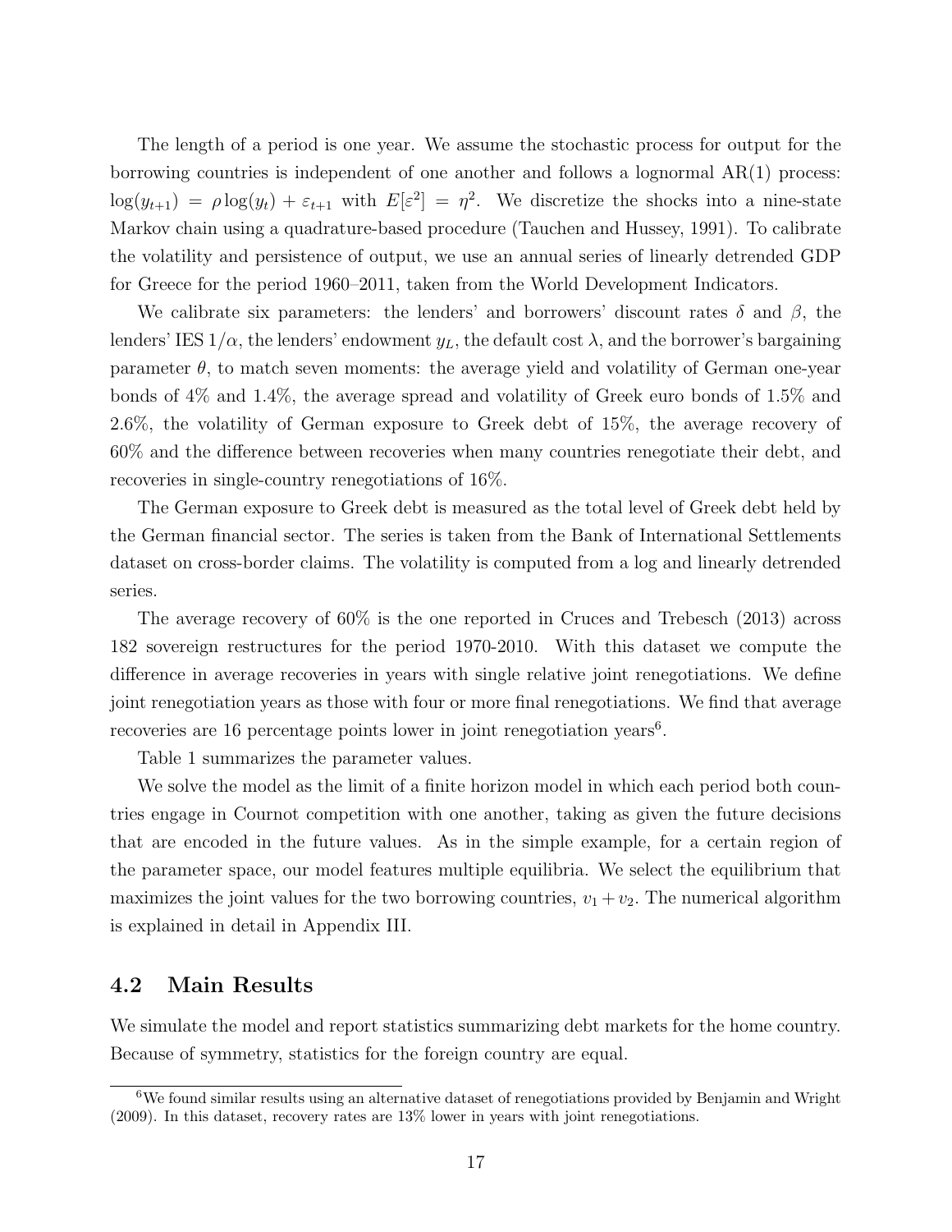The length of a period is one year. We assume the stochastic process for output for the borrowing countries is independent of one another and follows a lognormal AR(1) process: $\log(y_{t+1}) = \rho \log(y_t) + \varepsilon_{t+1}$ with $E[\varepsilon^2] = \eta^2$. We discretize the shocks into a nine-state Markov chain using a quadrature-based procedure (Tauchen and Hussey, 1991). To calibrate the volatility and persistence of output, we use an annual series of linearly detrended GDP for Greece for the period 1960–2011, taken from the World Development Indicators.

We calibrate six parameters: the lenders' and borrowers' discount rates $\delta$ and $\beta$, the lenders' IES $1/\alpha$, the lenders' endowment $y_L$, the default cost $\lambda$, and the borrower's bargaining parameter $\theta$, to match seven moments: the average yield and volatility of German one-year bonds of 4% and 1.4%, the average spread and volatility of Greek euro bonds of 1.5% and 2.6%, the volatility of German exposure to Greek debt of 15%, the average recovery of 60% and the difference between recoveries when many countries renegotiate their debt, and recoveries in single-country renegotiations of 16%.

The German exposure to Greek debt is measured as the total level of Greek debt held by the German financial sector. The series is taken from the Bank of International Settlements dataset on cross-border claims. The volatility is computed from a log and linearly detrended series.

The average recovery of 60% is the one reported in Cruces and Trebesch (2013) across 182 sovereign restructures for the period 1970-2010. With this dataset we compute the difference in average recoveries in years with single relative joint renegotiations. We define joint renegotiation years as those with four or more final renegotiations. We find that average recoveries are 16 percentage points lower in joint renegotiation years[6].

Table 1 summarizes the parameter values.

We solve the model as the limit of a finite horizon model in which each period both countries engage in Cournot competition with one another, taking as given the future decisions that are encoded in the future values. As in the simple example, for a certain region of the parameter space, our model features multiple equilibria. We select the equilibrium that maximizes the joint values for the two borrowing countries, $v_1 + v_2$. The numerical algorithm is explained in detail in Appendix III.

## 4.2 Main Results

We simulate the model and report statistics summarizing debt markets for the home country. Because of symmetry, statistics for the foreign country are equal.

[6]We found similar results using an alternative dataset of renegotiations provided by Benjamin and Wright (2009). In this dataset, recovery rates are 13% lower in years with joint renegotiations.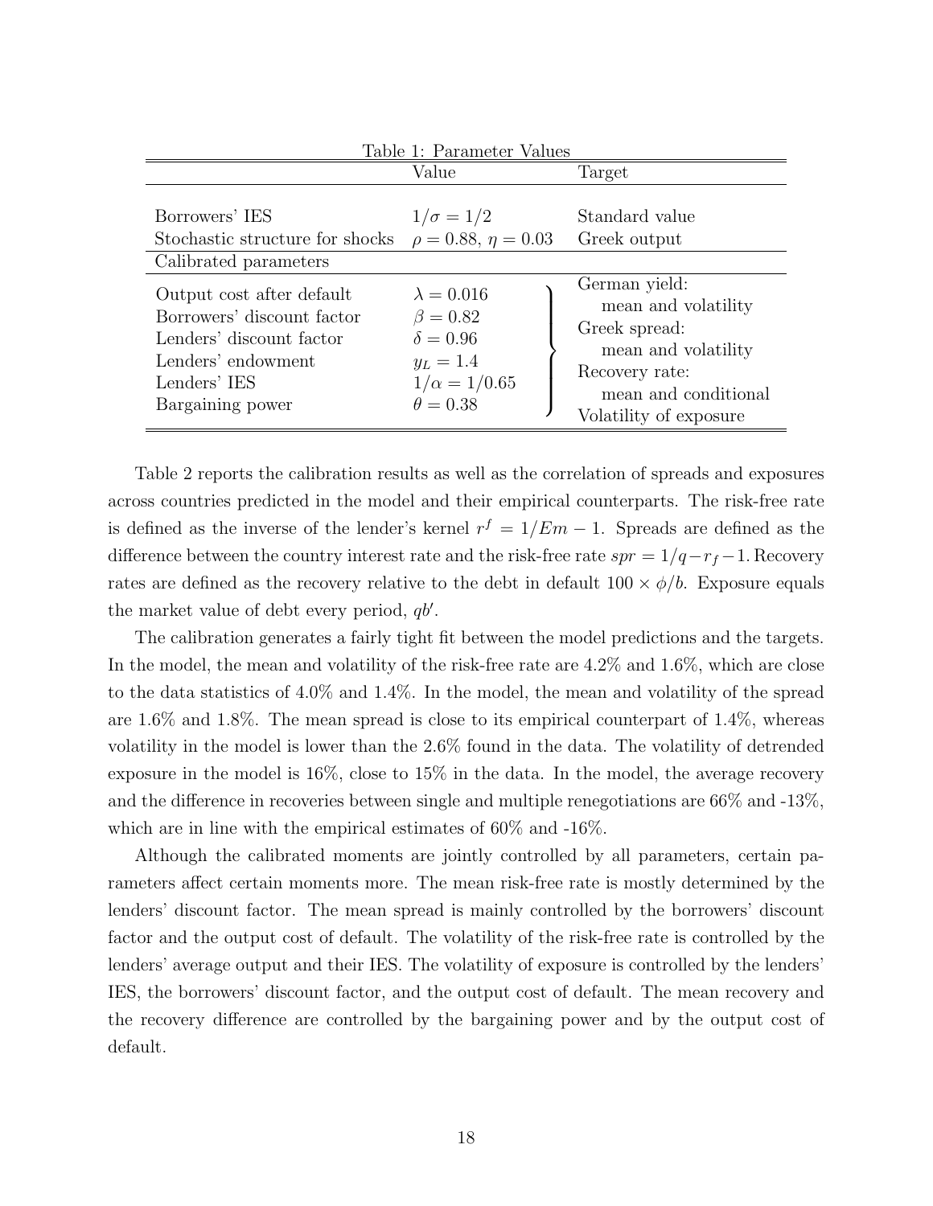Table 1: Parameter Values

| | Value | Target |
|---|---|---|
| Borrowers' IES | $1/\sigma = 1/2$ | Standard value |
| Stochastic structure for shocks | $\rho = 0.88$, $\eta = 0.03$ | Greek output |
| Calibrated parameters | | |
| Output cost after default | $\lambda = 0.016$ | German yield: mean and volatility |
| Borrowers' discount factor | $\beta = 0.82$ | Greek spread: mean and volatility |
| Lenders' discount factor | $\delta = 0.96$ | Recovery rate: mean and conditional |
| Lenders' endowment | $y_L = 1.4$ | Volatility of exposure |
| Lenders' IES | $1/\alpha = 1/0.65$ | |
| Bargaining power | $\theta = 0.38$ | |

Table 2 reports the calibration results as well as the correlation of spreads and exposures across countries predicted in the model and their empirical counterparts. The risk-free rate is defined as the inverse of the lender's kernel $r^f = 1/Em - 1$. Spreads are defined as the difference between the country interest rate and the risk-free rate $spr = 1/q - r_f - 1$. Recovery rates are defined as the recovery relative to the debt in default $100 \times \phi/b$. Exposure equals the market value of debt every period, $qb'$.

The calibration generates a fairly tight fit between the model predictions and the targets. In the model, the mean and volatility of the risk-free rate are 4.2% and 1.6%, which are close to the data statistics of 4.0% and 1.4%. In the model, the mean and volatility of the spread are 1.6% and 1.8%. The mean spread is close to its empirical counterpart of 1.4%, whereas volatility in the model is lower than the 2.6% found in the data. The volatility of detrended exposure in the model is 16%, close to 15% in the data. In the model, the average recovery and the difference in recoveries between single and multiple renegotiations are 66% and -13%, which are in line with the empirical estimates of 60% and -16%.

Although the calibrated moments are jointly controlled by all parameters, certain parameters affect certain moments more. The mean risk-free rate is mostly determined by the lenders' discount factor. The mean spread is mainly controlled by the borrowers' discount factor and the output cost of default. The volatility of the risk-free rate is controlled by the lenders' average output and their IES. The volatility of exposure is controlled by the lenders' IES, the borrowers' discount factor, and the output cost of default. The mean recovery and the recovery difference are controlled by the bargaining power and by the output cost of default.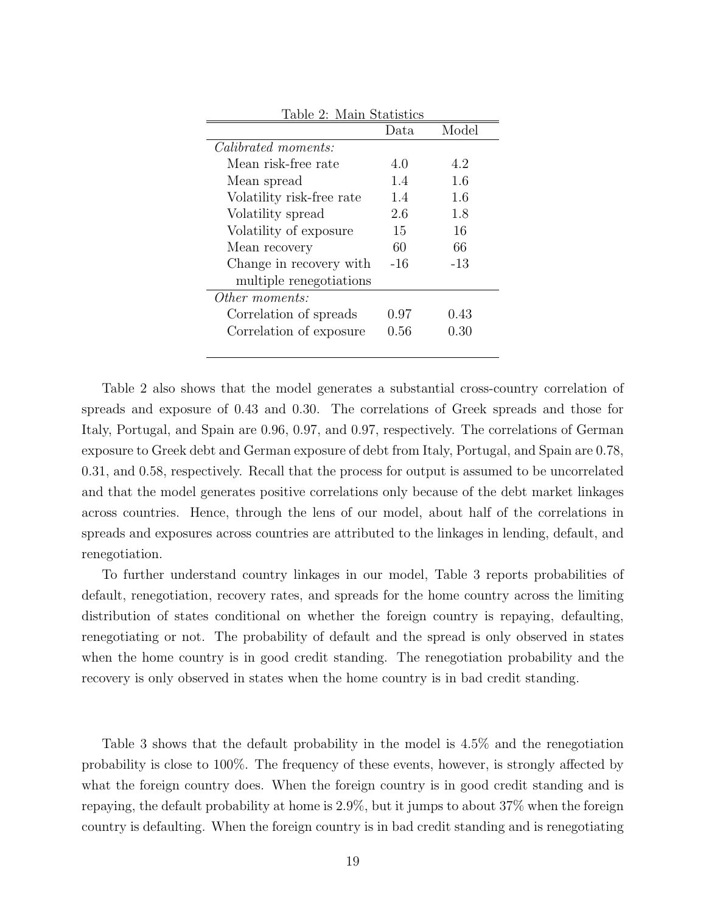Table 2: Main Statistics

| | Data | Model |
|---|---|---|
| *Calibrated moments:* | | |
| Mean risk-free rate | 4.0 | 4.2 |
| Mean spread | 1.4 | 1.6 |
| Volatility risk-free rate | 1.4 | 1.6 |
| Volatility spread | 2.6 | 1.8 |
| Volatility of exposure | 15 | 16 |
| Mean recovery | 60 | 66 |
| Change in recovery with multiple renegotiations | -16 | -13 |
| *Other moments:* | | |
| Correlation of spreads | 0.97 | 0.43 |
| Correlation of exposure | 0.56 | 0.30 |

Table 2 also shows that the model generates a substantial cross-country correlation of spreads and exposure of 0.43 and 0.30. The correlations of Greek spreads and those for Italy, Portugal, and Spain are 0.96, 0.97, and 0.97, respectively. The correlations of German exposure to Greek debt and German exposure of debt from Italy, Portugal, and Spain are 0.78, 0.31, and 0.58, respectively. Recall that the process for output is assumed to be uncorrelated and that the model generates positive correlations only because of the debt market linkages across countries. Hence, through the lens of our model, about half of the correlations in spreads and exposures across countries are attributed to the linkages in lending, default, and renegotiation.

To further understand country linkages in our model, Table 3 reports probabilities of default, renegotiation, recovery rates, and spreads for the home country across the limiting distribution of states conditional on whether the foreign country is repaying, defaulting, renegotiating or not. The probability of default and the spread is only observed in states when the home country is in good credit standing. The renegotiation probability and the recovery is only observed in states when the home country is in bad credit standing.

Table 3 shows that the default probability in the model is 4.5% and the renegotiation probability is close to 100%. The frequency of these events, however, is strongly affected by what the foreign country does. When the foreign country is in good credit standing and is repaying, the default probability at home is 2.9%, but it jumps to about 37% when the foreign country is defaulting. When the foreign country is in bad credit standing and is renegotiating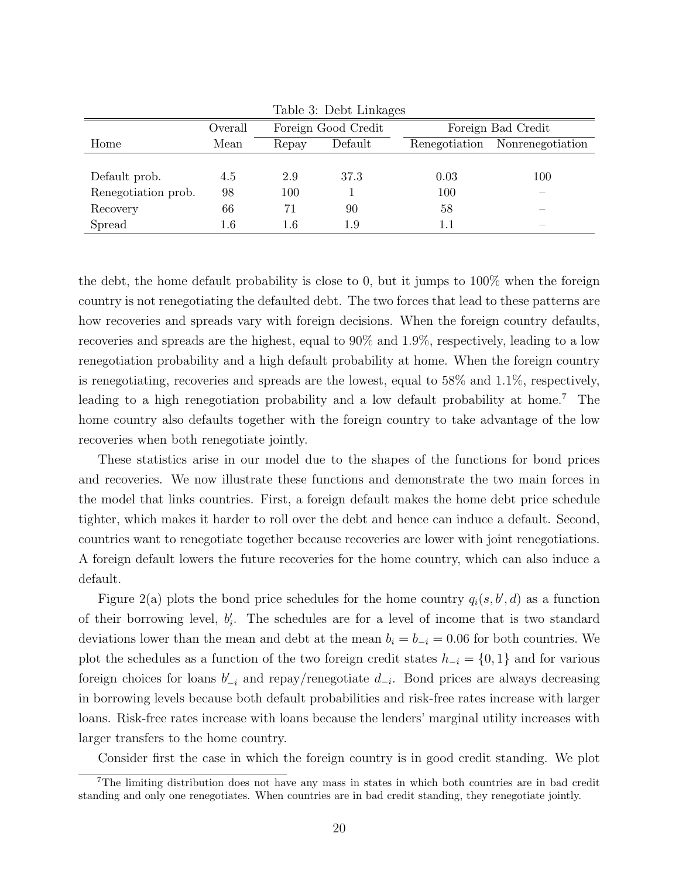Table 3: Debt Linkages

| | Overall | Foreign Good Credit | | Foreign Bad Credit | |
|---|---|---|---|---|---|
| Home | Mean | Repay | Default | Renegotiation | Nonrenegotiation |
| Default prob. | 4.5 | 2.9 | 37.3 | 0.03 | 100 |
| Renegotiation prob. | 98 | 100 | 1 | 100 | – |
| Recovery | 66 | 71 | 90 | 58 | – |
| Spread | 1.6 | 1.6 | 1.9 | 1.1 | – |

the debt, the home default probability is close to 0, but it jumps to 100% when the foreign country is not renegotiating the defaulted debt. The two forces that lead to these patterns are how recoveries and spreads vary with foreign decisions. When the foreign country defaults, recoveries and spreads are the highest, equal to 90% and 1.9%, respectively, leading to a low renegotiation probability and a high default probability at home. When the foreign country is renegotiating, recoveries and spreads are the lowest, equal to 58% and 1.1%, respectively, leading to a high renegotiation probability and a low default probability at home.[7] The home country also defaults together with the foreign country to take advantage of the low recoveries when both renegotiate jointly.

These statistics arise in our model due to the shapes of the functions for bond prices and recoveries. We now illustrate these functions and demonstrate the two main forces in the model that links countries. First, a foreign default makes the home debt price schedule tighter, which makes it harder to roll over the debt and hence can induce a default. Second, countries want to renegotiate together because recoveries are lower with joint renegotiations. A foreign default lowers the future recoveries for the home country, which can also induce a default.

Figure 2(a) plots the bond price schedules for the home country $q_i(s, b', d)$ as a function of their borrowing level, $b'_i$. The schedules are for a level of income that is two standard deviations lower than the mean and debt at the mean $b_i = b_{-i} = 0.06$ for both countries. We plot the schedules as a function of the two foreign credit states $h_{-i} = \{0, 1\}$ and for various foreign choices for loans $b'_{-i}$ and repay/renegotiate $d_{-i}$. Bond prices are always decreasing in borrowing levels because both default probabilities and risk-free rates increase with larger loans. Risk-free rates increase with loans because the lenders' marginal utility increases with larger transfers to the home country.

Consider first the case in which the foreign country is in good credit standing. We plot

[7] The limiting distribution does not have any mass in states in which both countries are in bad credit standing and only one renegotiates. When countries are in bad credit standing, they renegotiate jointly.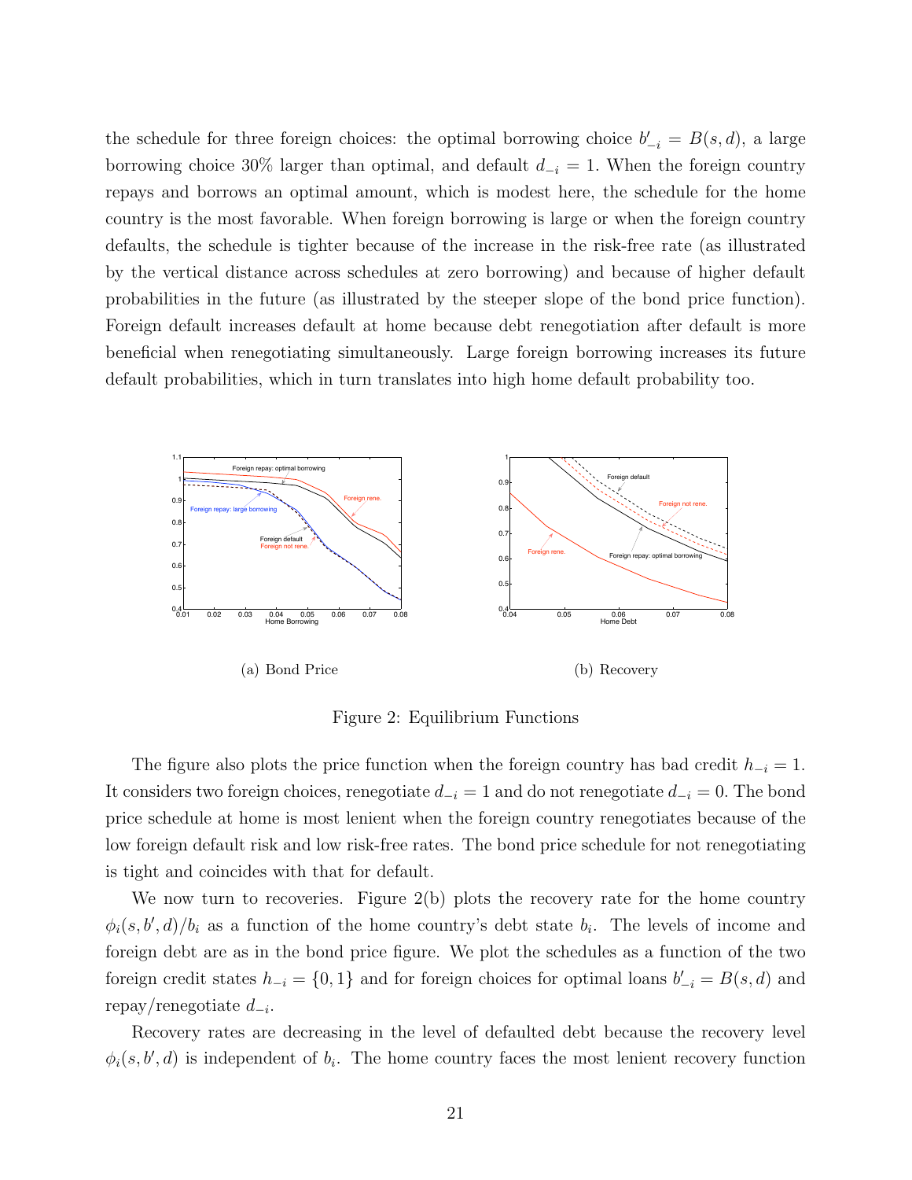the schedule for three foreign choices: the optimal borrowing choice $b'_{-i} = B(s,d)$, a large borrowing choice 30% larger than optimal, and default $d_{-i} = 1$. When the foreign country repays and borrows an optimal amount, which is modest here, the schedule for the home country is the most favorable. When foreign borrowing is large or when the foreign country defaults, the schedule is tighter because of the increase in the risk-free rate (as illustrated by the vertical distance across schedules at zero borrowing) and because of higher default probabilities in the future (as illustrated by the steeper slope of the bond price function). Foreign default increases default at home because debt renegotiation after default is more beneficial when renegotiating simultaneously. Large foreign borrowing increases its future default probabilities, which in turn translates into high home default probability too.

(a) Bond Price

(b) Recovery

Figure 2: Equilibrium Functions

The figure also plots the price function when the foreign country has bad credit $h_{-i} = 1$. It considers two foreign choices, renegotiate $d_{-i} = 1$ and do not renegotiate $d_{-i} = 0$. The bond price schedule at home is most lenient when the foreign country renegotiates because of the low foreign default risk and low risk-free rates. The bond price schedule for not renegotiating is tight and coincides with that for default.

We now turn to recoveries. Figure 2(b) plots the recovery rate for the home country $\phi_i(s, b', d)/b_i$ as a function of the home country's debt state $b_i$. The levels of income and foreign debt are as in the bond price figure. We plot the schedules as a function of the two foreign credit states $h_{-i} = \{0, 1\}$ and for foreign choices for optimal loans $b'_{-i} = B(s,d)$ and repay/renegotiate $d_{-i}$.

Recovery rates are decreasing in the level of defaulted debt because the recovery level $\phi_i(s, b', d)$ is independent of $b_i$. The home country faces the most lenient recovery function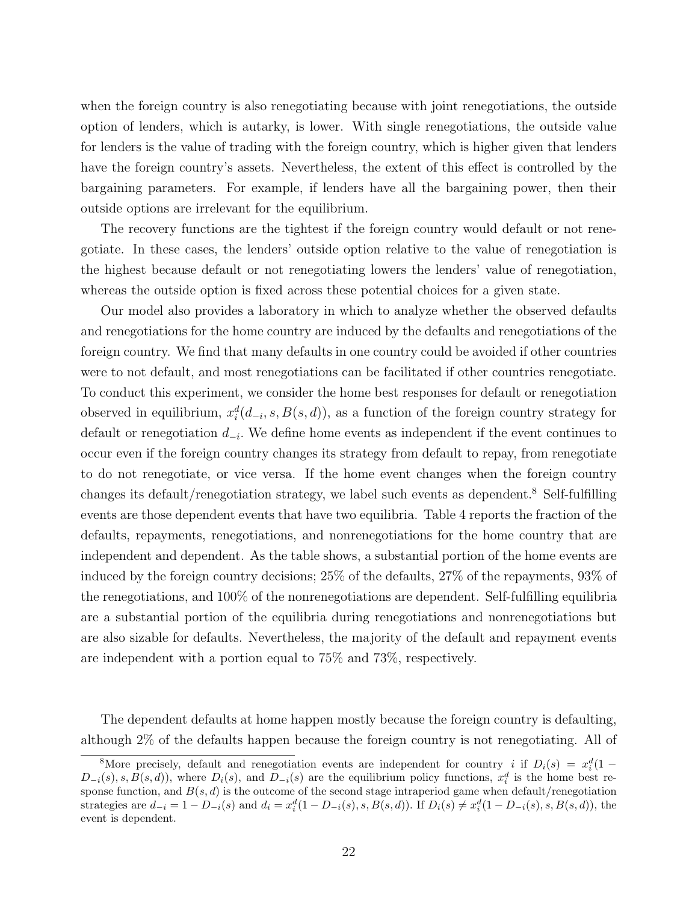when the foreign country is also renegotiating because with joint renegotiations, the outside option of lenders, which is autarky, is lower. With single renegotiations, the outside value for lenders is the value of trading with the foreign country, which is higher given that lenders have the foreign country's assets. Nevertheless, the extent of this effect is controlled by the bargaining parameters. For example, if lenders have all the bargaining power, then their outside options are irrelevant for the equilibrium.

The recovery functions are the tightest if the foreign country would default or not renegotiate. In these cases, the lenders' outside option relative to the value of renegotiation is the highest because default or not renegotiating lowers the lenders' value of renegotiation, whereas the outside option is fixed across these potential choices for a given state.

Our model also provides a laboratory in which to analyze whether the observed defaults and renegotiations for the home country are induced by the defaults and renegotiations of the foreign country. We find that many defaults in one country could be avoided if other countries were to not default, and most renegotiations can be facilitated if other countries renegotiate. To conduct this experiment, we consider the home best responses for default or renegotiation observed in equilibrium, $x_i^d(d_{-i}, s, B(s, d))$, as a function of the foreign country strategy for default or renegotiation $d_{-i}$. We define home events as independent if the event continues to occur even if the foreign country changes its strategy from default to repay, from renegotiate to do not renegotiate, or vice versa. If the home event changes when the foreign country changes its default/renegotiation strategy, we label such events as dependent.[8] Self-fulfilling events are those dependent events that have two equilibria. Table 4 reports the fraction of the defaults, repayments, renegotiations, and nonrenegotiations for the home country that are independent and dependent. As the table shows, a substantial portion of the home events are induced by the foreign country decisions; 25% of the defaults, 27% of the repayments, 93% of the renegotiations, and 100% of the nonrenegotiations are dependent. Self-fulfilling equilibria are a substantial portion of the equilibria during renegotiations and nonrenegotiations but are also sizable for defaults. Nevertheless, the majority of the default and repayment events are independent with a portion equal to 75% and 73%, respectively.

The dependent defaults at home happen mostly because the foreign country is defaulting, although 2% of the defaults happen because the foreign country is not renegotiating. All of

[8] More precisely, default and renegotiation events are independent for country $i$ if $D_i(s) = x_i^d(1 - D_{-i}(s), s, B(s, d))$, where $D_i(s)$, and $D_{-i}(s)$ are the equilibrium policy functions, $x_i^d$ is the home best response function, and $B(s, d)$ is the outcome of the second stage intraperiod game when default/renegotiation strategies are $d_{-i} = 1 - D_{-i}(s)$ and $d_i = x_i^d(1 - D_{-i}(s), s, B(s, d))$. If $D_i(s) \neq x_i^d(1 - D_{-i}(s), s, B(s, d))$, the event is dependent.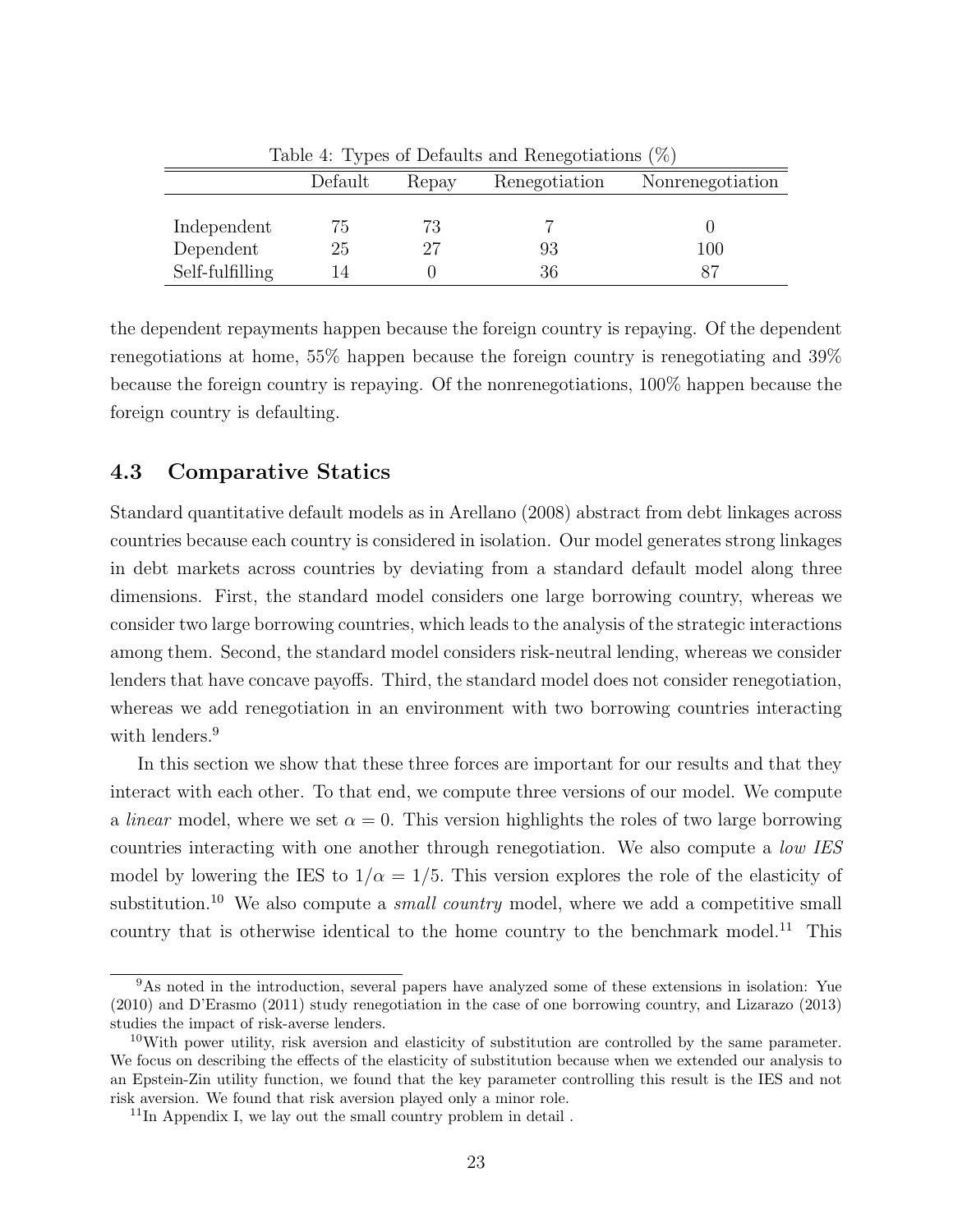Table 4: Types of Defaults and Renegotiations (%)

| | Default | Repay | Renegotiation | Nonrenegotiation |
|---|---|---|---|---|
| Independent | 75 | 73 | 7 | 0 |
| Dependent | 25 | 27 | 93 | 100 |
| Self-fulfilling | 14 | 0 | 36 | 87 |

the dependent repayments happen because the foreign country is repaying. Of the dependent renegotiations at home, 55% happen because the foreign country is renegotiating and 39% because the foreign country is repaying. Of the nonrenegotiations, 100% happen because the foreign country is defaulting.

### 4.3 Comparative Statics

Standard quantitative default models as in Arellano (2008) abstract from debt linkages across countries because each country is considered in isolation. Our model generates strong linkages in debt markets across countries by deviating from a standard default model along three dimensions. First, the standard model considers one large borrowing country, whereas we consider two large borrowing countries, which leads to the analysis of the strategic interactions among them. Second, the standard model considers risk-neutral lending, whereas we consider lenders that have concave payoffs. Third, the standard model does not consider renegotiation, whereas we add renegotiation in an environment with two borrowing countries interacting with lenders.[9]

In this section we show that these three forces are important for our results and that they interact with each other. To that end, we compute three versions of our model. We compute a *linear* model, where we set $\alpha = 0$. This version highlights the roles of two large borrowing countries interacting with one another through renegotiation. We also compute a *low IES* model by lowering the IES to $1/\alpha = 1/5$. This version explores the role of the elasticity of substitution.[10] We also compute a *small country* model, where we add a competitive small country that is otherwise identical to the home country to the benchmark model.[11] This

[9]As noted in the introduction, several papers have analyzed some of these extensions in isolation: Yue (2010) and D'Erasmo (2011) study renegotiation in the case of one borrowing country, and Lizarazo (2013) studies the impact of risk-averse lenders.

[10]With power utility, risk aversion and elasticity of substitution are controlled by the same parameter. We focus on describing the effects of the elasticity of substitution because when we extended our analysis to an Epstein-Zin utility function, we found that the key parameter controlling this result is the IES and not risk aversion. We found that risk aversion played only a minor role.

[11]In Appendix I, we lay out the small country problem in detail .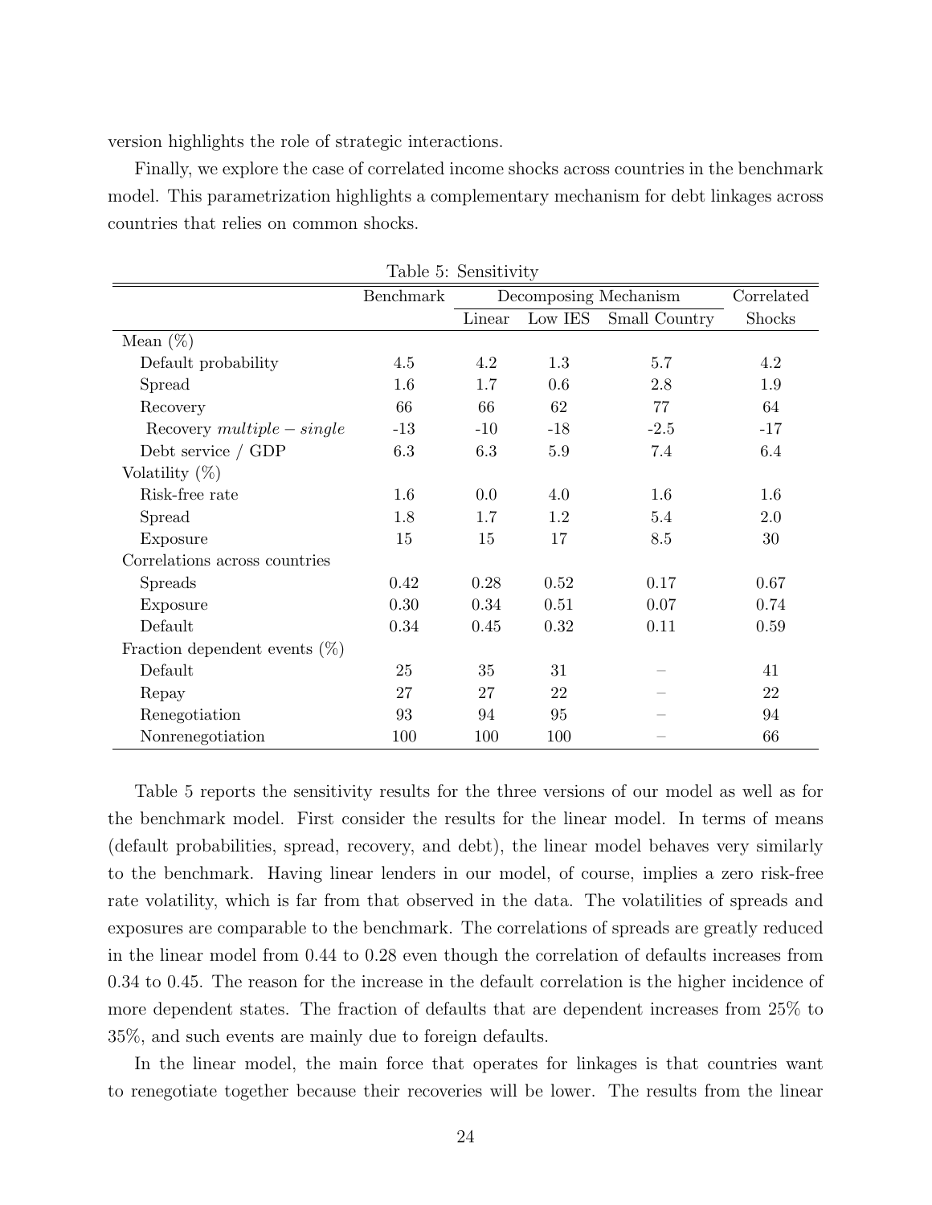version highlights the role of strategic interactions.

Finally, we explore the case of correlated income shocks across countries in the benchmark model. This parametrization highlights a complementary mechanism for debt linkages across countries that relies on common shocks.

Table 5: Sensitivity

| | Benchmark | Decomposing Mechanism | | | Correlated |
|---|---|---|---|---|---|
| | | Linear | Low IES | Small Country | Shocks |
| Mean (%) | | | | | |
| Default probability | 4.5 | 4.2 | 1.3 | 5.7 | 4.2 |
| Spread | 1.6 | 1.7 | 0.6 | 2.8 | 1.9 |
| Recovery | 66 | 66 | 62 | 77 | 64 |
| Recovery $multiple - single$ | -13 | -10 | -18 | -2.5 | -17 |
| Debt service / GDP | 6.3 | 6.3 | 5.9 | 7.4 | 6.4 |
| Volatility (%) | | | | | |
| Risk-free rate | 1.6 | 0.0 | 4.0 | 1.6 | 1.6 |
| Spread | 1.8 | 1.7 | 1.2 | 5.4 | 2.0 |
| Exposure | 15 | 15 | 17 | 8.5 | 30 |
| Correlations across countries | | | | | |
| Spreads | 0.42 | 0.28 | 0.52 | 0.17 | 0.67 |
| Exposure | 0.30 | 0.34 | 0.51 | 0.07 | 0.74 |
| Default | 0.34 | 0.45 | 0.32 | 0.11 | 0.59 |
| Fraction dependent events (%) | | | | | |
| Default | 25 | 35 | 31 | – | 41 |
| Repay | 27 | 27 | 22 | – | 22 |
| Renegotiation | 93 | 94 | 95 | – | 94 |
| Nonrenegotiation | 100 | 100 | 100 | – | 66 |

Table 5 reports the sensitivity results for the three versions of our model as well as for the benchmark model. First consider the results for the linear model. In terms of means (default probabilities, spread, recovery, and debt), the linear model behaves very similarly to the benchmark. Having linear lenders in our model, of course, implies a zero risk-free rate volatility, which is far from that observed in the data. The volatilities of spreads and exposures are comparable to the benchmark. The correlations of spreads are greatly reduced in the linear model from 0.44 to 0.28 even though the correlation of defaults increases from 0.34 to 0.45. The reason for the increase in the default correlation is the higher incidence of more dependent states. The fraction of defaults that are dependent increases from 25% to 35%, and such events are mainly due to foreign defaults.

In the linear model, the main force that operates for linkages is that countries want to renegotiate together because their recoveries will be lower. The results from the linear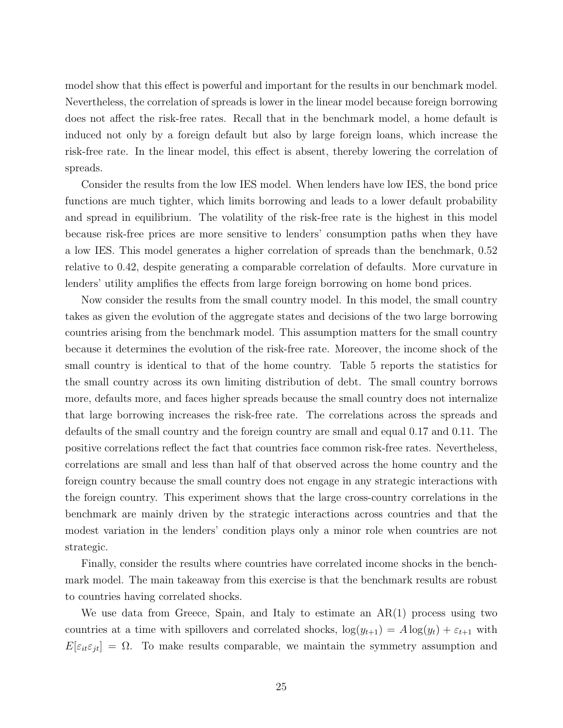model show that this effect is powerful and important for the results in our benchmark model. Nevertheless, the correlation of spreads is lower in the linear model because foreign borrowing does not affect the risk-free rates. Recall that in the benchmark model, a home default is induced not only by a foreign default but also by large foreign loans, which increase the risk-free rate. In the linear model, this effect is absent, thereby lowering the correlation of spreads.

Consider the results from the low IES model. When lenders have low IES, the bond price functions are much tighter, which limits borrowing and leads to a lower default probability and spread in equilibrium. The volatility of the risk-free rate is the highest in this model because risk-free prices are more sensitive to lenders' consumption paths when they have a low IES. This model generates a higher correlation of spreads than the benchmark, 0.52 relative to 0.42, despite generating a comparable correlation of defaults. More curvature in lenders' utility amplifies the effects from large foreign borrowing on home bond prices.

Now consider the results from the small country model. In this model, the small country takes as given the evolution of the aggregate states and decisions of the two large borrowing countries arising from the benchmark model. This assumption matters for the small country because it determines the evolution of the risk-free rate. Moreover, the income shock of the small country is identical to that of the home country. Table 5 reports the statistics for the small country across its own limiting distribution of debt. The small country borrows more, defaults more, and faces higher spreads because the small country does not internalize that large borrowing increases the risk-free rate. The correlations across the spreads and defaults of the small country and the foreign country are small and equal 0.17 and 0.11. The positive correlations reflect the fact that countries face common risk-free rates. Nevertheless, correlations are small and less than half of that observed across the home country and the foreign country because the small country does not engage in any strategic interactions with the foreign country. This experiment shows that the large cross-country correlations in the benchmark are mainly driven by the strategic interactions across countries and that the modest variation in the lenders' condition plays only a minor role when countries are not strategic.

Finally, consider the results where countries have correlated income shocks in the benchmark model. The main takeaway from this exercise is that the benchmark results are robust to countries having correlated shocks.

We use data from Greece, Spain, and Italy to estimate an AR(1) process using two countries at a time with spillovers and correlated shocks, $\log(y_{t+1}) = A\log(y_t) + \varepsilon_{t+1}$ with $E[\varepsilon_{it}\varepsilon_{jt}] = \Omega$. To make results comparable, we maintain the symmetry assumption and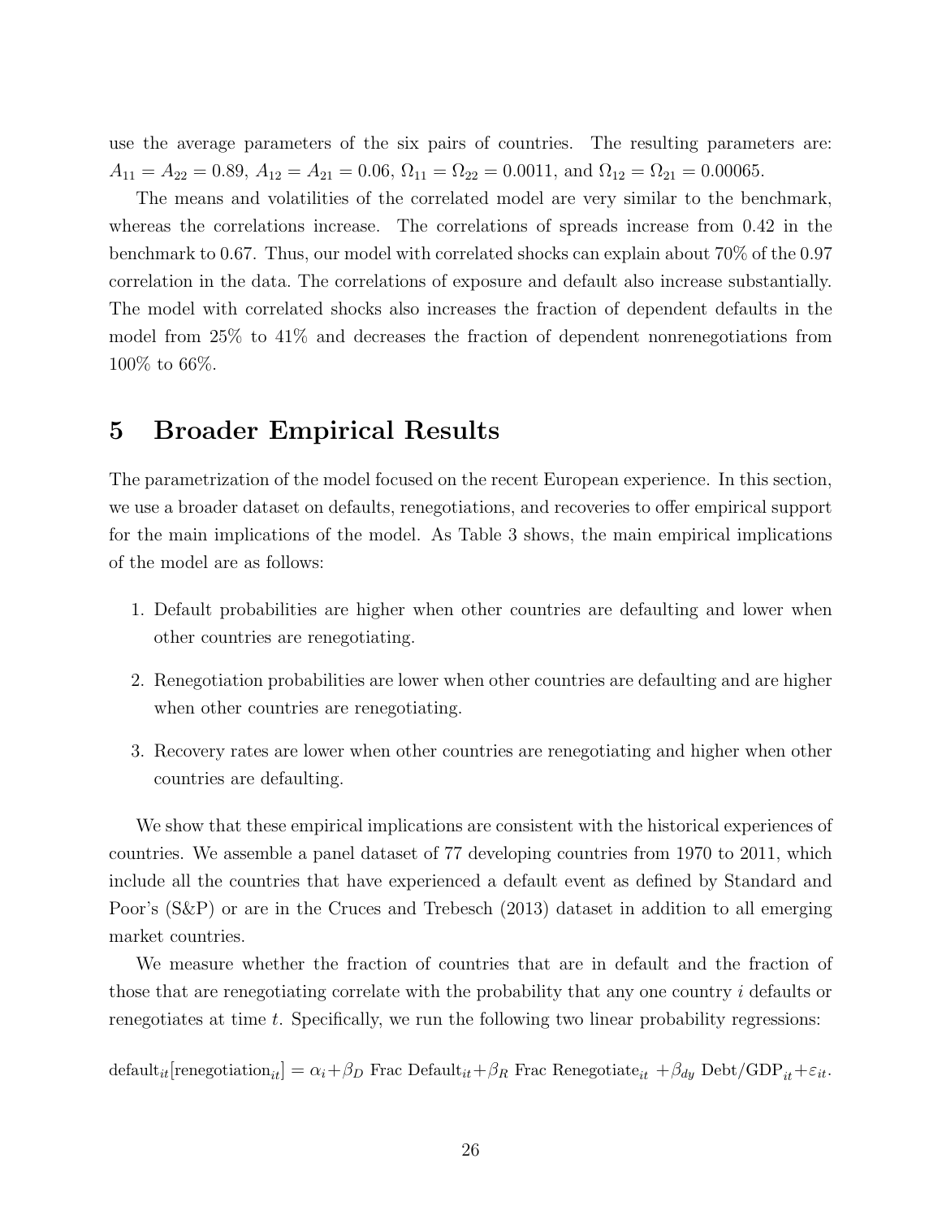use the average parameters of the six pairs of countries. The resulting parameters are: $A_{11} = A_{22} = 0.89$, $A_{12} = A_{21} = 0.06$, $\Omega_{11} = \Omega_{22} = 0.0011$, and $\Omega_{12} = \Omega_{21} = 0.00065$.

The means and volatilities of the correlated model are very similar to the benchmark, whereas the correlations increase. The correlations of spreads increase from 0.42 in the benchmark to 0.67. Thus, our model with correlated shocks can explain about 70% of the 0.97 correlation in the data. The correlations of exposure and default also increase substantially. The model with correlated shocks also increases the fraction of dependent defaults in the model from 25% to 41% and decreases the fraction of dependent nonrenegotiations from 100% to 66%.

# 5 Broader Empirical Results

The parametrization of the model focused on the recent European experience. In this section, we use a broader dataset on defaults, renegotiations, and recoveries to offer empirical support for the main implications of the model. As Table 3 shows, the main empirical implications of the model are as follows:

1. Default probabilities are higher when other countries are defaulting and lower when other countries are renegotiating.
2. Renegotiation probabilities are lower when other countries are defaulting and are higher when other countries are renegotiating.
3. Recovery rates are lower when other countries are renegotiating and higher when other countries are defaulting.

We show that these empirical implications are consistent with the historical experiences of countries. We assemble a panel dataset of 77 developing countries from 1970 to 2011, which include all the countries that have experienced a default event as defined by Standard and Poor's (S&P) or are in the Cruces and Trebesch (2013) dataset in addition to all emerging market countries.

We measure whether the fraction of countries that are in default and the fraction of those that are renegotiating correlate with the probability that any one country $i$ defaults or renegotiates at time $t$. Specifically, we run the following two linear probability regressions:

$$\text{default}_{it}[\text{renegotiation}_{it}] = \alpha_i + \beta_D \text{ Frac Default}_{it} + \beta_R \text{ Frac Renegotiate}_{it} + \beta_{dy} \text{ Debt/GDP}_{it} + \varepsilon_{it}.$$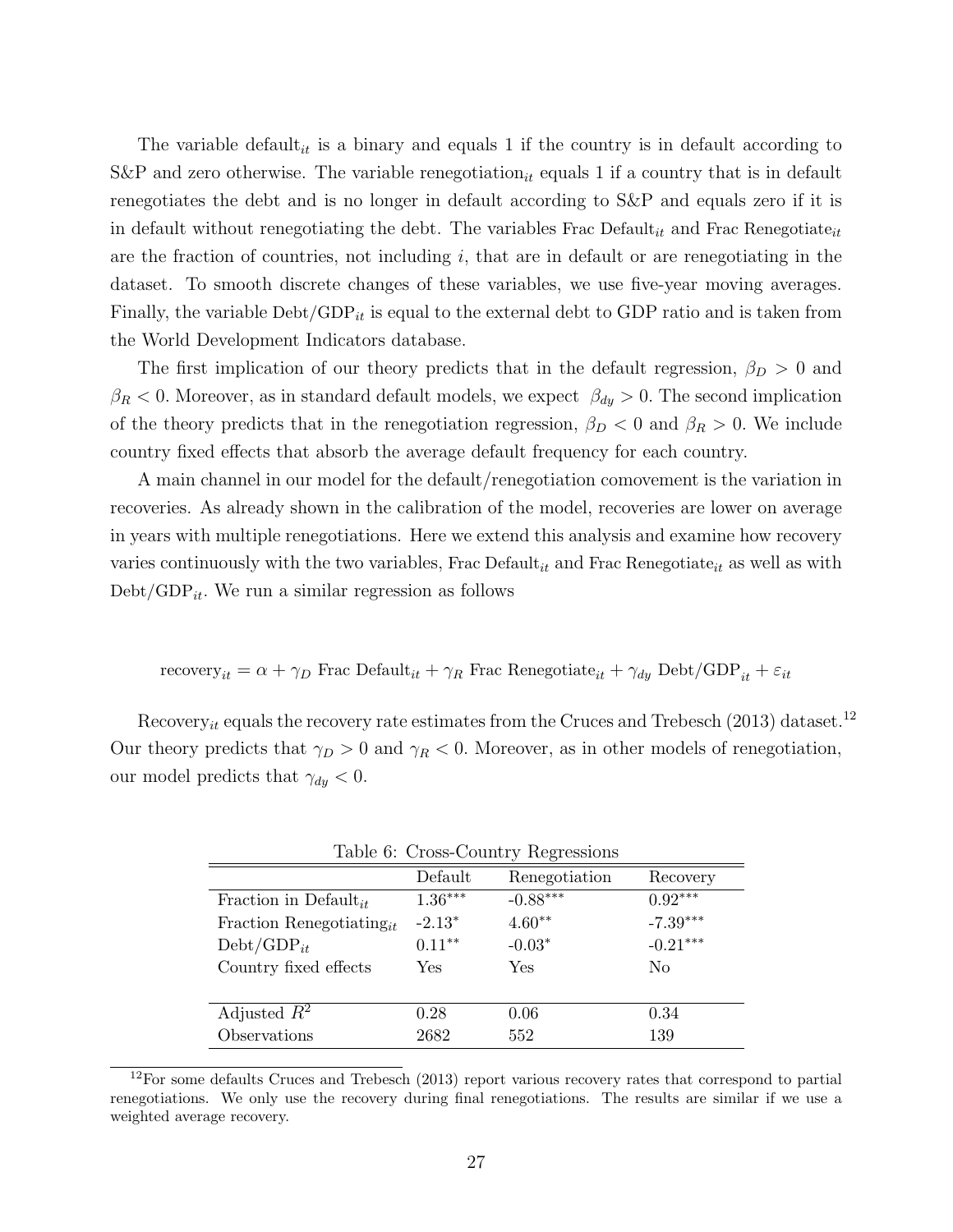The variable $\text{default}_{it}$ is a binary and equals 1 if the country is in default according to S&P and zero otherwise. The variable $\text{renegotiation}_{it}$ equals 1 if a country that is in default renegotiates the debt and is no longer in default according to S&P and equals zero if it is in default without renegotiating the debt. The variables $\text{Frac Default}_{it}$ and $\text{Frac Renegotiate}_{it}$ are the fraction of countries, not including $i$, that are in default or are renegotiating in the dataset. To smooth discrete changes of these variables, we use five-year moving averages. Finally, the variable $\text{Debt/GDP}_{it}$ is equal to the external debt to GDP ratio and is taken from the World Development Indicators database.

The first implication of our theory predicts that in the default regression, $\beta_D > 0$ and $\beta_R < 0$. Moreover, as in standard default models, we expect $\beta_{dy} > 0$. The second implication of the theory predicts that in the renegotiation regression, $\beta_D < 0$ and $\beta_R > 0$. We include country fixed effects that absorb the average default frequency for each country.

A main channel in our model for the default/renegotiation comovement is the variation in recoveries. As already shown in the calibration of the model, recoveries are lower on average in years with multiple renegotiations. Here we extend this analysis and examine how recovery varies continuously with the two variables, $\text{Frac Default}_{it}$ and $\text{Frac Renegotiate}_{it}$ as well as with $\text{Debt/GDP}_{it}$. We run a similar regression as follows

$$\text{recovery}_{it} = \alpha + \gamma_D \text{ Frac Default}_{it} + \gamma_R \text{ Frac Renegotiate}_{it} + \gamma_{dy} \text{ Debt/GDP}_{it} + \varepsilon_{it}$$

$\text{Recovery}_{it}$ equals the recovery rate estimates from the Cruces and Trebesch (2013) dataset.[12] Our theory predicts that $\gamma_D > 0$ and $\gamma_R < 0$. Moreover, as in other models of renegotiation, our model predicts that $\gamma_{dy} < 0$.

Table 6: Cross-Country Regressions

| | Default | Renegotiation | Recovery |
|---|---|---|---|
| Fraction in $\text{Default}_{it}$ | $1.36^{***}$ | $-0.88^{***}$ | $0.92^{***}$ |
| Fraction $\text{Renegotiating}_{it}$ | $-2.13^{*}$ | $4.60^{**}$ | $-7.39^{***}$ |
| $\text{Debt/GDP}_{it}$ | $0.11^{**}$ | $-0.03^{*}$ | $-0.21^{***}$ |
| Country fixed effects | Yes | Yes | No |
| | | | |
| Adjusted $R^2$ | 0.28 | 0.06 | 0.34 |
| Observations | 2682 | 552 | 139 |

[12] For some defaults Cruces and Trebesch (2013) report various recovery rates that correspond to partial renegotiations. We only use the recovery during final renegotiations. The results are similar if we use a weighted average recovery.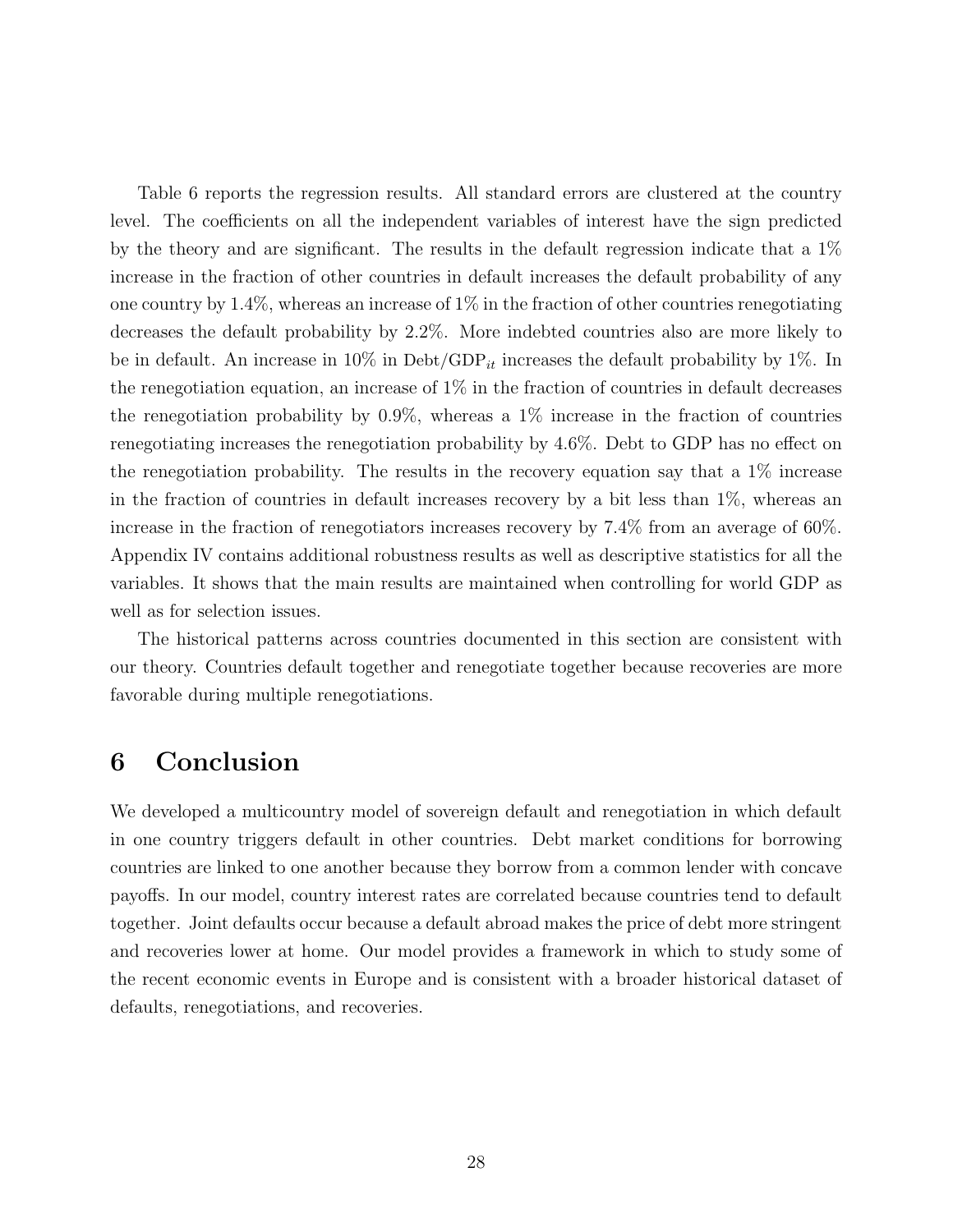Table 6 reports the regression results. All standard errors are clustered at the country level. The coefficients on all the independent variables of interest have the sign predicted by the theory and are significant. The results in the default regression indicate that a 1% increase in the fraction of other countries in default increases the default probability of any one country by 1.4%, whereas an increase of 1% in the fraction of other countries renegotiating decreases the default probability by 2.2%. More indebted countries also are more likely to be in default. An increase in 10% in $\text{Debt/GDP}_{it}$ increases the default probability by 1%. In the renegotiation equation, an increase of 1% in the fraction of countries in default decreases the renegotiation probability by 0.9%, whereas a 1% increase in the fraction of countries renegotiating increases the renegotiation probability by 4.6%. Debt to GDP has no effect on the renegotiation probability. The results in the recovery equation say that a 1% increase in the fraction of countries in default increases recovery by a bit less than 1%, whereas an increase in the fraction of renegotiators increases recovery by 7.4% from an average of 60%. Appendix IV contains additional robustness results as well as descriptive statistics for all the variables. It shows that the main results are maintained when controlling for world GDP as well as for selection issues.

The historical patterns across countries documented in this section are consistent with our theory. Countries default together and renegotiate together because recoveries are more favorable during multiple renegotiations.

# 6 Conclusion

We developed a multicountry model of sovereign default and renegotiation in which default in one country triggers default in other countries. Debt market conditions for borrowing countries are linked to one another because they borrow from a common lender with concave payoffs. In our model, country interest rates are correlated because countries tend to default together. Joint defaults occur because a default abroad makes the price of debt more stringent and recoveries lower at home. Our model provides a framework in which to study some of the recent economic events in Europe and is consistent with a broader historical dataset of defaults, renegotiations, and recoveries.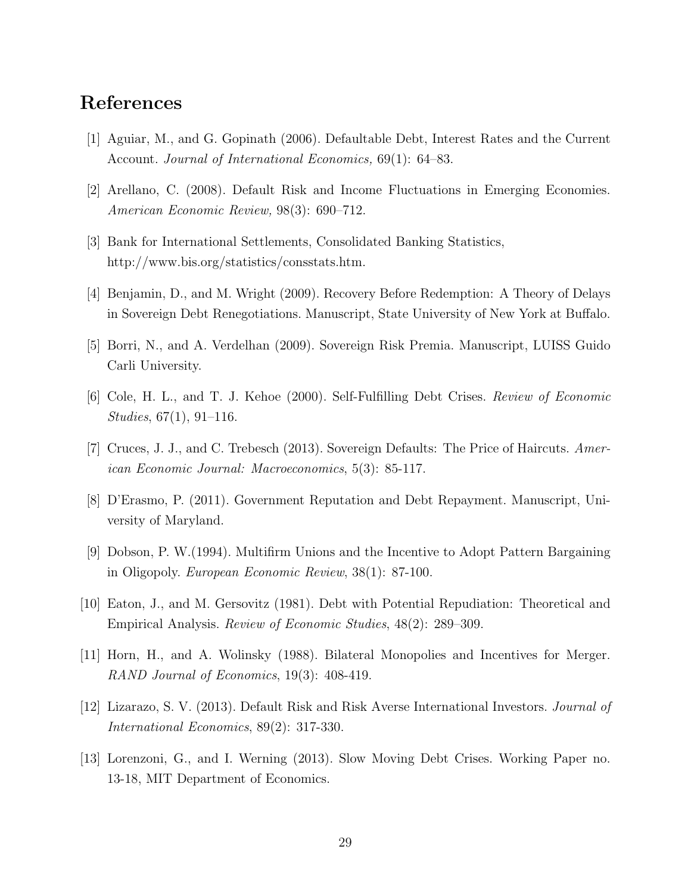## References

[1] Aguiar, M., and G. Gopinath (2006). Defaultable Debt, Interest Rates and the Current Account. *Journal of International Economics,* 69(1): 64–83.

[2] Arellano, C. (2008). Default Risk and Income Fluctuations in Emerging Economies. *American Economic Review,* 98(3): 690–712.

[3] Bank for International Settlements, Consolidated Banking Statistics, http://www.bis.org/statistics/consstats.htm.

[4] Benjamin, D., and M. Wright (2009). Recovery Before Redemption: A Theory of Delays in Sovereign Debt Renegotiations. Manuscript, State University of New York at Buffalo.

[5] Borri, N., and A. Verdelhan (2009). Sovereign Risk Premia. Manuscript, LUISS Guido Carli University.

[6] Cole, H. L., and T. J. Kehoe (2000). Self-Fulfilling Debt Crises. *Review of Economic Studies*, 67(1), 91–116.

[7] Cruces, J. J., and C. Trebesch (2013). Sovereign Defaults: The Price of Haircuts. *American Economic Journal: Macroeconomics*, 5(3): 85-117.

[8] D'Erasmo, P. (2011). Government Reputation and Debt Repayment. Manuscript, University of Maryland.

[9] Dobson, P. W.(1994). Multifirm Unions and the Incentive to Adopt Pattern Bargaining in Oligopoly. *European Economic Review*, 38(1): 87-100.

[10] Eaton, J., and M. Gersovitz (1981). Debt with Potential Repudiation: Theoretical and Empirical Analysis. *Review of Economic Studies*, 48(2): 289–309.

[11] Horn, H., and A. Wolinsky (1988). Bilateral Monopolies and Incentives for Merger. *RAND Journal of Economics*, 19(3): 408-419.

[12] Lizarazo, S. V. (2013). Default Risk and Risk Averse International Investors. *Journal of International Economics*, 89(2): 317-330.

[13] Lorenzoni, G., and I. Werning (2013). Slow Moving Debt Crises. Working Paper no. 13-18, MIT Department of Economics.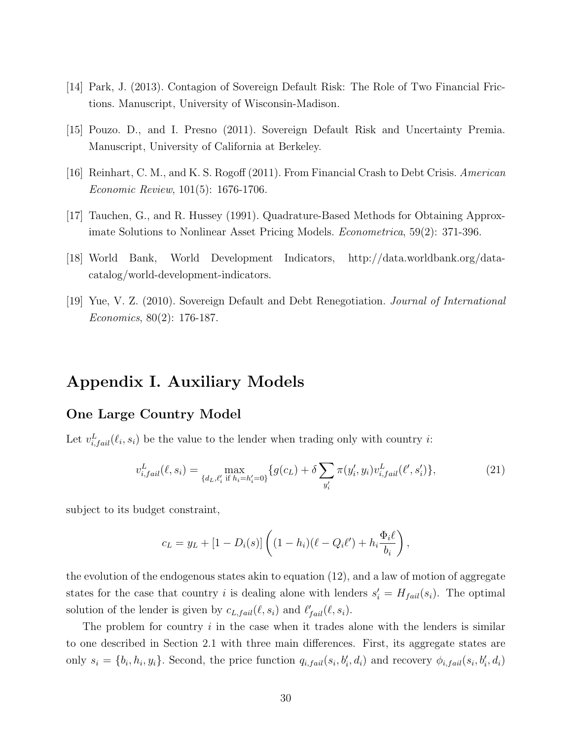[14] Park, J. (2013). Contagion of Sovereign Default Risk: The Role of Two Financial Frictions. Manuscript, University of Wisconsin-Madison.

[15] Pouzo. D., and I. Presno (2011). Sovereign Default Risk and Uncertainty Premia. Manuscript, University of California at Berkeley.

[16] Reinhart, C. M., and K. S. Rogoff (2011). From Financial Crash to Debt Crisis. *American Economic Review*, 101(5): 1676-1706.

[17] Tauchen, G., and R. Hussey (1991). Quadrature-Based Methods for Obtaining Approximate Solutions to Nonlinear Asset Pricing Models. *Econometrica*, 59(2): 371-396.

[18] World Bank, World Development Indicators, http://data.worldbank.org/data-catalog/world-development-indicators.

[19] Yue, V. Z. (2010). Sovereign Default and Debt Renegotiation. *Journal of International Economics*, 80(2): 176-187.

# Appendix I. Auxiliary Models

## One Large Country Model

Let $v^L_{i,fail}(\ell_i, s_i)$ be the value to the lender when trading only with country $i$:

$$v^L_{i,fail}(\ell, s_i) = \max_{\{d_L, \ell'_i \text{ if } h_i = h'_i = 0\}} \{g(c_L) + \delta \sum_{y'_i} \pi(y'_i, y_i) v^L_{i,fail}(\ell', s'_i)\}, \tag{21}$$

subject to its budget constraint,

$$c_L = y_L + [1 - D_i(s)] \left( (1 - h_i)(\ell - Q_i \ell') + h_i \frac{\Phi_i \ell}{b_i} \right),$$

the evolution of the endogenous states akin to equation (12), and a law of motion of aggregate states for the case that country $i$ is dealing alone with lenders $s'_i = H_{fail}(s_i)$. The optimal solution of the lender is given by $c_{L,fail}(\ell, s_i)$ and $\ell'_{fail}(\ell, s_i)$.

The problem for country $i$ in the case when it trades alone with the lenders is similar to one described in Section 2.1 with three main differences. First, its aggregate states are only $s_i = \{b_i, h_i, y_i\}$. Second, the price function $q_{i,fail}(s_i, b'_i, d_i)$ and recovery $\phi_{i,fail}(s_i, b'_i, d_i)$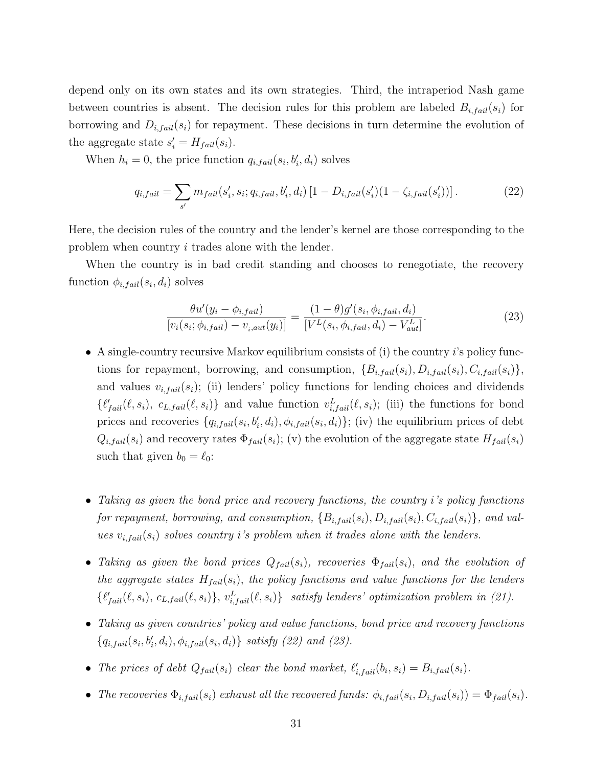depend only on its own states and its own strategies. Third, the intraperiod Nash game between countries is absent. The decision rules for this problem are labeled $B_{i,fail}(s_i)$ for borrowing and $D_{i,fail}(s_i)$ for repayment. These decisions in turn determine the evolution of the aggregate state $s_i' = H_{fail}(s_i)$.

When $h_i = 0$, the price function $q_{i,fail}(s_i, b_i', d_i)$ solves

$$q_{i,fail} = \sum_{s'} m_{fail}(s_i', s_i; q_{i,fail}, b_i', d_i) \left[1 - D_{i,fail}(s_i')(1 - \zeta_{i,fail}(s_i'))\right]. \tag{22}$$

Here, the decision rules of the country and the lender's kernel are those corresponding to the problem when country $i$ trades alone with the lender.

When the country is in bad credit standing and chooses to renegotiate, the recovery function $\phi_{i,fail}(s_i, d_i)$ solves

$$\frac{\theta u'(y_i - \phi_{i,fail})}{[v_i(s_i; \phi_{i,fail}) - v_{i,aut}(y_i)]} = \frac{(1-\theta) g'(s_i, \phi_{i,fail}, d_i)}{[V^L(s_i, \phi_{i,fail}, d_i) - V^L_{aut}]}. \tag{23}$$

- A single-country recursive Markov equilibrium consists of (i) the country $i$'s policy functions for repayment, borrowing, and consumption, $\{B_{i,fail}(s_i), D_{i,fail}(s_i), C_{i,fail}(s_i)\}$, and values $v_{i,fail}(s_i)$; (ii) lenders' policy functions for lending choices and dividends $\{\ell'_{fail}(\ell, s_i),\ c_{L,fail}(\ell, s_i)\}$ and value function $v^L_{i,fail}(\ell, s_i)$; (iii) the functions for bond prices and recoveries $\{q_{i,fail}(s_i, b_i', d_i), \phi_{i,fail}(s_i, d_i)\}$; (iv) the equilibrium prices of debt $Q_{i,fail}(s_i)$ and recovery rates $\Phi_{fail}(s_i)$; (v) the evolution of the aggregate state $H_{fail}(s_i)$ such that given $b_0 = \ell_0$:

- *Taking as given the bond price and recovery functions, the country i's policy functions for repayment, borrowing, and consumption, $\{B_{i,fail}(s_i), D_{i,fail}(s_i), C_{i,fail}(s_i)\}$, and values $v_{i,fail}(s_i)$ solves country i's problem when it trades alone with the lenders.*

- *Taking as given the bond prices $Q_{fail}(s_i)$, recoveries $\Phi_{fail}(s_i)$, and the evolution of the aggregate states $H_{fail}(s_i)$, the policy functions and value functions for the lenders $\{\ell'_{fail}(\ell, s_i),\ c_{L,fail}(\ell, s_i)\},\ v^L_{i,fail}(\ell, s_i)\}$ satisfy lenders' optimization problem in (21).*

- *Taking as given countries' policy and value functions, bond price and recovery functions $\{q_{i,fail}(s_i, b_i', d_i), \phi_{i,fail}(s_i, d_i)\}$ satisfy (22) and (23).*

- *The prices of debt $Q_{fail}(s_i)$ clear the bond market, $\ell'_{i,fail}(b_i, s_i) = B_{i,fail}(s_i)$.*

- *The recoveries $\Phi_{i,fail}(s_i)$ exhaust all the recovered funds: $\phi_{i,fail}(s_i, D_{i,fail}(s_i)) = \Phi_{fail}(s_i)$.*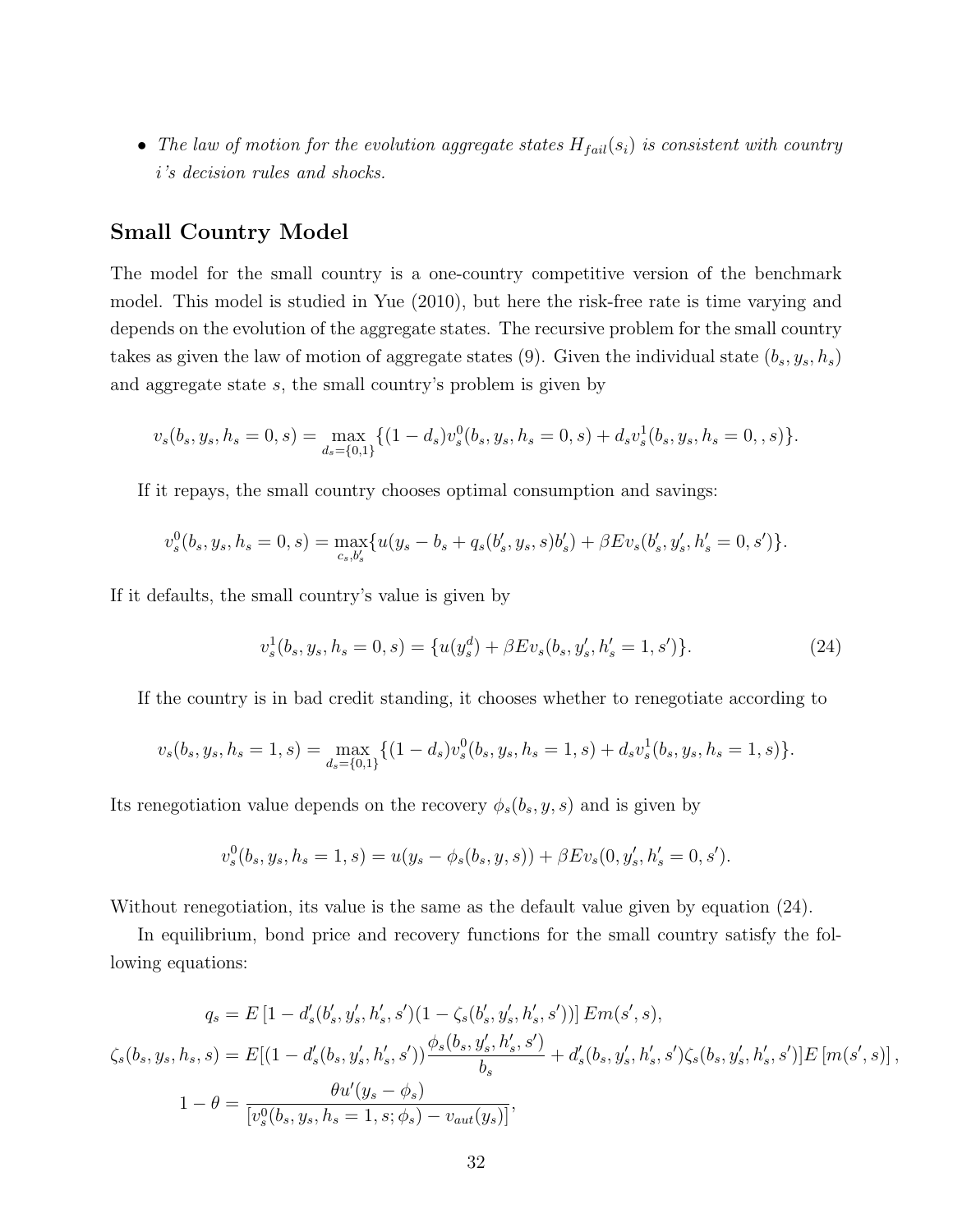- *The law of motion for the evolution aggregate states $H_{fail}(s_i)$ is consistent with country i's decision rules and shocks.*

## Small Country Model

The model for the small country is a one-country competitive version of the benchmark model. This model is studied in Yue (2010), but here the risk-free rate is time varying and depends on the evolution of the aggregate states. The recursive problem for the small country takes as given the law of motion of aggregate states (9). Given the individual state $(b_s, y_s, h_s)$ and aggregate state $s$, the small country's problem is given by

$$v_s(b_s, y_s, h_s = 0, s) = \max_{d_s=\{0,1\}} \{(1 - d_s)v_s^0(b_s, y_s, h_s = 0, s) + d_s v_s^1(b_s, y_s, h_s = 0, , s)\}.$$

If it repays, the small country chooses optimal consumption and savings:

$$v_s^0(b_s, y_s, h_s = 0, s) = \max_{c_s, b_s'} \{u(y_s - b_s + q_s(b_s', y_s, s)b_s') + \beta E v_s(b_s', y_s', h_s' = 0, s')\}.$$

If it defaults, the small country's value is given by

$$v_s^1(b_s, y_s, h_s = 0, s) = \{u(y_s^d) + \beta E v_s(b_s, y_s', h_s' = 1, s')\}. \tag{24}$$

If the country is in bad credit standing, it chooses whether to renegotiate according to

$$v_s(b_s, y_s, h_s = 1, s) = \max_{d_s=\{0,1\}} \{(1 - d_s)v_s^0(b_s, y_s, h_s = 1, s) + d_s v_s^1(b_s, y_s, h_s = 1, s)\}.$$

Its renegotiation value depends on the recovery $\phi_s(b_s, y, s)$ and is given by

$$v_s^0(b_s, y_s, h_s = 1, s) = u(y_s - \phi_s(b_s, y, s)) + \beta E v_s(0, y_s', h_s' = 0, s').$$

Without renegotiation, its value is the same as the default value given by equation (24).

In equilibrium, bond price and recovery functions for the small country satisfy the following equations:

$$\begin{aligned}
q_s &= E\left[1 - d_s'(b_s', y_s', h_s', s')(1 - \zeta_s(b_s', y_s', h_s', s'))\right] Em(s', s), \\
\zeta_s(b_s, y_s, h_s, s) &= E[(1 - d_s'(b_s, y_s', h_s', s'))\frac{\phi_s(b_s, y_s', h_s', s')}{b_s} + d_s'(b_s, y_s', h_s', s')\zeta_s(b_s, y_s', h_s', s')]E\left[m(s', s)\right], \\
1 - \theta &= \frac{\theta u'(y_s - \phi_s)}{[v_s^0(b_s, y_s, h_s = 1, s; \phi_s) - v_{aut}(y_s)]},
\end{aligned}$$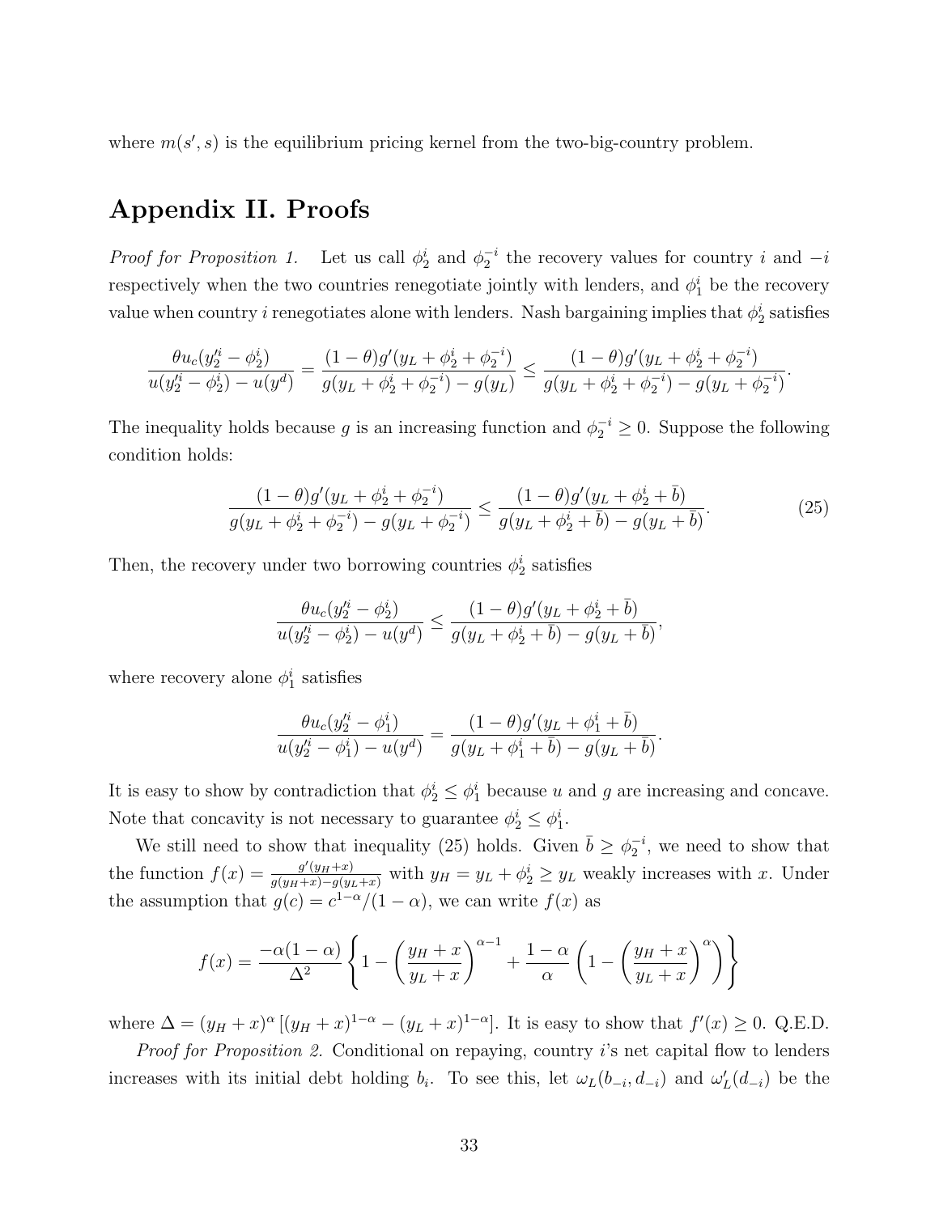where $m(s', s)$ is the equilibrium pricing kernel from the two-big-country problem.

# Appendix II. Proofs

*Proof for Proposition 1.* Let us call $\phi_2^i$ and $\phi_2^{-i}$ the recovery values for country $i$ and $-i$ respectively when the two countries renegotiate jointly with lenders, and $\phi_1^i$ be the recovery value when country $i$ renegotiates alone with lenders. Nash bargaining implies that $\phi_2^i$ satisfies

$$\frac{\theta u_c(y_2'^i - \phi_2^i)}{u(y_2'^i - \phi_2^i) - u(y^d)} = \frac{(1-\theta)g'(y_L + \phi_2^i + \phi_2^{-i})}{g(y_L + \phi_2^i + \phi_2^{-i}) - g(y_L)} \leq \frac{(1-\theta)g'(y_L + \phi_2^i + \phi_2^{-i})}{g(y_L + \phi_2^i + \phi_2^{-i}) - g(y_L + \phi_2^{-i})}.$$

The inequality holds because $g$ is an increasing function and $\phi_2^{-i} \geq 0$. Suppose the following condition holds:

$$\frac{(1-\theta)g'(y_L + \phi_2^i + \phi_2^{-i})}{g(y_L + \phi_2^i + \phi_2^{-i}) - g(y_L + \phi_2^{-i})} \leq \frac{(1-\theta)g'(y_L + \phi_2^i + \bar{b})}{g(y_L + \phi_2^i + \bar{b}) - g(y_L + \bar{b})}. \tag{25}$$

Then, the recovery under two borrowing countries $\phi_2^i$ satisfies

$$\frac{\theta u_c(y_2'^i - \phi_2^i)}{u(y_2'^i - \phi_2^i) - u(y^d)} \leq \frac{(1-\theta)g'(y_L + \phi_2^i + \bar{b})}{g(y_L + \phi_2^i + \bar{b}) - g(y_L + \bar{b})},$$

where recovery alone $\phi_1^i$ satisfies

$$\frac{\theta u_c(y_2'^i - \phi_1^i)}{u(y_2'^i - \phi_1^i) - u(y^d)} = \frac{(1-\theta)g'(y_L + \phi_1^i + \bar{b})}{g(y_L + \phi_1^i + \bar{b}) - g(y_L + \bar{b})}.$$

It is easy to show by contradiction that $\phi_2^i \leq \phi_1^i$ because $u$ and $g$ are increasing and concave. Note that concavity is not necessary to guarantee $\phi_2^i \leq \phi_1^i$.

We still need to show that inequality (25) holds. Given $\bar{b} \geq \phi_2^{-i}$, we need to show that the function $f(x) = \frac{g'(y_H + x)}{g(y_H + x) - g(y_L + x)}$ with $y_H = y_L + \phi_2^i \geq y_L$ weakly increases with $x$. Under the assumption that $g(c) = c^{1-\alpha}/(1-\alpha)$, we can write $f(x)$ as

$$f(x) = \frac{-\alpha(1-\alpha)}{\Delta^2}\left\{1 - \left(\frac{y_H + x}{y_L + x}\right)^{\alpha - 1} + \frac{1-\alpha}{\alpha}\left(1 - \left(\frac{y_H + x}{y_L + x}\right)^{\alpha}\right)\right\}$$

where $\Delta = (y_H + x)^{\alpha}\left[(y_H + x)^{1-\alpha} - (y_L + x)^{1-\alpha}\right]$. It is easy to show that $f'(x) \geq 0$. Q.E.D.

*Proof for Proposition 2.* Conditional on repaying, country $i$'s net capital flow to lenders increases with its initial debt holding $b_i$. To see this, let $\omega_L(b_{-i}, d_{-i})$ and $\omega_L'(d_{-i})$ be the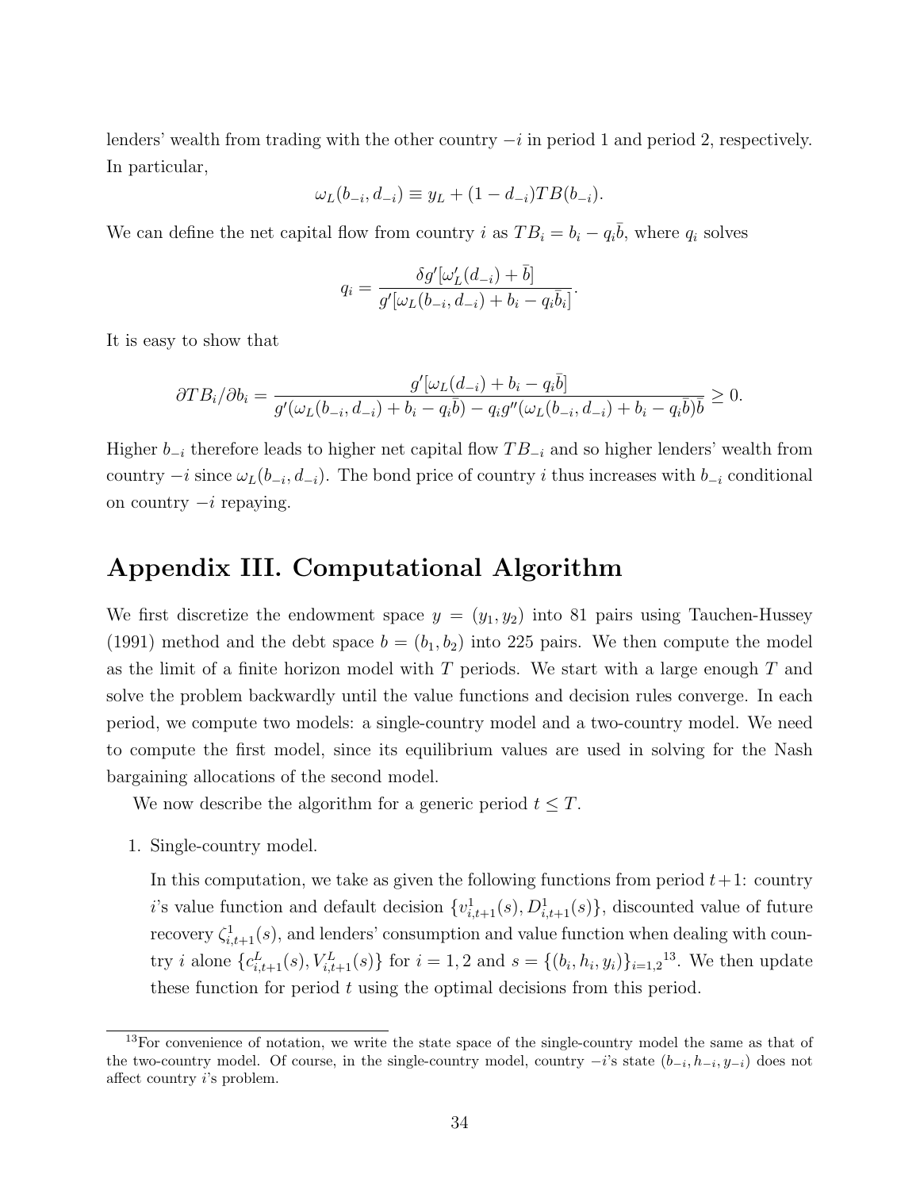lenders' wealth from trading with the other country $-i$ in period 1 and period 2, respectively. In particular,

$$\omega_L(b_{-i}, d_{-i}) \equiv y_L + (1 - d_{-i})TB(b_{-i}).$$

We can define the net capital flow from country $i$ as $TB_i = b_i - q_i\bar{b}$, where $q_i$ solves

$$q_i = \frac{\delta g'[\omega_L'(d_{-i}) + \bar{b}]}{g'[\omega_L(b_{-i}, d_{-i}) + b_i - q_i\bar{b}_i]}.$$

It is easy to show that

$$\partial TB_i/\partial b_i = \frac{g'[\omega_L(d_{-i}) + b_i - q_i\bar{b}]}{g'(\omega_L(b_{-i}, d_{-i}) + b_i - q_i\bar{b}) - q_i g''(\omega_L(b_{-i}, d_{-i}) + b_i - q_i\bar{b})\bar{b}} \geq 0.$$

Higher $b_{-i}$ therefore leads to higher net capital flow $TB_{-i}$ and so higher lenders' wealth from country $-i$ since $\omega_L(b_{-i}, d_{-i})$. The bond price of country $i$ thus increases with $b_{-i}$ conditional on country $-i$ repaying.

# Appendix III. Computational Algorithm

We first discretize the endowment space $y = (y_1, y_2)$ into 81 pairs using Tauchen-Hussey (1991) method and the debt space $b = (b_1, b_2)$ into 225 pairs. We then compute the model as the limit of a finite horizon model with $T$ periods. We start with a large enough $T$ and solve the problem backwardly until the value functions and decision rules converge. In each period, we compute two models: a single-country model and a two-country model. We need to compute the first model, since its equilibrium values are used in solving for the Nash bargaining allocations of the second model.

We now describe the algorithm for a generic period $t \leq T$.

1. Single-country model.

   In this computation, we take as given the following functions from period $t+1$: country $i$'s value function and default decision $\{v^1_{i,t+1}(s), D^1_{i,t+1}(s)\}$, discounted value of future recovery $\zeta^1_{i,t+1}(s)$, and lenders' consumption and value function when dealing with country $i$ alone $\{c^L_{i,t+1}(s), V^L_{i,t+1}(s)\}$ for $i = 1, 2$ and $s = \{(b_i, h_i, y_i)\}_{i=1,2}$[13]. We then update these function for period $t$ using the optimal decisions from this period.

[13]For convenience of notation, we write the state space of the single-country model the same as that of the two-country model. Of course, in the single-country model, country $-i$'s state $(b_{-i}, h_{-i}, y_{-i})$ does not affect country $i$'s problem.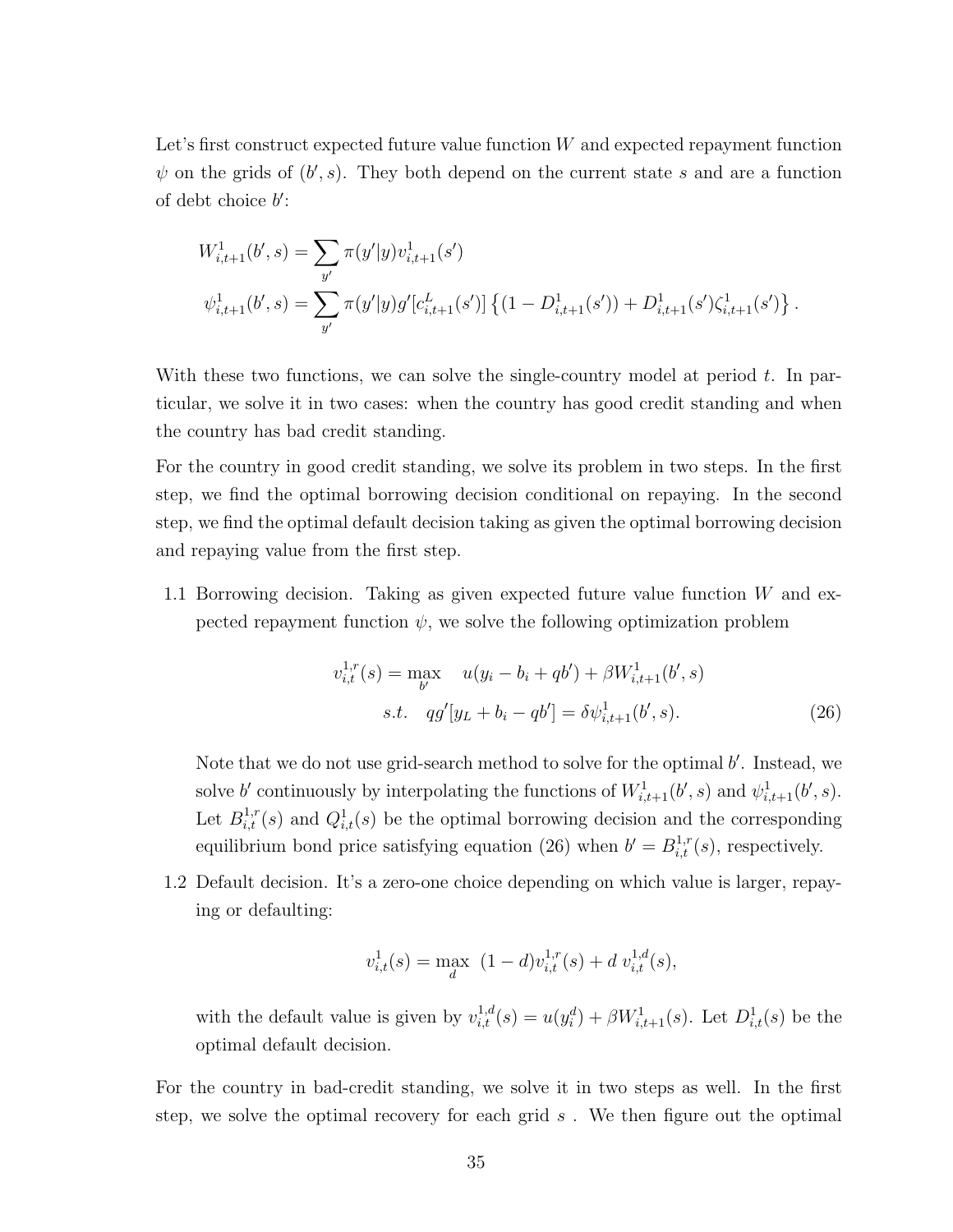Let's first construct expected future value function $W$ and expected repayment function $\psi$ on the grids of $(b', s)$. They both depend on the current state $s$ and are a function of debt choice $b'$:

$$
\begin{aligned}
W^1_{i,t+1}(b', s) &= \sum_{y'} \pi(y'|y) v^1_{i,t+1}(s') \\
\psi^1_{i,t+1}(b', s) &= \sum_{y'} \pi(y'|y) g'[c^L_{i,t+1}(s')] \left\{ (1 - D^1_{i,t+1}(s')) + D^1_{i,t+1}(s') \zeta^1_{i,t+1}(s') \right\}.
\end{aligned}
$$

With these two functions, we can solve the single-country model at period $t$. In particular, we solve it in two cases: when the country has good credit standing and when the country has bad credit standing.

For the country in good credit standing, we solve its problem in two steps. In the first step, we find the optimal borrowing decision conditional on repaying. In the second step, we find the optimal default decision taking as given the optimal borrowing decision and repaying value from the first step.

1.1 Borrowing decision. Taking as given expected future value function $W$ and expected repayment function $\psi$, we solve the following optimization problem

$$
\begin{aligned}
v^{1,r}_{i,t}(s) = \max_{b'} \quad & u(y_i - b_i + qb') + \beta W^1_{i,t+1}(b', s) \\
s.t. \quad & qg'[y_L + b_i - qb'] = \delta \psi^1_{i,t+1}(b', s).
\end{aligned} \tag{26}
$$

Note that we do not use grid-search method to solve for the optimal $b'$. Instead, we solve $b'$ continuously by interpolating the functions of $W^1_{i,t+1}(b', s)$ and $\psi^1_{i,t+1}(b', s)$. Let $B^{1,r}_{i,t}(s)$ and $Q^1_{i,t}(s)$ be the optimal borrowing decision and the corresponding equilibrium bond price satisfying equation (26) when $b' = B^{1,r}_{i,t}(s)$, respectively.

1.2 Default decision. It's a zero-one choice depending on which value is larger, repaying or defaulting:

$$
v^1_{i,t}(s) = \max_{d} \; (1 - d) v^{1,r}_{i,t}(s) + d \, v^{1,d}_{i,t}(s),
$$

with the default value is given by $v^{1,d}_{i,t}(s) = u(y^d_i) + \beta W^1_{i,t+1}(s)$. Let $D^1_{i,t}(s)$ be the optimal default decision.

For the country in bad-credit standing, we solve it in two steps as well. In the first step, we solve the optimal recovery for each grid $s$ . We then figure out the optimal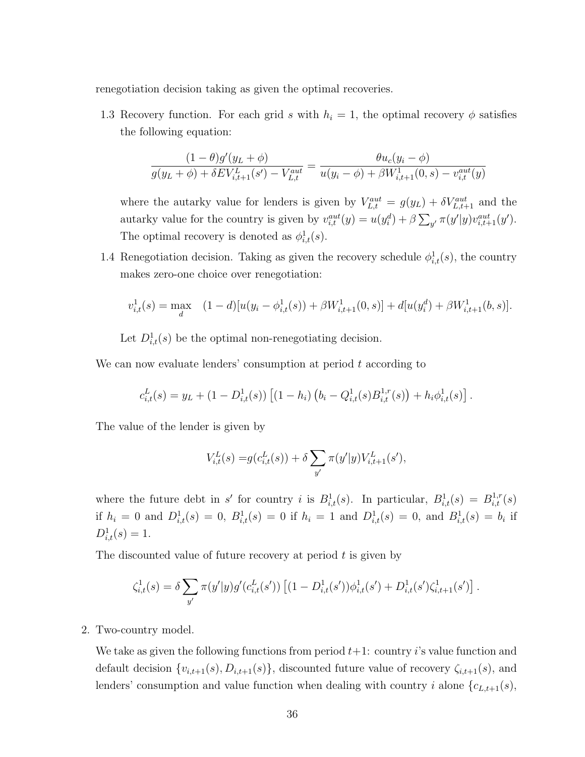renegotiation decision taking as given the optimal recoveries.

1.3 Recovery function. For each grid $s$ with $h_i = 1$, the optimal recovery $\phi$ satisfies the following equation:

$$\frac{(1-\theta)g'(y_L+\phi)}{g(y_L+\phi)+\delta EV^L_{i,t+1}(s')-V^{aut}_{L,t}} = \frac{\theta u_c(y_i-\phi)}{u(y_i-\phi)+\beta W^1_{i,t+1}(0,s)-v^{aut}_{i,t}(y)}$$

where the autarky value for lenders is given by $V^{aut}_{L,t} = g(y_L) + \delta V^{aut}_{L,t+1}$ and the autarky value for the country is given by $v^{aut}_{i,t}(y) = u(y^d_i) + \beta \sum_{y'} \pi(y'|y) v^{aut}_{i,t+1}(y')$. The optimal recovery is denoted as $\phi^1_{i,t}(s)$.

1.4 Renegotiation decision. Taking as given the recovery schedule $\phi^1_{i,t}(s)$, the country makes zero-one choice over renegotiation:

$$v^1_{i,t}(s) = \max_d \quad (1-d)[u(y_i - \phi^1_{i,t}(s)) + \beta W^1_{i,t+1}(0,s)] + d[u(y^d_i) + \beta W^1_{i,t+1}(b,s)].$$

Let $D^1_{i,t}(s)$ be the optimal non-renegotiating decision.

We can now evaluate lenders' consumption at period $t$ according to

$$c^L_{i,t}(s) = y_L + (1 - D^1_{i,t}(s)) \left[(1-h_i)\left(b_i - Q^1_{i,t}(s)B^{1,r}_{i,t}(s)\right) + h_i \phi^1_{i,t}(s)\right].$$

The value of the lender is given by

$$V^L_{i,t}(s) = g(c^L_{i,t}(s)) + \delta \sum_{y'} \pi(y'|y) V^L_{i,t+1}(s'),$$

where the future debt in $s'$ for country $i$ is $B^1_{i,t}(s)$. In particular, $B^1_{i,t}(s) = B^{1,r}_{i,t}(s)$ if $h_i = 0$ and $D^1_{i,t}(s) = 0$, $B^1_{i,t}(s) = 0$ if $h_i = 1$ and $D^1_{i,t}(s) = 0$, and $B^1_{i,t}(s) = b_i$ if $D^1_{i,t}(s) = 1$.

The discounted value of future recovery at period $t$ is given by

$$\zeta^1_{i,t}(s) = \delta \sum_{y'} \pi(y'|y) g'(c^L_{i,t}(s')) \left[(1 - D^1_{i,t}(s'))\phi^1_{i,t}(s') + D^1_{i,t}(s')\zeta^1_{i,t+1}(s')\right].$$

2. Two-country model.

We take as given the following functions from period $t+1$: country $i$'s value function and default decision $\{v_{i,t+1}(s), D_{i,t+1}(s)\}$, discounted future value of recovery $\zeta_{i,t+1}(s)$, and lenders' consumption and value function when dealing with country $i$ alone $\{c_{L,t+1}(s),$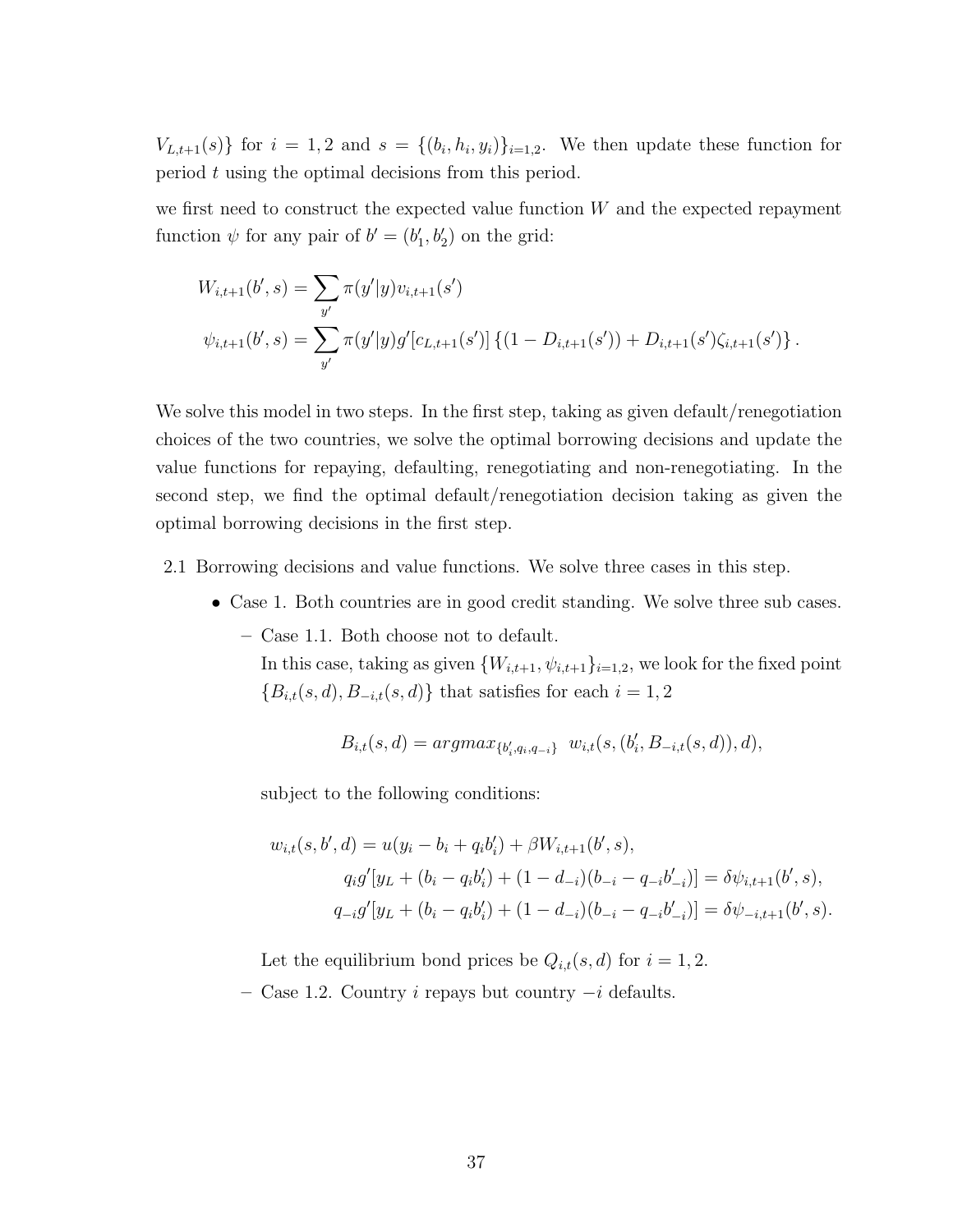$V_{L,t+1}(s)\}$ for $i = 1, 2$ and $s = \{(b_i, h_i, y_i)\}_{i=1,2}$. We then update these function for period $t$ using the optimal decisions from this period.

we first need to construct the expected value function $W$ and the expected repayment function $\psi$ for any pair of $b' = (b'_1, b'_2)$ on the grid:

$$W_{i,t+1}(b', s) = \sum_{y'} \pi(y'|y) v_{i,t+1}(s')$$

$$\psi_{i,t+1}(b', s) = \sum_{y'} \pi(y'|y) g'[c_{L,t+1}(s')] \{(1 - D_{i,t+1}(s')) + D_{i,t+1}(s')\zeta_{i,t+1}(s')\}.$$

We solve this model in two steps. In the first step, taking as given default/renegotiation choices of the two countries, we solve the optimal borrowing decisions and update the value functions for repaying, defaulting, renegotiating and non-renegotiating. In the second step, we find the optimal default/renegotiation decision taking as given the optimal borrowing decisions in the first step.

2.1 Borrowing decisions and value functions. We solve three cases in this step.

- Case 1. Both countries are in good credit standing. We solve three sub cases.
  - Case 1.1. Both choose not to default.
    In this case, taking as given $\{W_{i,t+1}, \psi_{i,t+1}\}_{i=1,2}$, we look for the fixed point $\{B_{i,t}(s, d), B_{-i,t}(s, d)\}$ that satisfies for each $i = 1, 2$

    $$B_{i,t}(s, d) = argmax_{\{b'_i, q_i, q_{-i}\}} \;\; w_{i,t}(s, (b'_i, B_{-i,t}(s, d)), d),$$

    subject to the following conditions:

    $$w_{i,t}(s, b', d) = u(y_i - b_i + q_i b'_i) + \beta W_{i,t+1}(b', s),$$

    $$q_i g'[y_L + (b_i - q_i b'_i) + (1 - d_{-i})(b_{-i} - q_{-i} b'_{-i})] = \delta\psi_{i,t+1}(b', s),$$

    $$q_{-i} g'[y_L + (b_i - q_i b'_i) + (1 - d_{-i})(b_{-i} - q_{-i} b'_{-i})] = \delta\psi_{-i,t+1}(b', s).$$

    Let the equilibrium bond prices be $Q_{i,t}(s, d)$ for $i = 1, 2$.
  - Case 1.2. Country $i$ repays but country $-i$ defaults.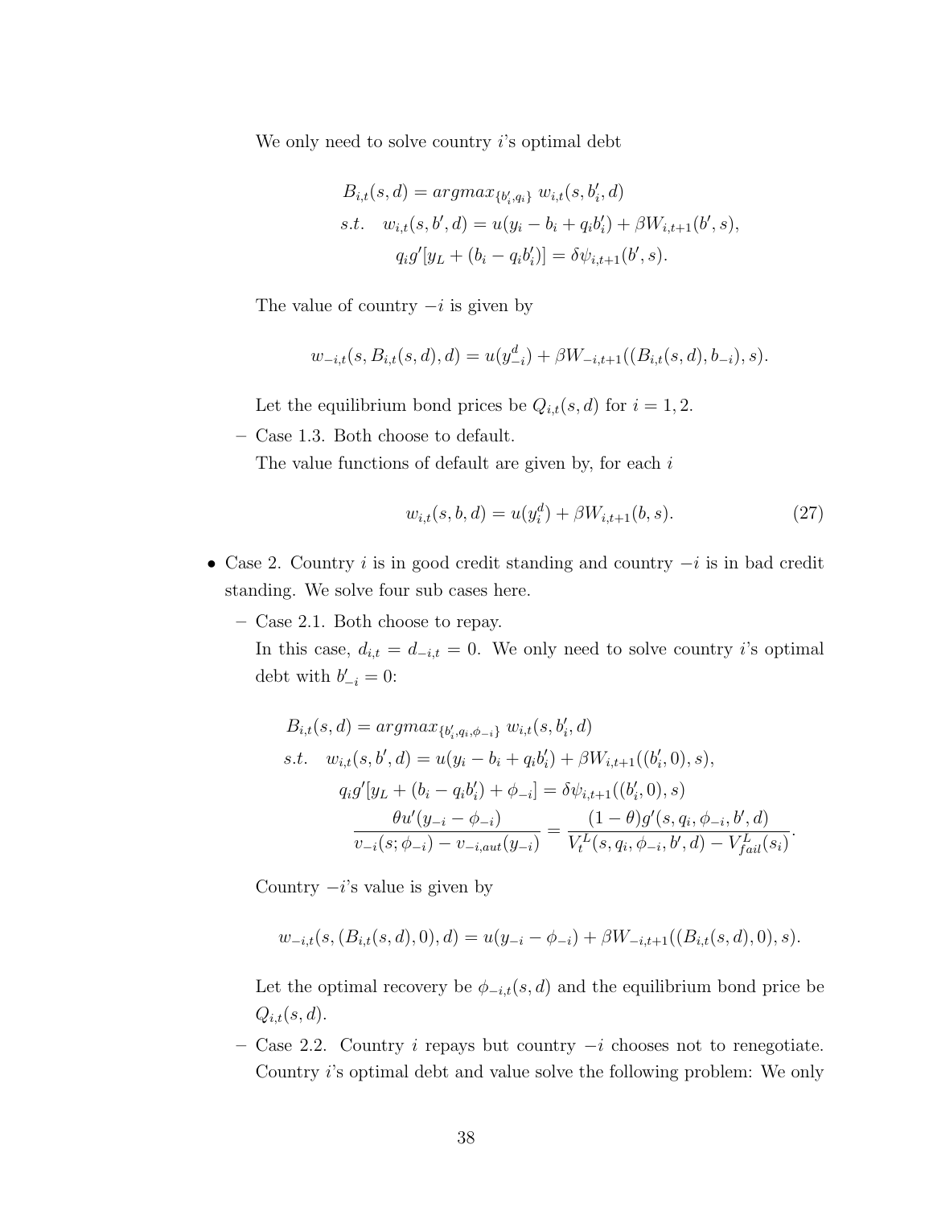We only need to solve country $i$'s optimal debt

$$
\begin{aligned}
B_{i,t}(s,d) &= argmax_{\{b_i',q_i\}}\ w_{i,t}(s,b_i',d)\\
s.t.\quad w_{i,t}(s,b',d) &= u(y_i - b_i + q_i b_i') + \beta W_{i,t+1}(b',s),\\
q_i g'[y_L + (b_i - q_i b_i')] &= \delta \psi_{i,t+1}(b',s).
\end{aligned}
$$

The value of country $-i$ is given by

$$
w_{-i,t}(s, B_{i,t}(s,d), d) = u(y_{-i}^d) + \beta W_{-i,t+1}((B_{i,t}(s,d), b_{-i}), s).
$$

Let the equilibrium bond prices be $Q_{i,t}(s,d)$ for $i = 1,2$.

– Case 1.3. Both choose to default.

The value functions of default are given by, for each $i$

$$
w_{i,t}(s,b,d) = u(y_i^d) + \beta W_{i,t+1}(b,s). \tag{27}
$$

- Case 2. Country $i$ is in good credit standing and country $-i$ is in bad credit standing. We solve four sub cases here.
  - Case 2.1. Both choose to repay.

    In this case, $d_{i,t} = d_{-i,t} = 0$. We only need to solve country $i$'s optimal debt with $b_{-i}' = 0$:

$$
\begin{aligned}
B_{i,t}(s,d) &= argmax_{\{b_i',q_i,\phi_{-i}\}}\ w_{i,t}(s,b_i',d)\\
s.t.\quad w_{i,t}(s,b',d) &= u(y_i - b_i + q_i b_i') + \beta W_{i,t+1}((b_i',0),s),\\
q_i g'[y_L + (b_i - q_i b_i') + \phi_{-i}] &= \delta \psi_{i,t+1}((b_i',0),s)\\
\frac{\theta u'(y_{-i} - \phi_{-i})}{v_{-i}(s;\phi_{-i}) - v_{-i,aut}(y_{-i})} &= \frac{(1-\theta) g'(s,q_i,\phi_{-i},b',d)}{V_t^L(s,q_i,\phi_{-i},b',d) - V_{fail}^L(s_i)}.
\end{aligned}
$$

    Country $-i$'s value is given by

$$
w_{-i,t}(s,(B_{i,t}(s,d),0),d) = u(y_{-i} - \phi_{-i}) + \beta W_{-i,t+1}((B_{i,t}(s,d),0),s).
$$

    Let the optimal recovery be $\phi_{-i,t}(s,d)$ and the equilibrium bond price be $Q_{i,t}(s,d)$.

  - Case 2.2. Country $i$ repays but country $-i$ chooses not to renegotiate. Country $i$'s optimal debt and value solve the following problem: We only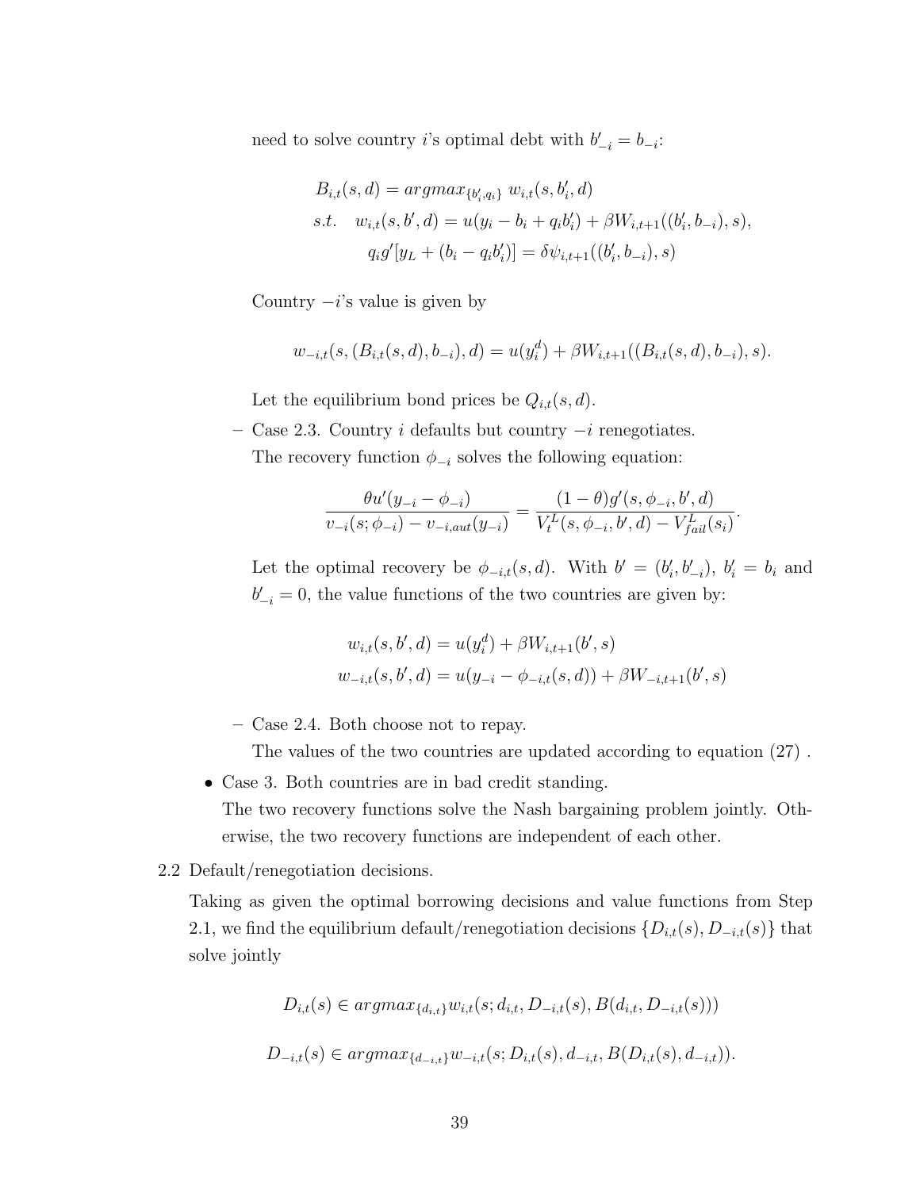need to solve country $i$'s optimal debt with $b'_{-i} = b_{-i}$:

$$
\begin{aligned}
B_{i,t}(s,d) &= argmax_{\{b'_i, q_i\}} \; w_{i,t}(s, b'_i, d) \\
s.t. \quad w_{i,t}(s,b',d) &= u(y_i - b_i + q_i b'_i) + \beta W_{i,t+1}((b'_i, b_{-i}), s), \\
q_i g'[y_L + (b_i - q_i b'_i)] &= \delta \psi_{i,t+1}((b'_i, b_{-i}), s)
\end{aligned}
$$

Country $-i$'s value is given by

$$
w_{-i,t}(s, (B_{i,t}(s,d), b_{-i}), d) = u(y_i^d) + \beta W_{i,t+1}((B_{i,t}(s,d), b_{-i}), s).
$$

Let the equilibrium bond prices be $Q_{i,t}(s,d)$.

- Case 2.3. Country $i$ defaults but country $-i$ renegotiates.

  The recovery function $\phi_{-i}$ solves the following equation:

$$
\frac{\theta u'(y_{-i} - \phi_{-i})}{v_{-i}(s;\phi_{-i}) - v_{-i,aut}(y_{-i})} = \frac{(1-\theta) g'(s, \phi_{-i}, b', d)}{V_t^L(s, \phi_{-i}, b', d) - V_{fail}^L(s_i)}.
$$

  Let the optimal recovery be $\phi_{-i,t}(s,d)$. With $b' = (b'_i, b'_{-i})$, $b'_i = b_i$ and $b'_{-i} = 0$, the value functions of the two countries are given by:

$$
\begin{aligned}
w_{i,t}(s,b',d) &= u(y_i^d) + \beta W_{i,t+1}(b', s) \\
w_{-i,t}(s,b',d) &= u(y_{-i} - \phi_{-i,t}(s,d)) + \beta W_{-i,t+1}(b', s)
\end{aligned}
$$

- Case 2.4. Both choose not to repay.

  The values of the two countries are updated according to equation (27) .

- Case 3. Both countries are in bad credit standing.

  The two recovery functions solve the Nash bargaining problem jointly. Otherwise, the two recovery functions are independent of each other.

2.2 Default/renegotiation decisions.

Taking as given the optimal borrowing decisions and value functions from Step 2.1, we find the equilibrium default/renegotiation decisions $\{D_{i,t}(s), D_{-i,t}(s)\}$ that solve jointly

$$
D_{i,t}(s) \in argmax_{\{d_{i,t}\}} w_{i,t}(s; d_{i,t}, D_{-i,t}(s), B(d_{i,t}, D_{-i,t}(s)))
$$

$$
D_{-i,t}(s) \in argmax_{\{d_{-i,t}\}} w_{-i,t}(s; D_{i,t}(s), d_{-i,t}, B(D_{i,t}(s), d_{-i,t})).
$$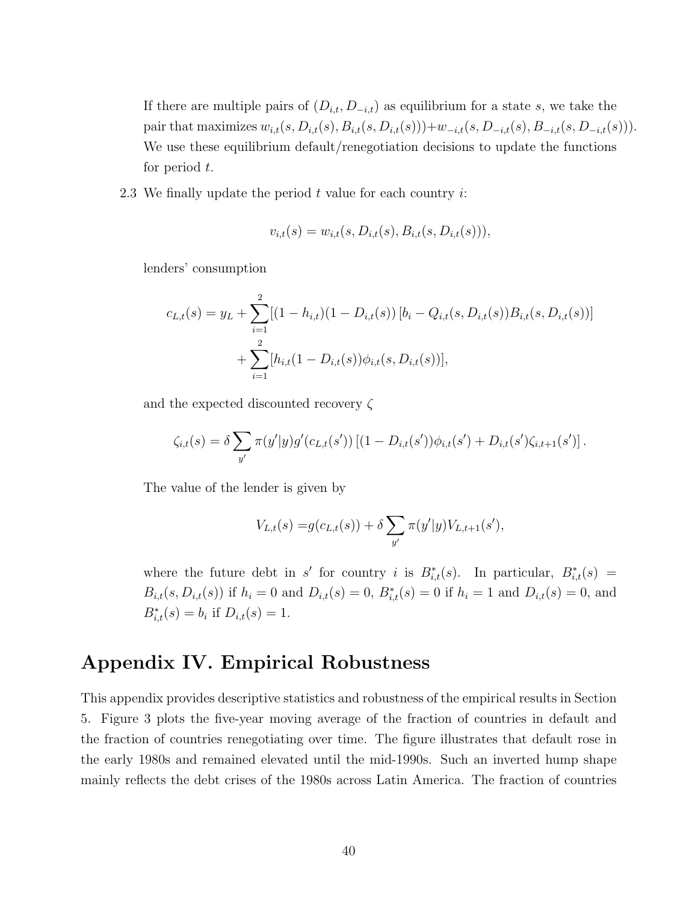If there are multiple pairs of $(D_{i,t}, D_{-i,t})$ as equilibrium for a state $s$, we take the pair that maximizes $w_{i,t}(s, D_{i,t}(s), B_{i,t}(s, D_{i,t}(s)))+w_{-i,t}(s, D_{-i,t}(s), B_{-i,t}(s, D_{-i,t}(s)))$. We use these equilibrium default/renegotiation decisions to update the functions for period $t$.

2.3 We finally update the period $t$ value for each country $i$:

$$v_{i,t}(s) = w_{i,t}(s, D_{i,t}(s), B_{i,t}(s, D_{i,t}(s))),$$

lenders' consumption

$$c_{L,t}(s) = y_L + \sum_{i=1}^{2}[(1-h_{i,t})(1-D_{i,t}(s))\left[b_i - Q_{i,t}(s, D_{i,t}(s))B_{i,t}(s, D_{i,t}(s))\right] + \sum_{i=1}^{2}[h_{i,t}(1-D_{i,t}(s))\phi_{i,t}(s, D_{i,t}(s))],$$

and the expected discounted recovery $\zeta$

$$\zeta_{i,t}(s) = \delta \sum_{y'} \pi(y'|y) g'(c_{L,t}(s'))\left[(1-D_{i,t}(s'))\phi_{i,t}(s') + D_{i,t}(s')\zeta_{i,t+1}(s')\right].$$

The value of the lender is given by

$$V_{L,t}(s) = g(c_{L,t}(s)) + \delta \sum_{y'} \pi(y'|y) V_{L,t+1}(s'),$$

where the future debt in $s'$ for country $i$ is $B^*_{i,t}(s)$. In particular, $B^*_{i,t}(s) = B_{i,t}(s, D_{i,t}(s))$ if $h_i = 0$ and $D_{i,t}(s) = 0$, $B^*_{i,t}(s) = 0$ if $h_i = 1$ and $D_{i,t}(s) = 0$, and $B^*_{i,t}(s) = b_i$ if $D_{i,t}(s) = 1$.

# Appendix IV. Empirical Robustness

This appendix provides descriptive statistics and robustness of the empirical results in Section 5. Figure 3 plots the five-year moving average of the fraction of countries in default and the fraction of countries renegotiating over time. The figure illustrates that default rose in the early 1980s and remained elevated until the mid-1990s. Such an inverted hump shape mainly reflects the debt crises of the 1980s across Latin America. The fraction of countries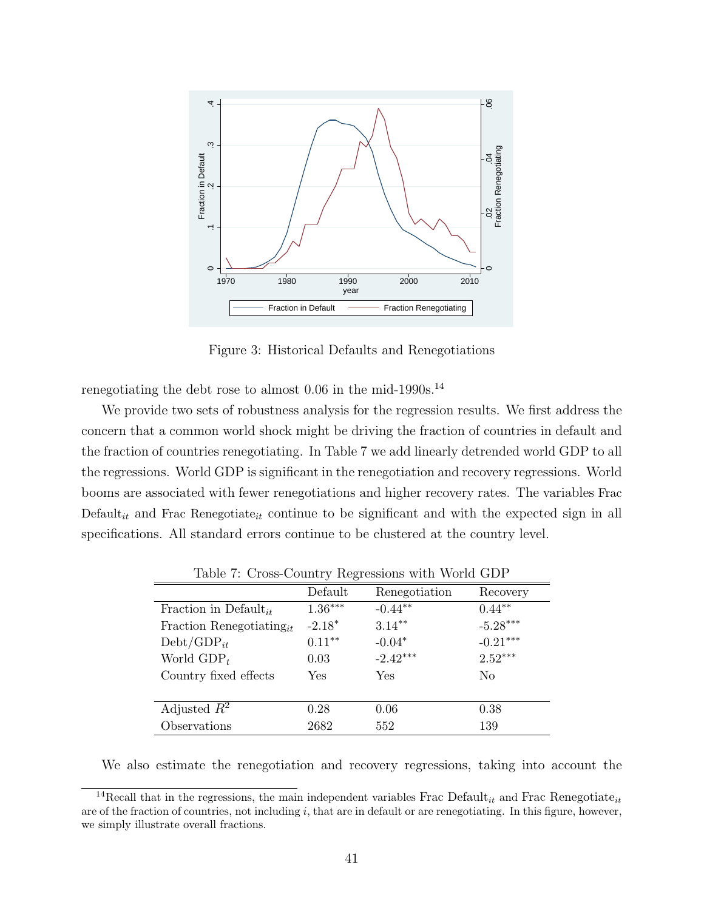Figure 3: Historical Defaults and Renegotiations

renegotiating the debt rose to almost 0.06 in the mid-1990s.[14]

We provide two sets of robustness analysis for the regression results. We first address the concern that a common world shock might be driving the fraction of countries in default and the fraction of countries renegotiating. In Table 7 we add linearly detrended world GDP to all the regressions. World GDP is significant in the renegotiation and recovery regressions. World booms are associated with fewer renegotiations and higher recovery rates. The variables Frac Default$_{it}$ and Frac Renegotiate$_{it}$ continue to be significant and with the expected sign in all specifications. All standard errors continue to be clustered at the country level.

Table 7: Cross-Country Regressions with World GDP

| | Default | Renegotiation | Recovery |
|---|---|---|---|
| Fraction in Default$_{it}$ | 1.36$^{***}$ | -0.44$^{**}$ | 0.44$^{**}$ |
| Fraction Renegotiating$_{it}$ | -2.18$^{*}$ | 3.14$^{**}$ | -5.28$^{***}$ |
| Debt/GDP$_{it}$ | 0.11$^{**}$ | -0.04$^{*}$ | -0.21$^{***}$ |
| World GDP$_t$ | 0.03 | -2.42$^{***}$ | 2.52$^{***}$ |
| Country fixed effects | Yes | Yes | No |
| Adjusted $R^2$ | 0.28 | 0.06 | 0.38 |
| Observations | 2682 | 552 | 139 |

We also estimate the renegotiation and recovery regressions, taking into account the

[14] Recall that in the regressions, the main independent variables Frac Default$_{it}$ and Frac Renegotiate$_{it}$ are of the fraction of countries, not including $i$, that are in default or are renegotiating. In this figure, however, we simply illustrate overall fractions.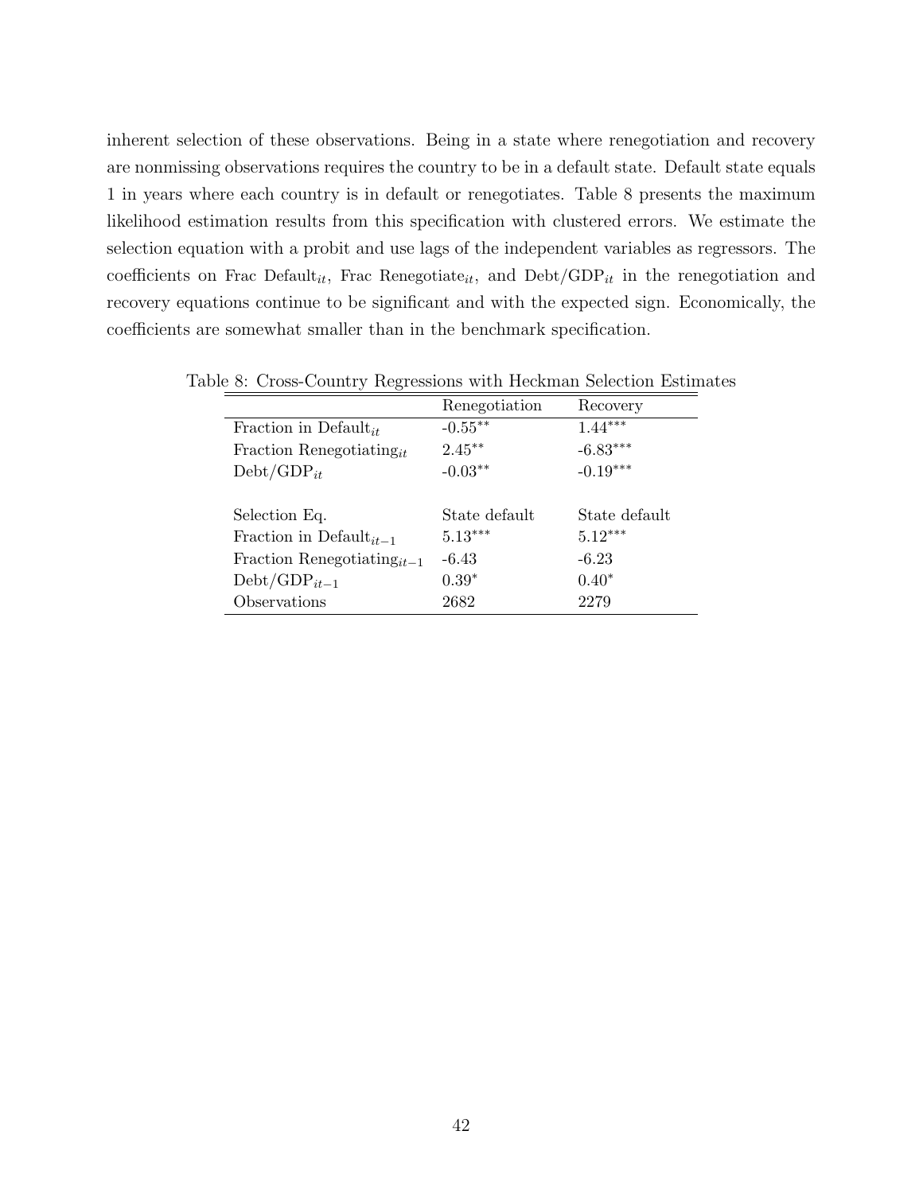inherent selection of these observations. Being in a state where renegotiation and recovery are nonmissing observations requires the country to be in a default state. Default state equals 1 in years where each country is in default or renegotiates. Table 8 presents the maximum likelihood estimation results from this specification with clustered errors. We estimate the selection equation with a probit and use lags of the independent variables as regressors. The coefficients on Frac $\text{Default}_{it}$, Frac $\text{Renegotiate}_{it}$, and $\text{Debt/GDP}_{it}$ in the renegotiation and recovery equations continue to be significant and with the expected sign. Economically, the coefficients are somewhat smaller than in the benchmark specification.

Table 8: Cross-Country Regressions with Heckman Selection Estimates

| | Renegotiation | Recovery |
|---|---|---|
| Fraction in $\text{Default}_{it}$ | $-0.55^{**}$ | $1.44^{***}$ |
| Fraction $\text{Renegotiating}_{it}$ | $2.45^{**}$ | $-6.83^{***}$ |
| $\text{Debt/GDP}_{it}$ | $-0.03^{**}$ | $-0.19^{***}$ |
| | | |
| Selection Eq. | State default | State default |
| Fraction in $\text{Default}_{it-1}$ | $5.13^{***}$ | $5.12^{***}$ |
| Fraction $\text{Renegotiating}_{it-1}$ | -6.43 | -6.23 |
| $\text{Debt/GDP}_{it-1}$ | $0.39^{*}$ | $0.40^{*}$ |
| Observations | 2682 | 2279 |